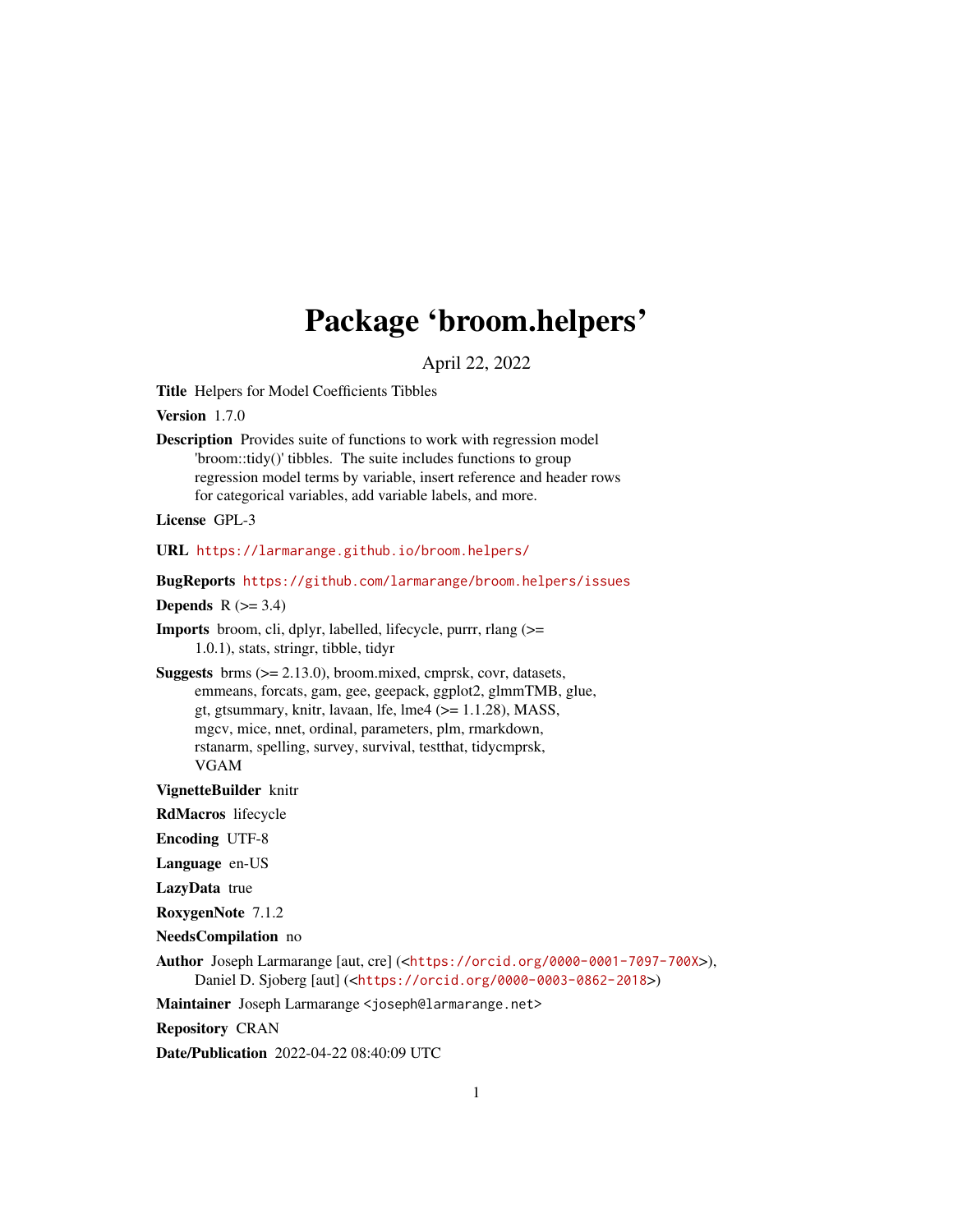# Package 'broom.helpers'

April 22, 2022

**Title** Helpers for Model Coefficients Tibbles

**Version** 1.7.0

**Description** Provides suite of functions to work with regression model 'broom::tidy()' tibbles. The suite includes functions to group regression model terms by variable, insert reference and header rows for categorical variables, add variable labels, and more.

**License** GPL-3

**URL** https://larmarange.github.io/broom.helpers/

**BugReports** https://github.com/larmarange/broom.helpers/issues

**Depends** R (>= 3.4)

**Imports** broom, cli, dplyr, labelled, lifecycle, purrr, rlang (>= 1.0.1), stats, stringr, tibble, tidyr

**Suggests** brms (>= 2.13.0), broom.mixed, cmprsk, covr, datasets, emmeans, forcats, gam, gee, geepack, ggplot2, glmmTMB, glue, gt, gtsummary, knitr, lavaan, lfe, lme4 (>= 1.1.28), MASS, mgcv, mice, nnet, ordinal, parameters, plm, rmarkdown, rstanarm, spelling, survey, survival, testthat, tidycmprsk, VGAM

**VignetteBuilder** knitr

**RdMacros** lifecycle

**Encoding** UTF-8

**Language** en-US

**LazyData** true

**RoxygenNote** 7.1.2

**NeedsCompilation** no

**Author** Joseph Larmarange [aut, cre] (<https://orcid.org/0000-0001-7097-700X>), Daniel D. Sjoberg [aut] (<https://orcid.org/0000-0003-0862-2018>)

**Maintainer** Joseph Larmarange <joseph@larmarange.net>

**Repository** CRAN

**Date/Publication** 2022-04-22 08:40:09 UTC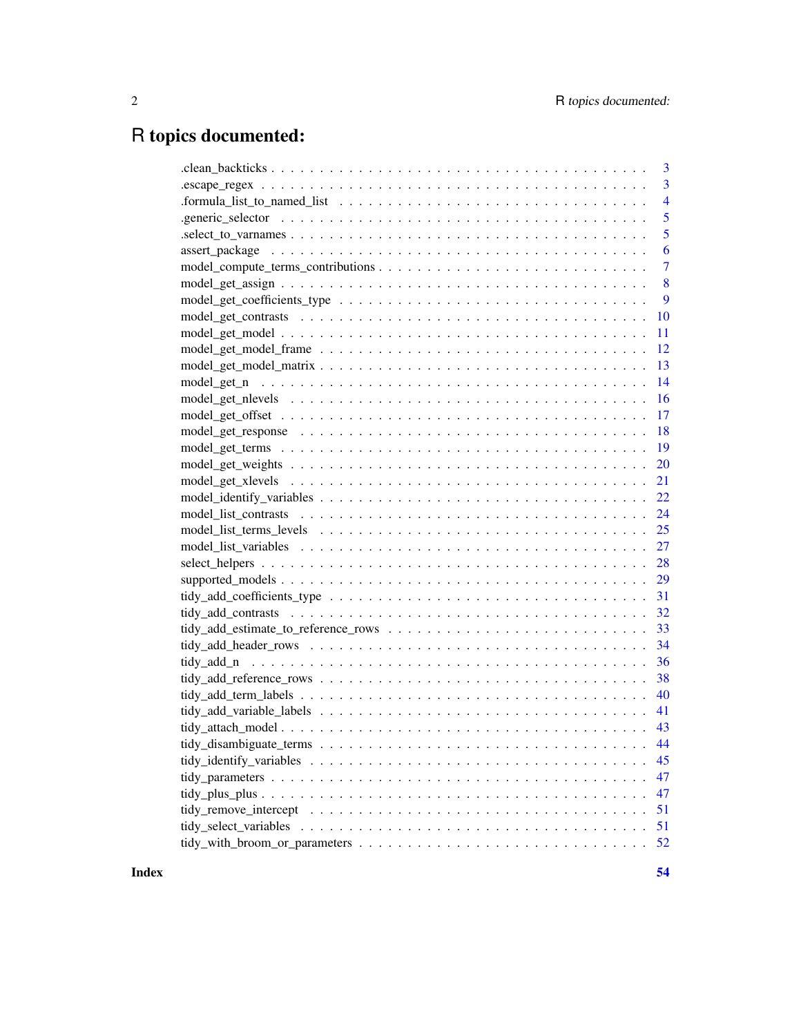# R topics documented:

| | |
|---|---|
| .clean_backticks | 3 |
| .escape_regex | 3 |
| .formula_list_to_named_list | 4 |
| .generic_selector | 5 |
| .select_to_varnames | 5 |
| assert_package | 6 |
| model_compute_terms_contributions | 7 |
| model_get_assign | 8 |
| model_get_coefficients_type | 9 |
| model_get_contrasts | 10 |
| model_get_model | 11 |
| model_get_model_frame | 12 |
| model_get_model_matrix | 13 |
| model_get_n | 14 |
| model_get_nlevels | 16 |
| model_get_offset | 17 |
| model_get_response | 18 |
| model_get_terms | 19 |
| model_get_weights | 20 |
| model_get_xlevels | 21 |
| model_identify_variables | 22 |
| model_list_contrasts | 24 |
| model_list_terms_levels | 25 |
| model_list_variables | 27 |
| select_helpers | 28 |
| supported_models | 29 |
| tidy_add_coefficients_type | 31 |
| tidy_add_contrasts | 32 |
| tidy_add_estimate_to_reference_rows | 33 |
| tidy_add_header_rows | 34 |
| tidy_add_n | 36 |
| tidy_add_reference_rows | 38 |
| tidy_add_term_labels | 40 |
| tidy_add_variable_labels | 41 |
| tidy_attach_model | 43 |
| tidy_disambiguate_terms | 44 |
| tidy_identify_variables | 45 |
| tidy_parameters | 47 |
| tidy_plus_plus | 47 |
| tidy_remove_intercept | 51 |
| tidy_select_variables | 51 |
| tidy_with_broom_or_parameters | 52 |

**Index** **54**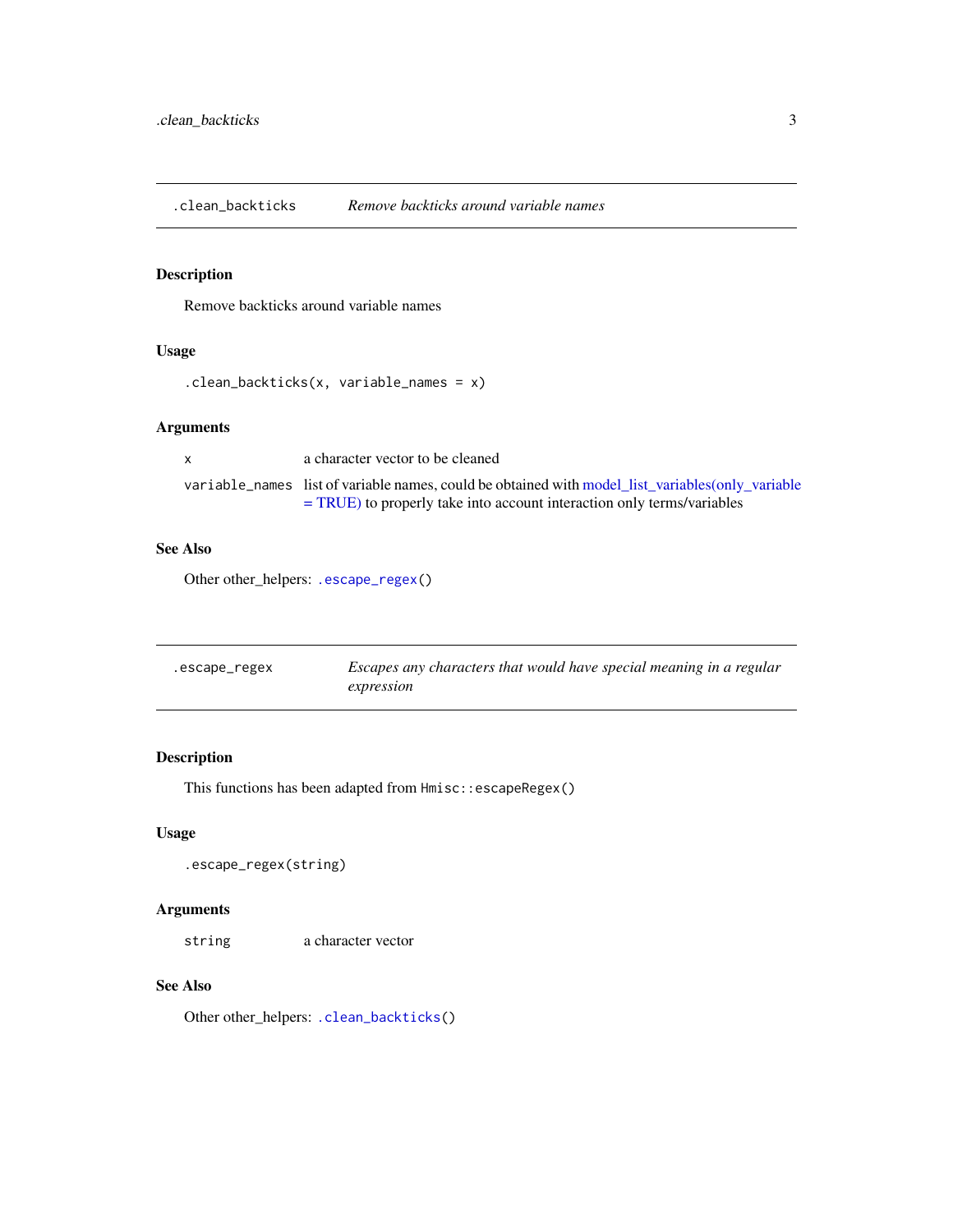## .clean_backticks — *Remove backticks around variable names*

### Description

Remove backticks around variable names

### Usage

```
.clean_backticks(x, variable_names = x)
```

### Arguments

| | |
|---|---|
| `x` | a character vector to be cleaned |
| `variable_names` | list of variable names, could be obtained with model_list_variables(only_variable = TRUE) to properly take into account interaction only terms/variables |

### See Also

Other other_helpers: `.escape_regex()`

## .escape_regex — *Escapes any characters that would have special meaning in a regular expression*

### Description

This functions has been adapted from `Hmisc::escapeRegex()`

### Usage

```
.escape_regex(string)
```

### Arguments

| | |
|---|---|
| `string` | a character vector |

### See Also

Other other_helpers: `.clean_backticks()`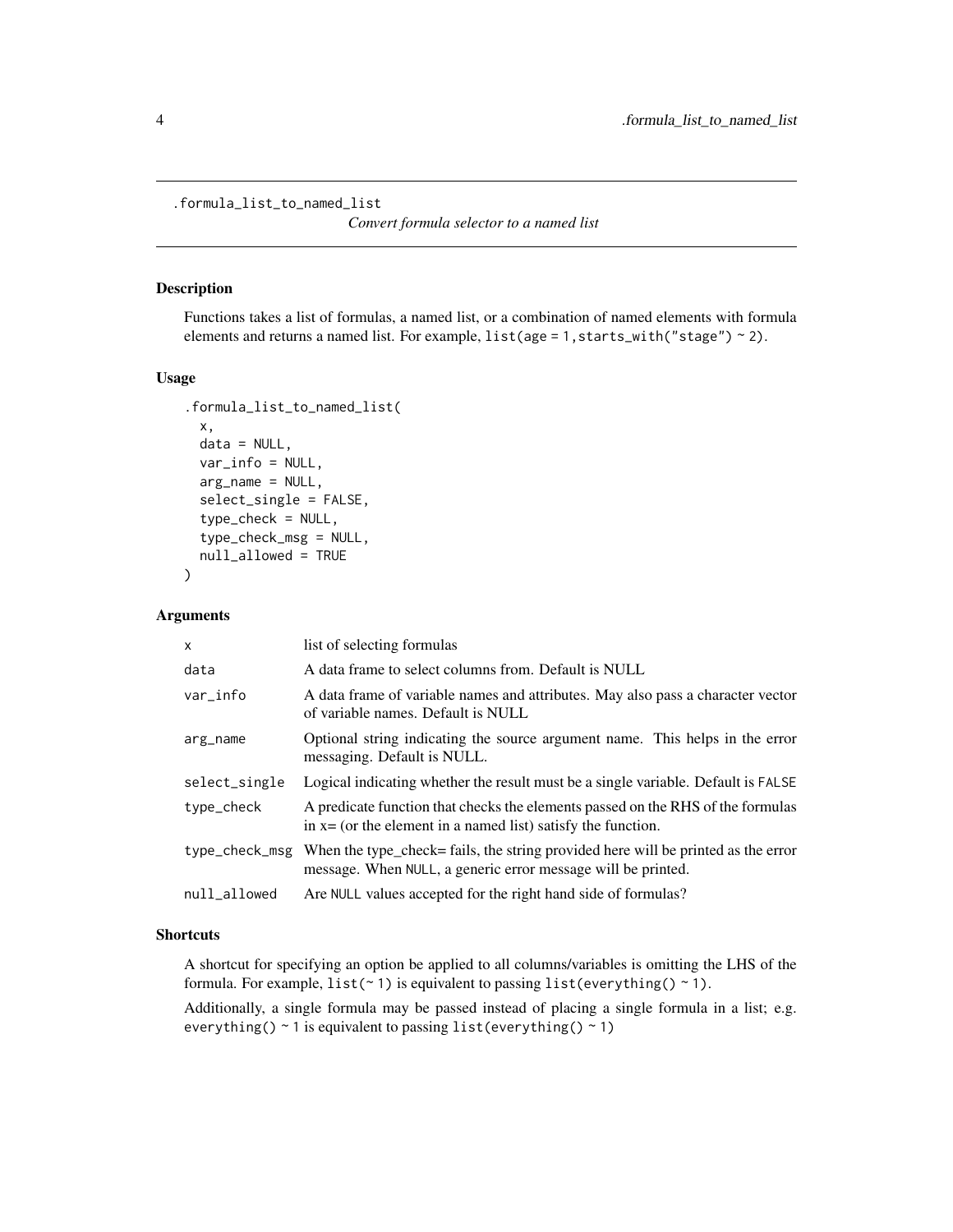`.formula_list_to_named_list` *Convert formula selector to a named list*

## Description

Functions takes a list of formulas, a named list, or a combination of named elements with formula elements and returns a named list. For example, `list(age = 1,starts_with("stage") ~ 2)`.

## Usage

```
.formula_list_to_named_list(
  x,
  data = NULL,
  var_info = NULL,
  arg_name = NULL,
  select_single = FALSE,
  type_check = NULL,
  type_check_msg = NULL,
  null_allowed = TRUE
)
```

## Arguments

| | |
|---|---|
| `x` | list of selecting formulas |
| `data` | A data frame to select columns from. Default is NULL |
| `var_info` | A data frame of variable names and attributes. May also pass a character vector of variable names. Default is NULL |
| `arg_name` | Optional string indicating the source argument name. This helps in the error messaging. Default is NULL. |
| `select_single` | Logical indicating whether the result must be a single variable. Default is `FALSE` |
| `type_check` | A predicate function that checks the elements passed on the RHS of the formulas in x= (or the element in a named list) satisfy the function. |
| `type_check_msg` | When the type_check= fails, the string provided here will be printed as the error message. When `NULL`, a generic error message will be printed. |
| `null_allowed` | Are `NULL` values accepted for the right hand side of formulas? |

## Shortcuts

A shortcut for specifying an option be applied to all columns/variables is omitting the LHS of the formula. For example, `list(~ 1)` is equivalent to passing `list(everything() ~ 1)`.

Additionally, a single formula may be passed instead of placing a single formula in a list; e.g. `everything() ~ 1` is equivalent to passing `list(everything() ~ 1)`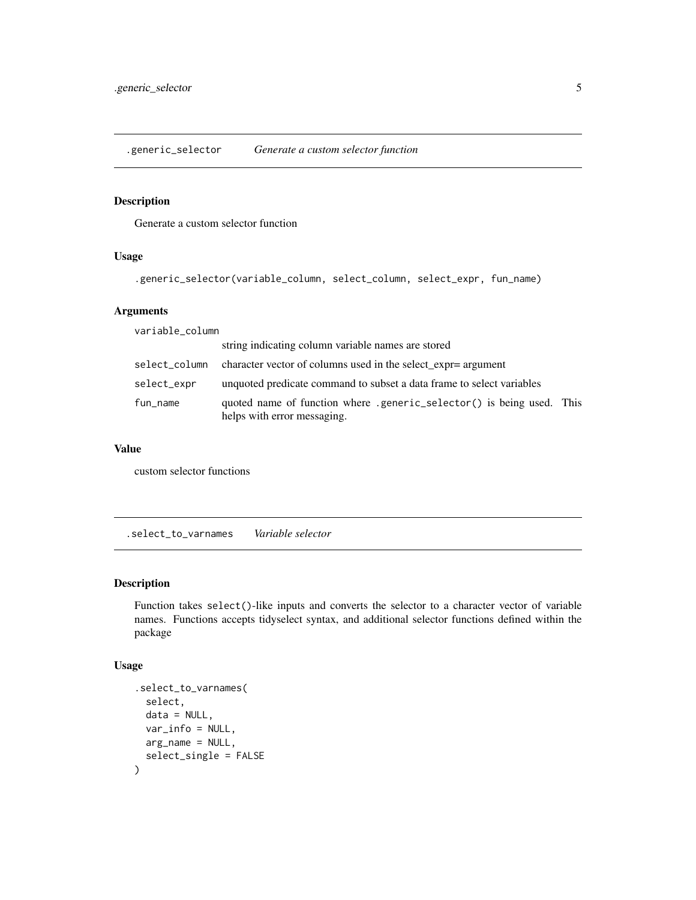## .generic_selector *Generate a custom selector function*

### Description

Generate a custom selector function

### Usage

```
.generic_selector(variable_column, select_column, select_expr, fun_name)
```

### Arguments

| | |
|---|---|
| variable_column | string indicating column variable names are stored |
| select_column | character vector of columns used in the select_expr= argument |
| select_expr | unquoted predicate command to subset a data frame to select variables |
| fun_name | quoted name of function where `.generic_selector()` is being used. This helps with error messaging. |

### Value

custom selector functions

## .select_to_varnames *Variable selector*

### Description

Function takes `select()`-like inputs and converts the selector to a character vector of variable names. Functions accepts tidyselect syntax, and additional selector functions defined within the package

### Usage

```
.select_to_varnames(
  select,
  data = NULL,
  var_info = NULL,
  arg_name = NULL,
  select_single = FALSE
)
```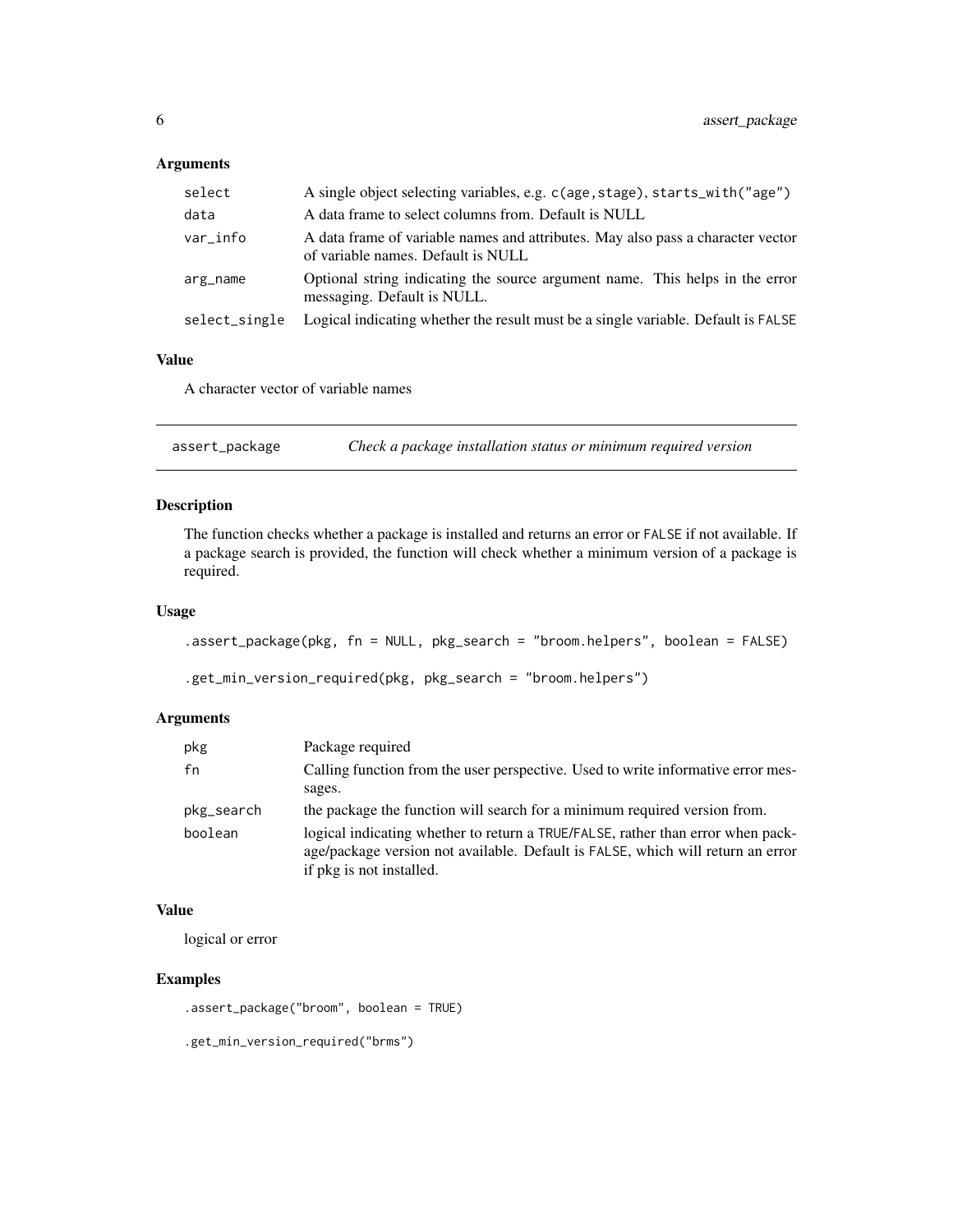### Arguments

| | |
|---|---|
| select | A single object selecting variables, e.g. `c(age,stage)`, `starts_with("age")` |
| data | A data frame to select columns from. Default is NULL |
| var_info | A data frame of variable names and attributes. May also pass a character vector of variable names. Default is NULL |
| arg_name | Optional string indicating the source argument name. This helps in the error messaging. Default is NULL. |
| select_single | Logical indicating whether the result must be a single variable. Default is `FALSE` |

### Value

A character vector of variable names

---

## assert_package — *Check a package installation status or minimum required version*

---

### Description

The function checks whether a package is installed and returns an error or `FALSE` if not available. If a package search is provided, the function will check whether a minimum version of a package is required.

### Usage

```
.assert_package(pkg, fn = NULL, pkg_search = "broom.helpers", boolean = FALSE)

.get_min_version_required(pkg, pkg_search = "broom.helpers")
```

### Arguments

| | |
|---|---|
| pkg | Package required |
| fn | Calling function from the user perspective. Used to write informative error messages. |
| pkg_search | the package the function will search for a minimum required version from. |
| boolean | logical indicating whether to return a `TRUE`/`FALSE`, rather than error when package/package version not available. Default is `FALSE`, which will return an error if pkg is not installed. |

### Value

logical or error

### Examples

```
.assert_package("broom", boolean = TRUE)

.get_min_version_required("brms")
```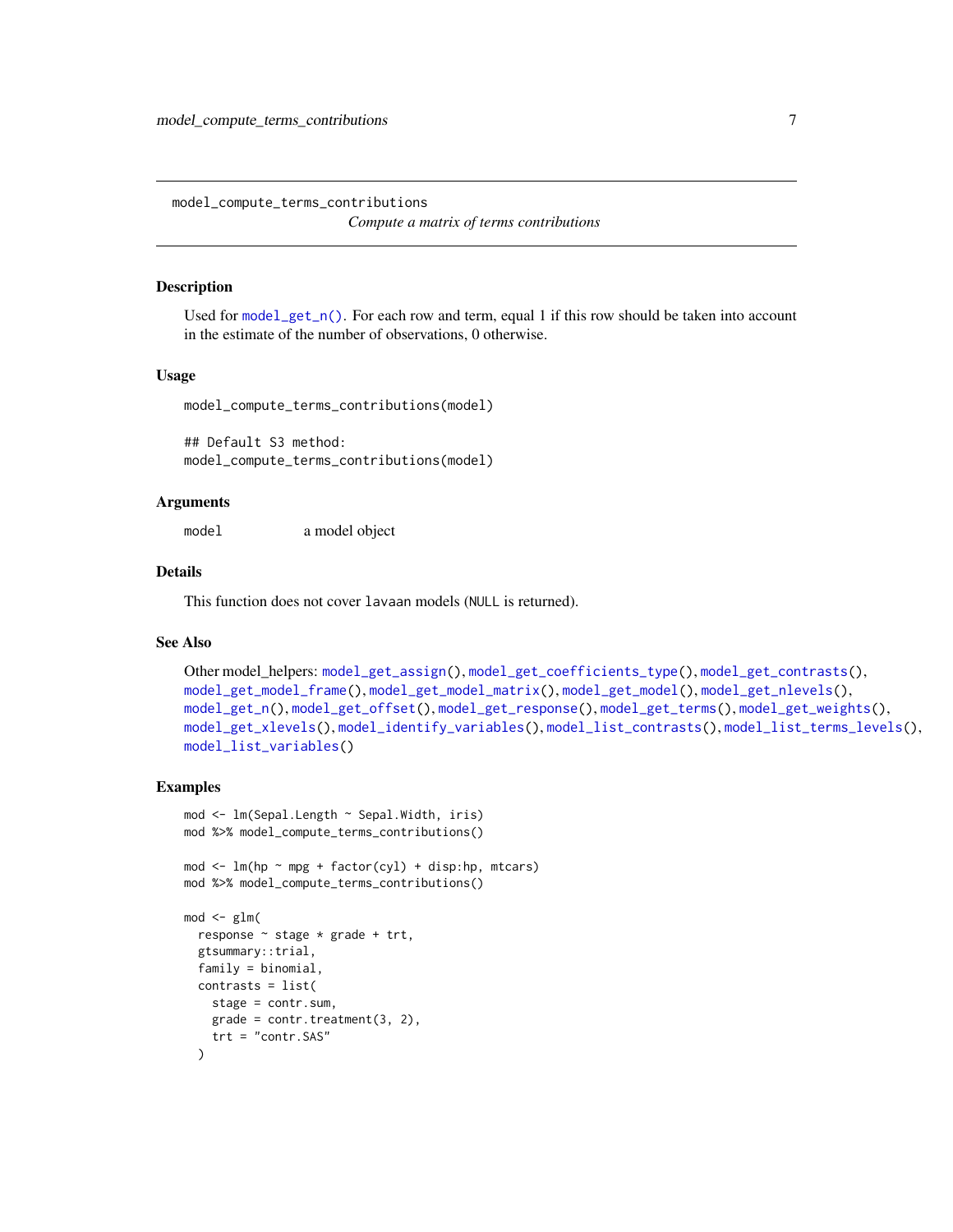# model_compute_terms_contributions

*Compute a matrix of terms contributions*

## Description

Used for `model_get_n()`. For each row and term, equal 1 if this row should be taken into account in the estimate of the number of observations, 0 otherwise.

## Usage

```
model_compute_terms_contributions(model)

## Default S3 method:
model_compute_terms_contributions(model)
```

## Arguments

| | |
|---|---|
| `model` | a model object |

## Details

This function does not cover `lavaan` models (`NULL` is returned).

## See Also

Other model_helpers: `model_get_assign()`, `model_get_coefficients_type()`, `model_get_contrasts()`, `model_get_model_frame()`, `model_get_model_matrix()`, `model_get_model()`, `model_get_nlevels()`, `model_get_n()`, `model_get_offset()`, `model_get_response()`, `model_get_terms()`, `model_get_weights()`, `model_get_xlevels()`, `model_identify_variables()`, `model_list_contrasts()`, `model_list_terms_levels()`, `model_list_variables()`

## Examples

```
mod <- lm(Sepal.Length ~ Sepal.Width, iris)
mod %>% model_compute_terms_contributions()

mod <- lm(hp ~ mpg + factor(cyl) + disp:hp, mtcars)
mod %>% model_compute_terms_contributions()

mod <- glm(
  response ~ stage * grade + trt,
  gtsummary::trial,
  family = binomial,
  contrasts = list(
    stage = contr.sum,
    grade = contr.treatment(3, 2),
    trt = "contr.SAS"
  )
```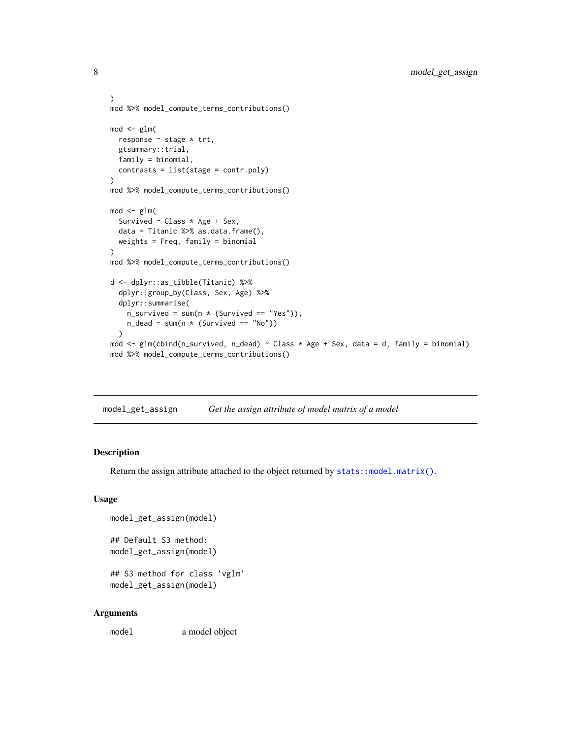```
)
mod %>% model_compute_terms_contributions()

mod <- glm(
  response ~ stage * trt,
  gtsummary::trial,
  family = binomial,
  contrasts = list(stage = contr.poly)
)
mod %>% model_compute_terms_contributions()

mod <- glm(
  Survived ~ Class * Age + Sex,
  data = Titanic %>% as.data.frame(),
  weights = Freq, family = binomial
)
mod %>% model_compute_terms_contributions()

d <- dplyr::as_tibble(Titanic) %>%
  dplyr::group_by(Class, Sex, Age) %>%
  dplyr::summarise(
    n_survived = sum(n * (Survived == "Yes")),
    n_dead = sum(n * (Survived == "No"))
  )
mod <- glm(cbind(n_survived, n_dead) ~ Class * Age + Sex, data = d, family = binomial)
mod %>% model_compute_terms_contributions()
```

---

## model_get_assign — *Get the assign attribute of model matrix of a model*

---

### Description

Return the assign attribute attached to the object returned by `stats::model.matrix()`.

### Usage

```
model_get_assign(model)

## Default S3 method:
model_get_assign(model)

## S3 method for class 'vglm'
model_get_assign(model)
```

### Arguments

| | |
|---|---|
| `model` | a model object |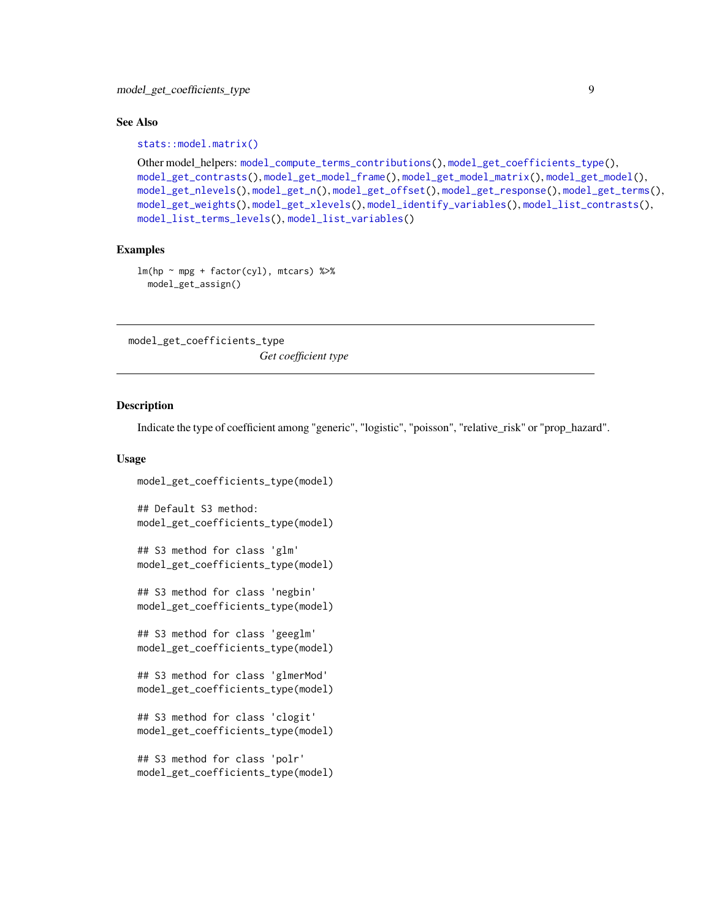### See Also

`stats::model.matrix()`

Other model_helpers: `model_compute_terms_contributions()`, `model_get_coefficients_type()`, `model_get_contrasts()`, `model_get_model_frame()`, `model_get_model_matrix()`, `model_get_model()`, `model_get_nlevels()`, `model_get_n()`, `model_get_offset()`, `model_get_response()`, `model_get_terms()`, `model_get_weights()`, `model_get_xlevels()`, `model_identify_variables()`, `model_list_contrasts()`, `model_list_terms_levels()`, `model_list_variables()`

### Examples

```
lm(hp ~ mpg + factor(cyl), mtcars) %>%
  model_get_assign()
```

---

## model_get_coefficients_type    *Get coefficient type*

---

### Description

Indicate the type of coefficient among "generic", "logistic", "poisson", "relative_risk" or "prop_hazard".

### Usage

```
model_get_coefficients_type(model)

## Default S3 method:
model_get_coefficients_type(model)

## S3 method for class 'glm'
model_get_coefficients_type(model)

## S3 method for class 'negbin'
model_get_coefficients_type(model)

## S3 method for class 'geeglm'
model_get_coefficients_type(model)

## S3 method for class 'glmerMod'
model_get_coefficients_type(model)

## S3 method for class 'clogit'
model_get_coefficients_type(model)

## S3 method for class 'polr'
model_get_coefficients_type(model)
```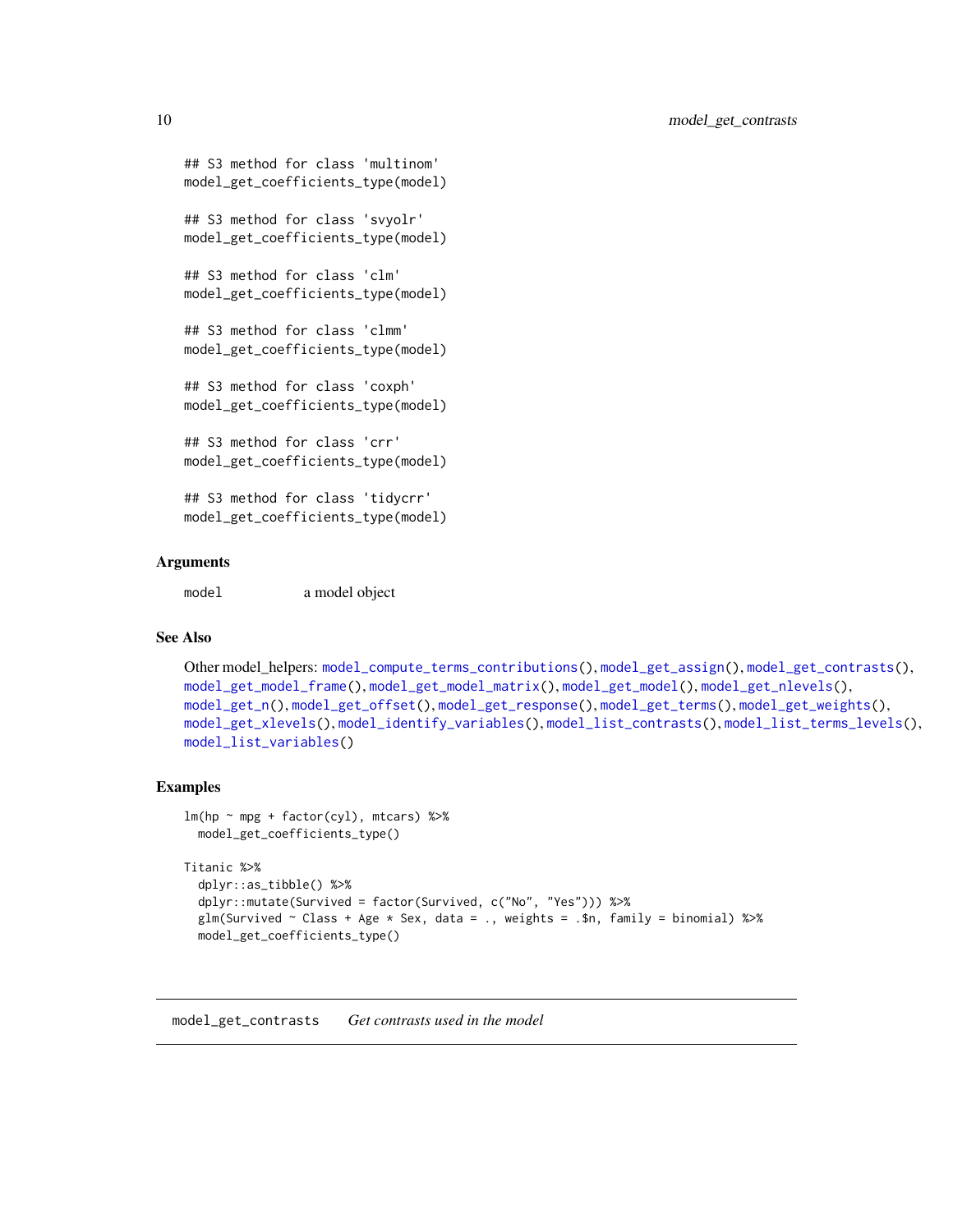```
## S3 method for class 'multinom'
model_get_coefficients_type(model)

## S3 method for class 'svyolr'
model_get_coefficients_type(model)

## S3 method for class 'clm'
model_get_coefficients_type(model)

## S3 method for class 'clmm'
model_get_coefficients_type(model)

## S3 method for class 'coxph'
model_get_coefficients_type(model)

## S3 method for class 'crr'
model_get_coefficients_type(model)

## S3 method for class 'tidycrr'
model_get_coefficients_type(model)
```

### Arguments

| | |
|---|---|
| model | a model object |

### See Also

Other model_helpers: `model_compute_terms_contributions()`, `model_get_assign()`, `model_get_contrasts()`, `model_get_model_frame()`, `model_get_model_matrix()`, `model_get_model()`, `model_get_nlevels()`, `model_get_n()`, `model_get_offset()`, `model_get_response()`, `model_get_terms()`, `model_get_weights()`, `model_get_xlevels()`, `model_identify_variables()`, `model_list_contrasts()`, `model_list_terms_levels()`, `model_list_variables()`

### Examples

```
lm(hp ~ mpg + factor(cyl), mtcars) %>%
  model_get_coefficients_type()

Titanic %>%
  dplyr::as_tibble() %>%
  dplyr::mutate(Survived = factor(Survived, c("No", "Yes"))) %>%
  glm(Survived ~ Class + Age * Sex, data = ., weights = .$n, family = binomial) %>%
  model_get_coefficients_type()
```

---

## `model_get_contrasts` *Get contrasts used in the model*

---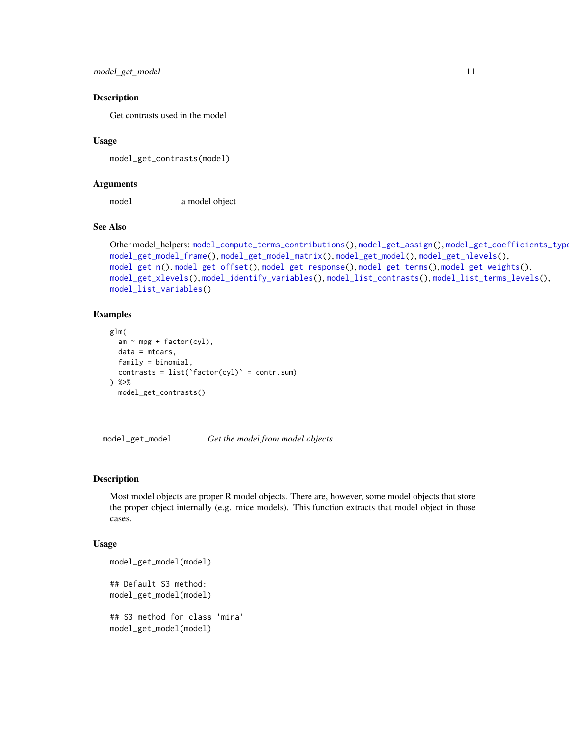## Description

Get contrasts used in the model

## Usage

```
model_get_contrasts(model)
```

## Arguments

| | |
|---|---|
| model | a model object |

## See Also

Other model_helpers: model_compute_terms_contributions(), model_get_assign(), model_get_coefficients_type
model_get_model_frame(), model_get_model_matrix(), model_get_model(), model_get_nlevels(),
model_get_n(), model_get_offset(), model_get_response(), model_get_terms(), model_get_weights(),
model_get_xlevels(), model_identify_variables(), model_list_contrasts(), model_list_terms_levels(),
model_list_variables()

## Examples

```
glm(
  am ~ mpg + factor(cyl),
  data = mtcars,
  family = binomial,
  contrasts = list(`factor(cyl)` = contr.sum)
) %>%
  model_get_contrasts()
```

---

# model_get_model *Get the model from model objects*

---

## Description

Most model objects are proper R model objects. There are, however, some model objects that store the proper object internally (e.g. mice models). This function extracts that model object in those cases.

## Usage

```
model_get_model(model)

## Default S3 method:
model_get_model(model)

## S3 method for class 'mira'
model_get_model(model)
```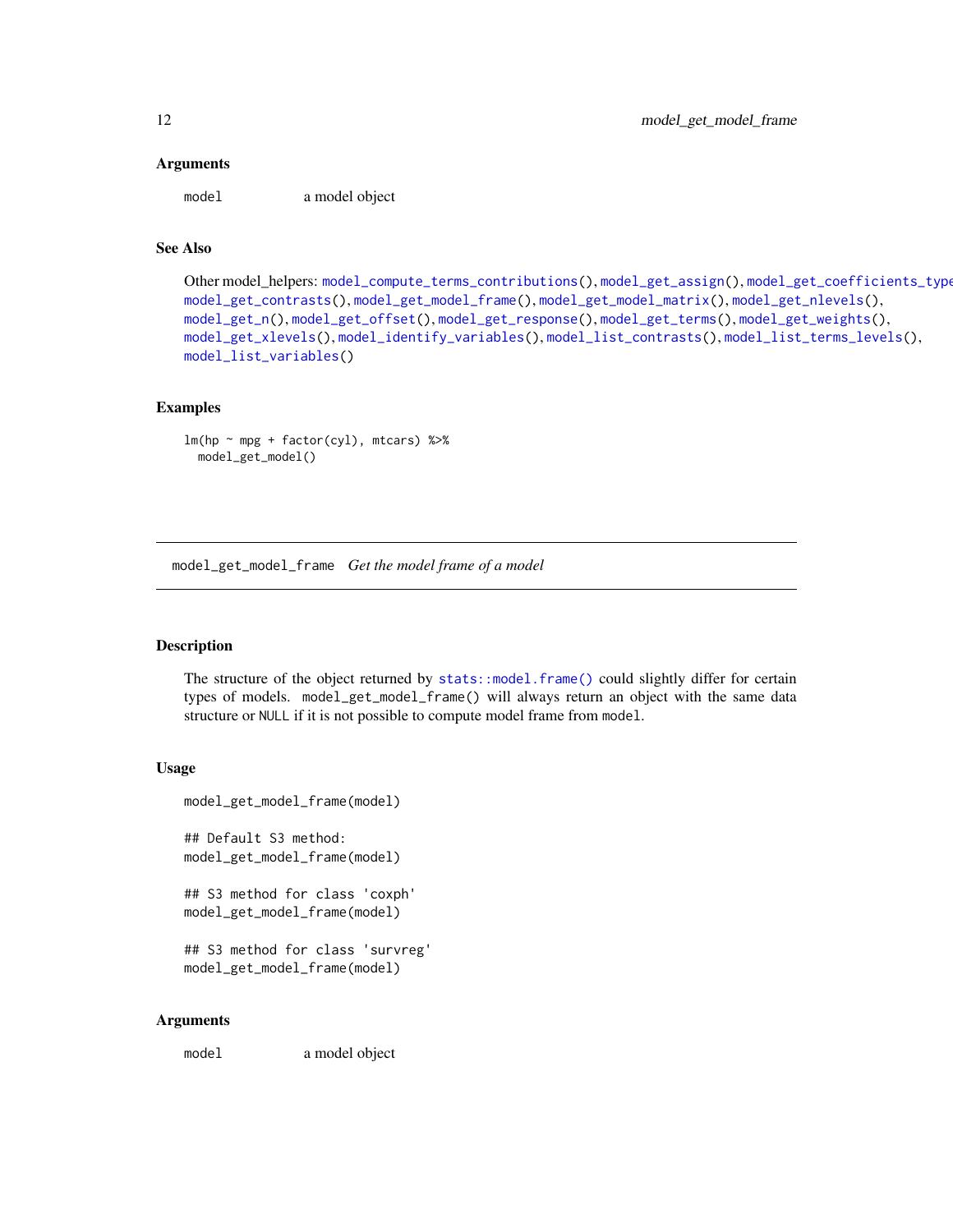### Arguments

`model` a model object

### See Also

Other model_helpers: `model_compute_terms_contributions()`, `model_get_assign()`, `model_get_coefficients_type()`, `model_get_contrasts()`, `model_get_model_frame()`, `model_get_model_matrix()`, `model_get_nlevels()`, `model_get_n()`, `model_get_offset()`, `model_get_response()`, `model_get_terms()`, `model_get_weights()`, `model_get_xlevels()`, `model_identify_variables()`, `model_list_contrasts()`, `model_list_terms_levels()`, `model_list_variables()`

### Examples

```
lm(hp ~ mpg + factor(cyl), mtcars) %>%
  model_get_model()
```

---

## model_get_model_frame *Get the model frame of a model*

---

### Description

The structure of the object returned by `stats::model.frame()` could slightly differ for certain types of models. `model_get_model_frame()` will always return an object with the same data structure or `NULL` if it is not possible to compute model frame from `model`.

### Usage

```
model_get_model_frame(model)

## Default S3 method:
model_get_model_frame(model)

## S3 method for class 'coxph'
model_get_model_frame(model)

## S3 method for class 'survreg'
model_get_model_frame(model)
```

### Arguments

`model` a model object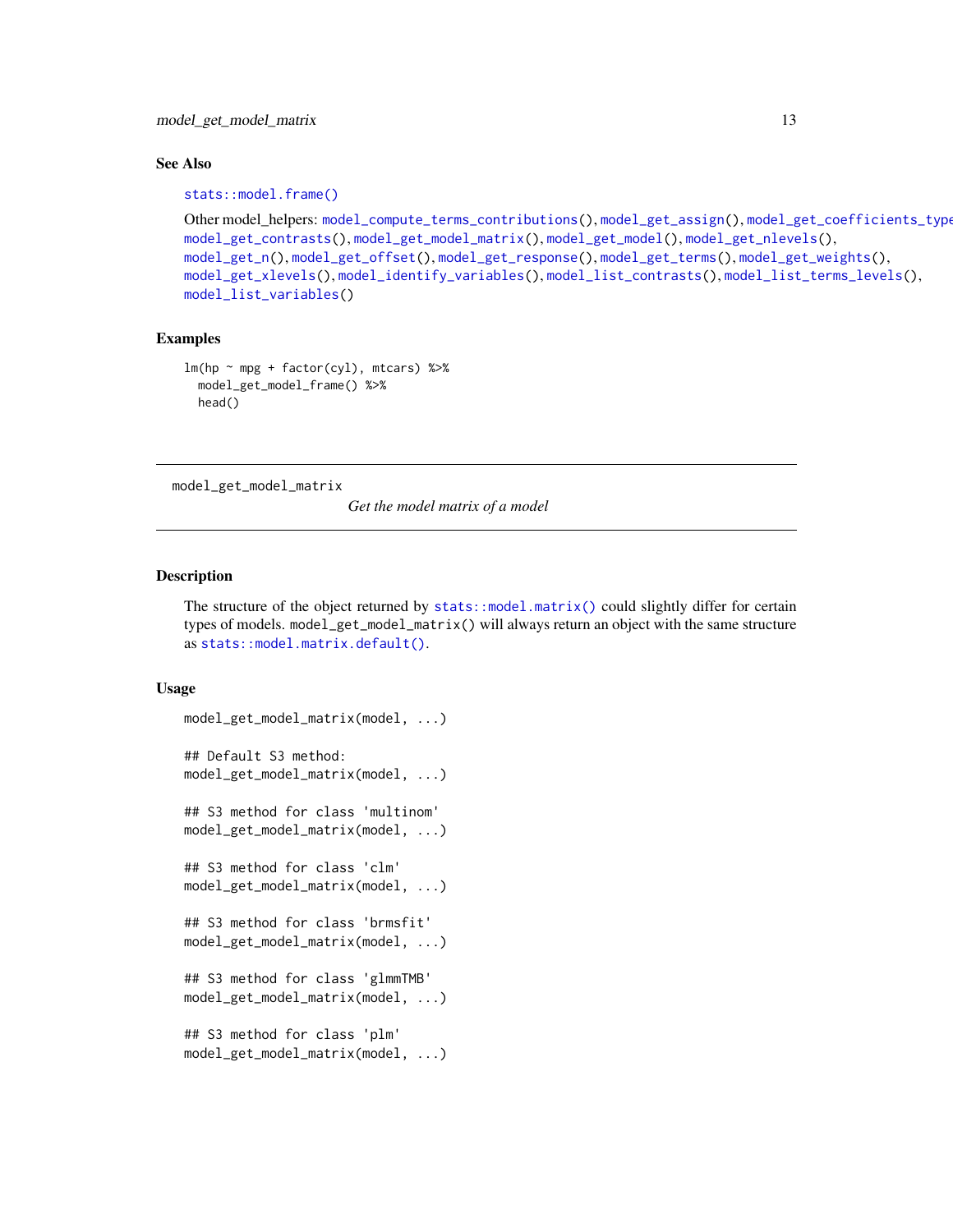### See Also

stats::model.frame()

Other model_helpers: model_compute_terms_contributions(), model_get_assign(), model_get_coefficients_type model_get_contrasts(), model_get_model_matrix(), model_get_model(), model_get_nlevels(), model_get_n(), model_get_offset(), model_get_response(), model_get_terms(), model_get_weights(), model_get_xlevels(), model_identify_variables(), model_list_contrasts(), model_list_terms_levels(), model_list_variables()

### Examples

```
lm(hp ~ mpg + factor(cyl), mtcars) %>%
  model_get_model_frame() %>%
  head()
```

---

## model_get_model_matrix

*Get the model matrix of a model*

---

### Description

The structure of the object returned by stats::model.matrix() could slightly differ for certain types of models. model_get_model_matrix() will always return an object with the same structure as stats::model.matrix.default().

### Usage

```
model_get_model_matrix(model, ...)

## Default S3 method:
model_get_model_matrix(model, ...)

## S3 method for class 'multinom'
model_get_model_matrix(model, ...)

## S3 method for class 'clm'
model_get_model_matrix(model, ...)

## S3 method for class 'brmsfit'
model_get_model_matrix(model, ...)

## S3 method for class 'glmmTMB'
model_get_model_matrix(model, ...)

## S3 method for class 'plm'
model_get_model_matrix(model, ...)
```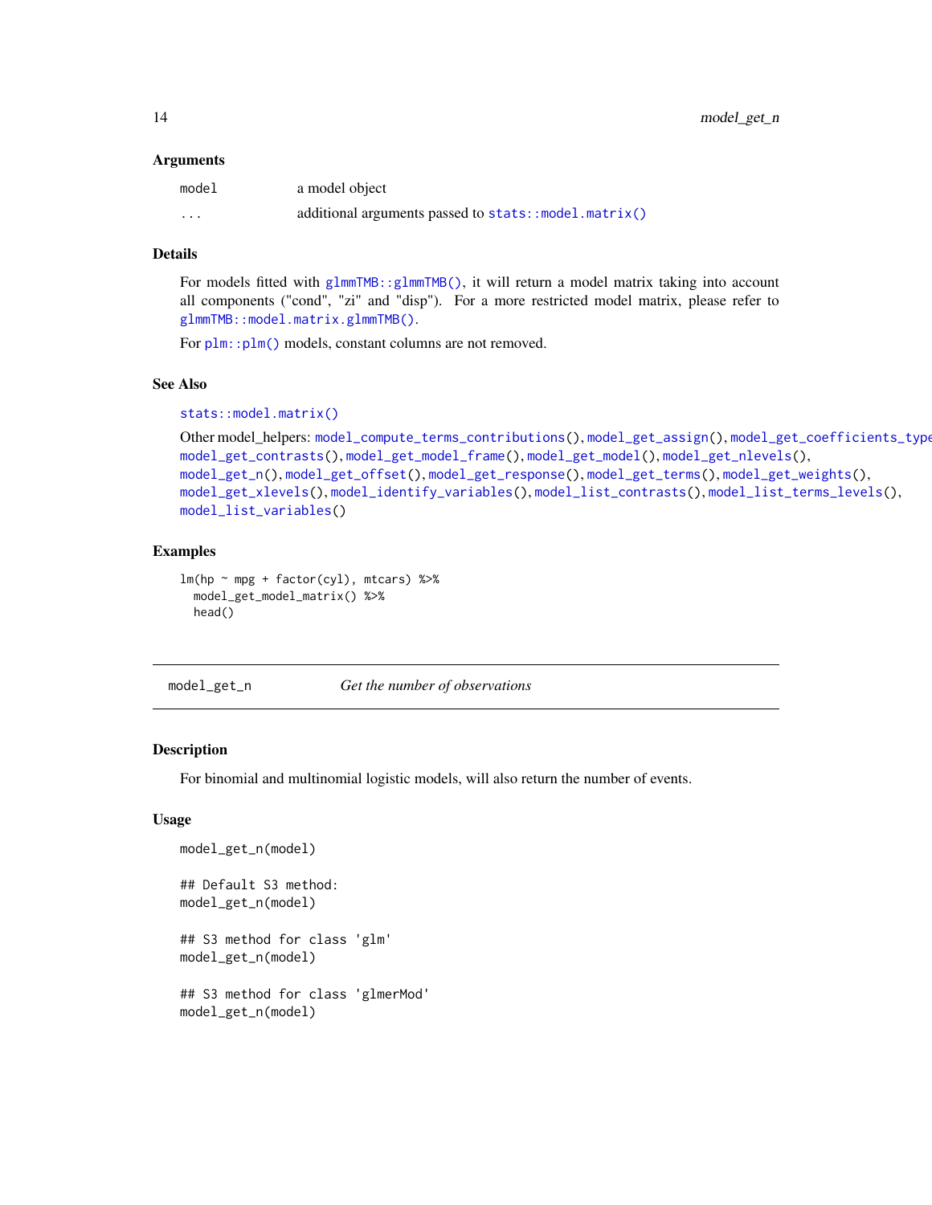### Arguments

| | |
|---|---|
| model | a model object |
| ... | additional arguments passed to stats::model.matrix() |

### Details

For models fitted with glmmTMB::glmmTMB(), it will return a model matrix taking into account all components ("cond", "zi" and "disp"). For a more restricted model matrix, please refer to glmmTMB::model.matrix.glmmTMB().

For plm::plm() models, constant columns are not removed.

### See Also

stats::model.matrix()

Other model_helpers: model_compute_terms_contributions(), model_get_assign(), model_get_coefficients_type(), model_get_contrasts(), model_get_model_frame(), model_get_model(), model_get_nlevels(), model_get_n(), model_get_offset(), model_get_response(), model_get_terms(), model_get_weights(), model_get_xlevels(), model_identify_variables(), model_list_contrasts(), model_list_terms_levels(), model_list_variables()

### Examples

```
lm(hp ~ mpg + factor(cyl), mtcars) %>%
  model_get_model_matrix() %>%
  head()
```

---

## model_get_n — *Get the number of observations*

---

### Description

For binomial and multinomial logistic models, will also return the number of events.

### Usage

```
model_get_n(model)

## Default S3 method:
model_get_n(model)

## S3 method for class 'glm'
model_get_n(model)

## S3 method for class 'glmerMod'
model_get_n(model)
```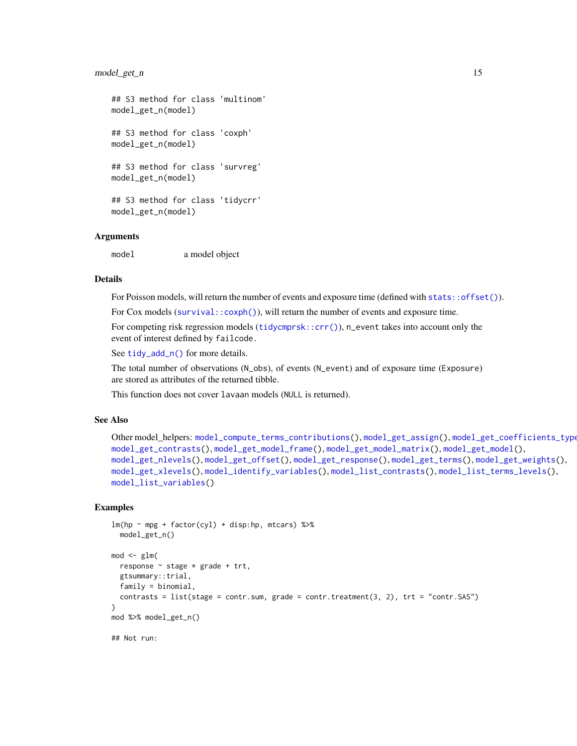```
## S3 method for class 'multinom'
model_get_n(model)

## S3 method for class 'coxph'
model_get_n(model)

## S3 method for class 'survreg'
model_get_n(model)

## S3 method for class 'tidycrr'
model_get_n(model)
```

### Arguments

`model` a model object

### Details

For Poisson models, will return the number of events and exposure time (defined with `stats::offset()`).

For Cox models (`survival::coxph()`), will return the number of events and exposure time.

For competing risk regression models (`tidycmprsk::crr()`), `n_event` takes into account only the event of interest defined by `failcode`.

See `tidy_add_n()` for more details.

The total number of observations (`N_obs`), of events (`N_event`) and of exposure time (`Exposure`) are stored as attributes of the returned tibble.

This function does not cover `lavaan` models (`NULL` is returned).

### See Also

Other model_helpers: `model_compute_terms_contributions()`, `model_get_assign()`, `model_get_coefficients_type()`, `model_get_contrasts()`, `model_get_model_frame()`, `model_get_model_matrix()`, `model_get_model()`, `model_get_nlevels()`, `model_get_offset()`, `model_get_response()`, `model_get_terms()`, `model_get_weights()`, `model_get_xlevels()`, `model_identify_variables()`, `model_list_contrasts()`, `model_list_terms_levels()`, `model_list_variables()`

### Examples

```
lm(hp ~ mpg + factor(cyl) + disp:hp, mtcars) %>%
  model_get_n()

mod <- glm(
  response ~ stage * grade + trt,
  gtsummary::trial,
  family = binomial,
  contrasts = list(stage = contr.sum, grade = contr.treatment(3, 2), trt = "contr.SAS")
)
mod %>% model_get_n()

## Not run:
```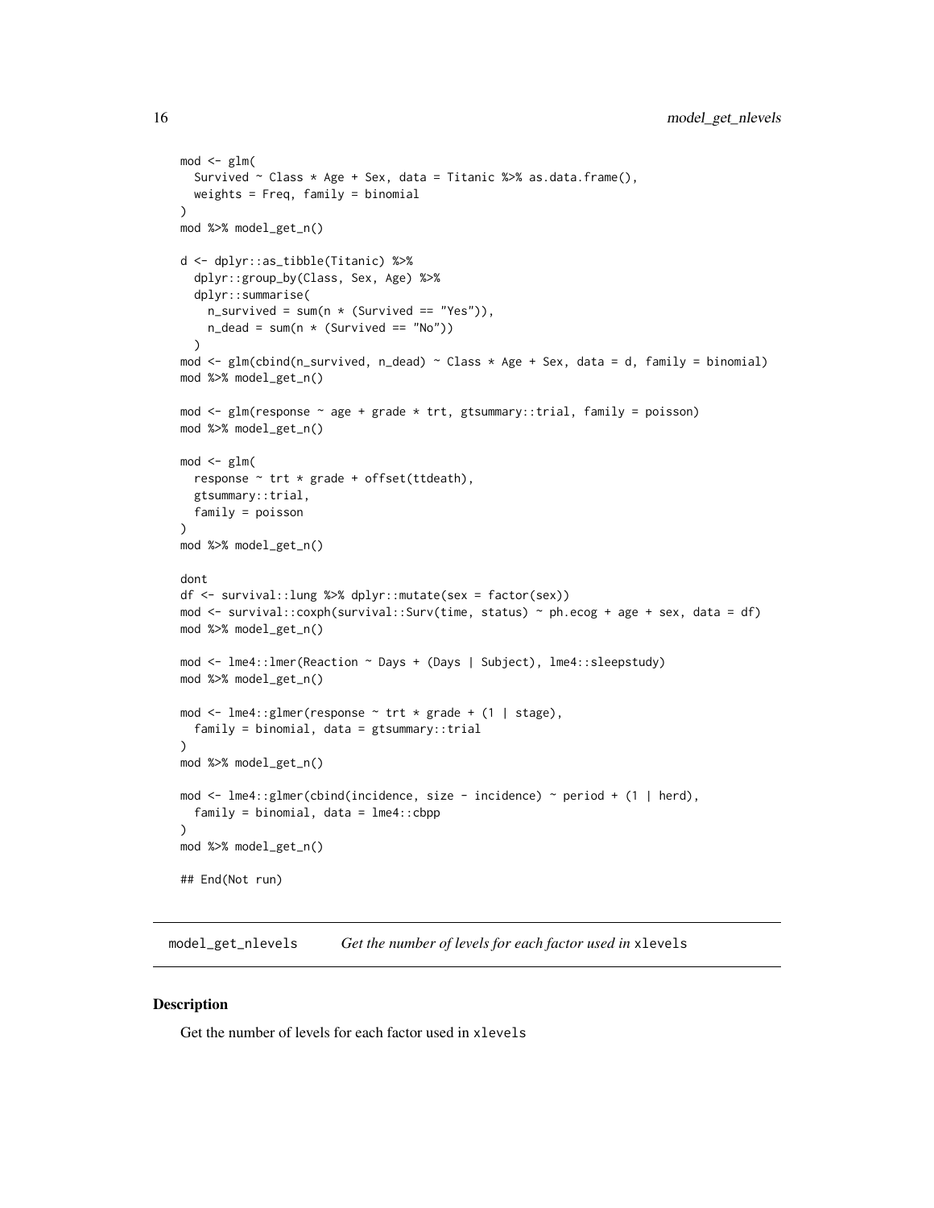```
mod <- glm(
  Survived ~ Class * Age + Sex, data = Titanic %>% as.data.frame(),
  weights = Freq, family = binomial
)
mod %>% model_get_n()

d <- dplyr::as_tibble(Titanic) %>%
  dplyr::group_by(Class, Sex, Age) %>%
  dplyr::summarise(
    n_survived = sum(n * (Survived == "Yes")),
    n_dead = sum(n * (Survived == "No"))
  )
mod <- glm(cbind(n_survived, n_dead) ~ Class * Age + Sex, data = d, family = binomial)
mod %>% model_get_n()

mod <- glm(response ~ age + grade * trt, gtsummary::trial, family = poisson)
mod %>% model_get_n()

mod <- glm(
  response ~ trt * grade + offset(ttdeath),
  gtsummary::trial,
  family = poisson
)
mod %>% model_get_n()

dont
df <- survival::lung %>% dplyr::mutate(sex = factor(sex))
mod <- survival::coxph(survival::Surv(time, status) ~ ph.ecog + age + sex, data = df)
mod %>% model_get_n()

mod <- lme4::lmer(Reaction ~ Days + (Days | Subject), lme4::sleepstudy)
mod %>% model_get_n()

mod <- lme4::glmer(response ~ trt * grade + (1 | stage),
  family = binomial, data = gtsummary::trial
)
mod %>% model_get_n()

mod <- lme4::glmer(cbind(incidence, size - incidence) ~ period + (1 | herd),
  family = binomial, data = lme4::cbpp
)
mod %>% model_get_n()

## End(Not run)
```

## model_get_nlevels    *Get the number of levels for each factor used in* `xlevels`

### Description

Get the number of levels for each factor used in `xlevels`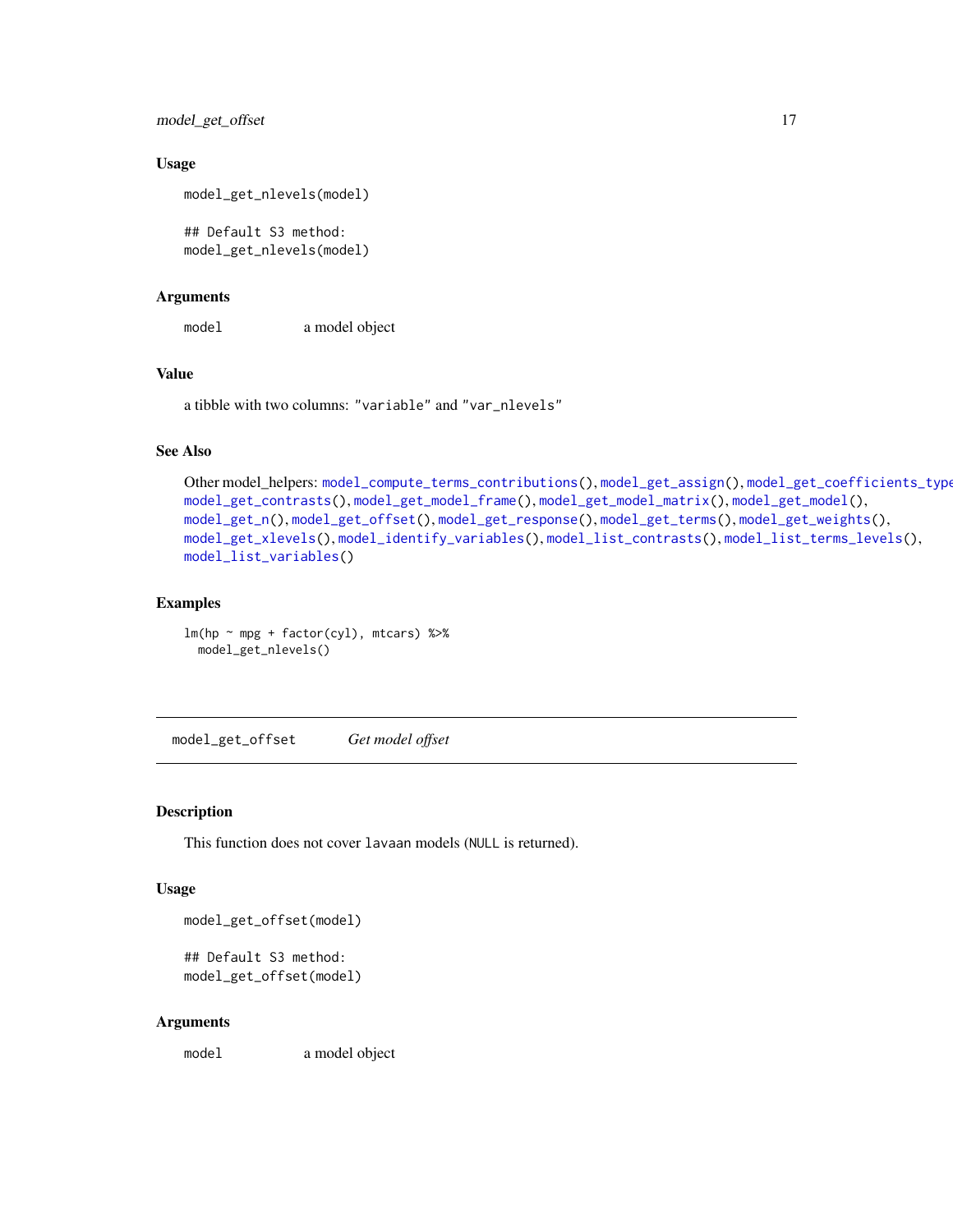## Usage

```
model_get_nlevels(model)

## Default S3 method:
model_get_nlevels(model)
```

## Arguments

| | |
|---|---|
| `model` | a model object |

## Value

a tibble with two columns: "variable" and "var_nlevels"

## See Also

Other model_helpers: `model_compute_terms_contributions()`, `model_get_assign()`, `model_get_coefficients_type()`, `model_get_contrasts()`, `model_get_model_frame()`, `model_get_model_matrix()`, `model_get_model()`, `model_get_n()`, `model_get_offset()`, `model_get_response()`, `model_get_terms()`, `model_get_weights()`, `model_get_xlevels()`, `model_identify_variables()`, `model_list_contrasts()`, `model_list_terms_levels()`, `model_list_variables()`

## Examples

```
lm(hp ~ mpg + factor(cyl), mtcars) %>%
  model_get_nlevels()
```

---

# model_get_offset *Get model offset*

---

## Description

This function does not cover `lavaan` models (`NULL` is returned).

## Usage

```
model_get_offset(model)

## Default S3 method:
model_get_offset(model)
```

## Arguments

| | |
|---|---|
| `model` | a model object |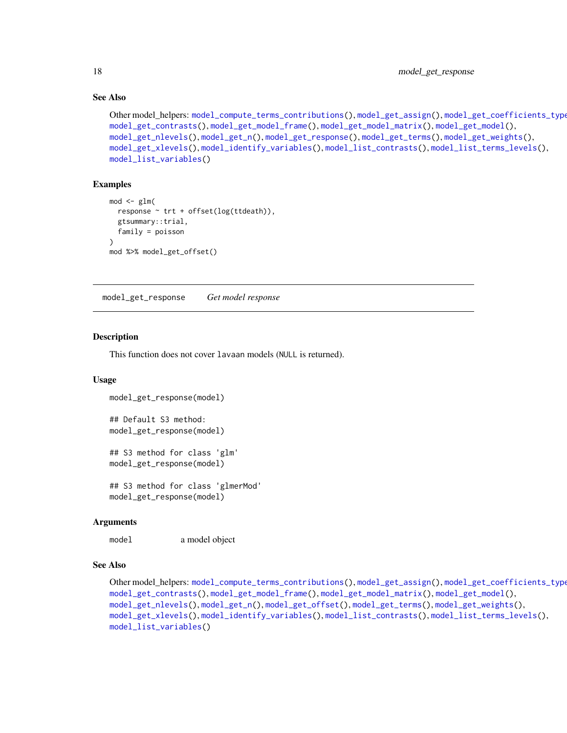## See Also

Other model_helpers: model_compute_terms_contributions(), model_get_assign(), model_get_coefficients_type(), model_get_contrasts(), model_get_model_frame(), model_get_model_matrix(), model_get_model(), model_get_nlevels(), model_get_n(), model_get_response(), model_get_terms(), model_get_weights(), model_get_xlevels(), model_identify_variables(), model_list_contrasts(), model_list_terms_levels(), model_list_variables()

## Examples

```
mod <- glm(
  response ~ trt + offset(log(ttdeath)),
  gtsummary::trial,
  family = poisson
)
mod %>% model_get_offset()
```

---

# model_get_response    *Get model response*

## Description

This function does not cover lavaan models (NULL is returned).

## Usage

```
model_get_response(model)

## Default S3 method:
model_get_response(model)

## S3 method for class 'glm'
model_get_response(model)

## S3 method for class 'glmerMod'
model_get_response(model)
```

## Arguments

| | |
|---|---|
| model | a model object |

## See Also

Other model_helpers: model_compute_terms_contributions(), model_get_assign(), model_get_coefficients_type(), model_get_contrasts(), model_get_model_frame(), model_get_model_matrix(), model_get_model(), model_get_nlevels(), model_get_n(), model_get_offset(), model_get_terms(), model_get_weights(), model_get_xlevels(), model_identify_variables(), model_list_contrasts(), model_list_terms_levels(), model_list_variables()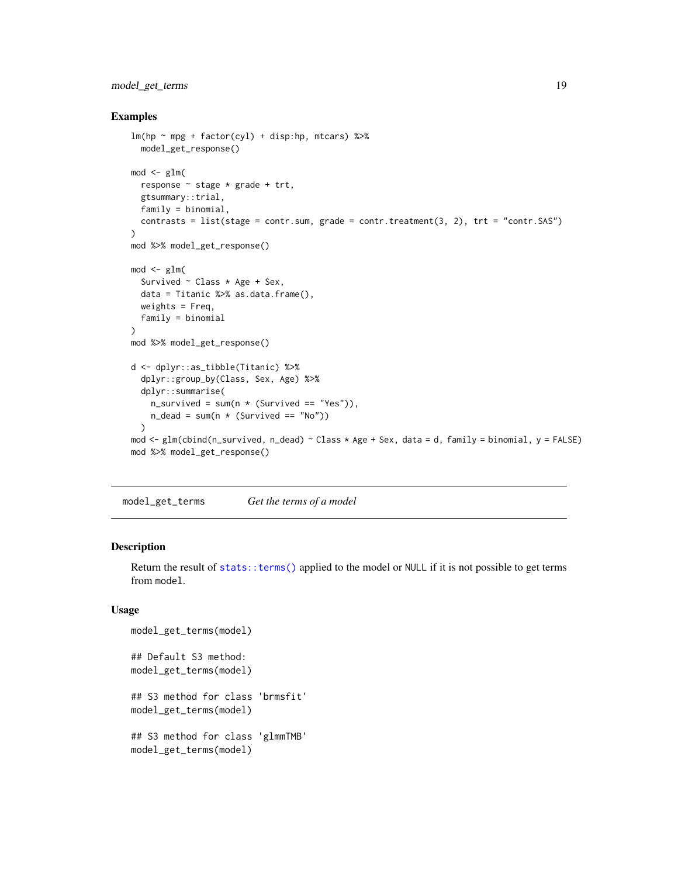## Examples

```
lm(hp ~ mpg + factor(cyl) + disp:hp, mtcars) %>%
  model_get_response()

mod <- glm(
  response ~ stage * grade + trt,
  gtsummary::trial,
  family = binomial,
  contrasts = list(stage = contr.sum, grade = contr.treatment(3, 2), trt = "contr.SAS")
)
mod %>% model_get_response()

mod <- glm(
  Survived ~ Class * Age + Sex,
  data = Titanic %>% as.data.frame(),
  weights = Freq,
  family = binomial
)
mod %>% model_get_response()

d <- dplyr::as_tibble(Titanic) %>%
  dplyr::group_by(Class, Sex, Age) %>%
  dplyr::summarise(
    n_survived = sum(n * (Survived == "Yes")),
    n_dead = sum(n * (Survived == "No"))
  )
mod <- glm(cbind(n_survived, n_dead) ~ Class * Age + Sex, data = d, family = binomial, y = FALSE)
mod %>% model_get_response()
```

---

# model_get_terms — *Get the terms of a model*

## Description

Return the result of `stats::terms()` applied to the model or `NULL` if it is not possible to get terms from `model`.

## Usage

```
model_get_terms(model)

## Default S3 method:
model_get_terms(model)

## S3 method for class 'brmsfit'
model_get_terms(model)

## S3 method for class 'glmmTMB'
model_get_terms(model)
```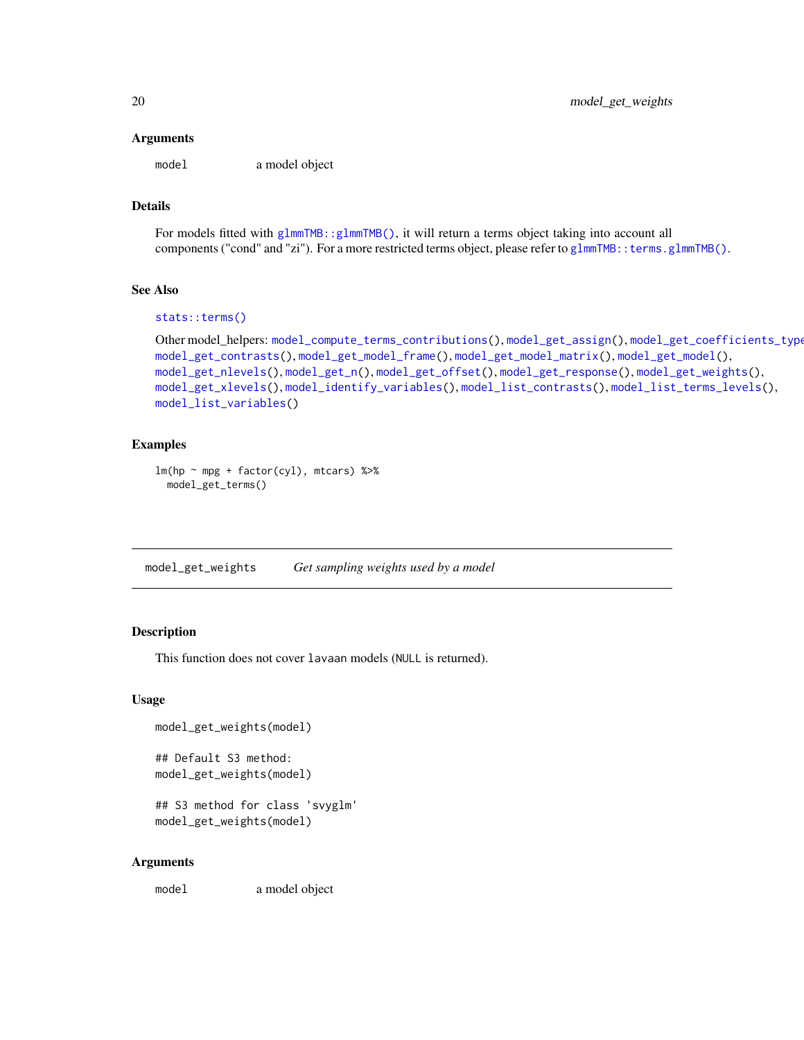### Arguments

model	a model object

### Details

For models fitted with `glmmTMB::glmmTMB()`, it will return a terms object taking into account all components ("cond" and "zi"). For a more restricted terms object, please refer to `glmmTMB::terms.glmmTMB()`.

### See Also

`stats::terms()`

Other model_helpers: `model_compute_terms_contributions()`, `model_get_assign()`, `model_get_coefficients_type()`, `model_get_contrasts()`, `model_get_model_frame()`, `model_get_model_matrix()`, `model_get_model()`, `model_get_nlevels()`, `model_get_n()`, `model_get_offset()`, `model_get_response()`, `model_get_weights()`, `model_get_xlevels()`, `model_identify_variables()`, `model_list_contrasts()`, `model_list_terms_levels()`, `model_list_variables()`

### Examples

```
lm(hp ~ mpg + factor(cyl), mtcars) %>%
  model_get_terms()
```

---

## model_get_weights	*Get sampling weights used by a model*

### Description

This function does not cover `lavaan` models (`NULL` is returned).

### Usage

```
model_get_weights(model)

## Default S3 method:
model_get_weights(model)

## S3 method for class 'svyglm'
model_get_weights(model)
```

### Arguments

model	a model object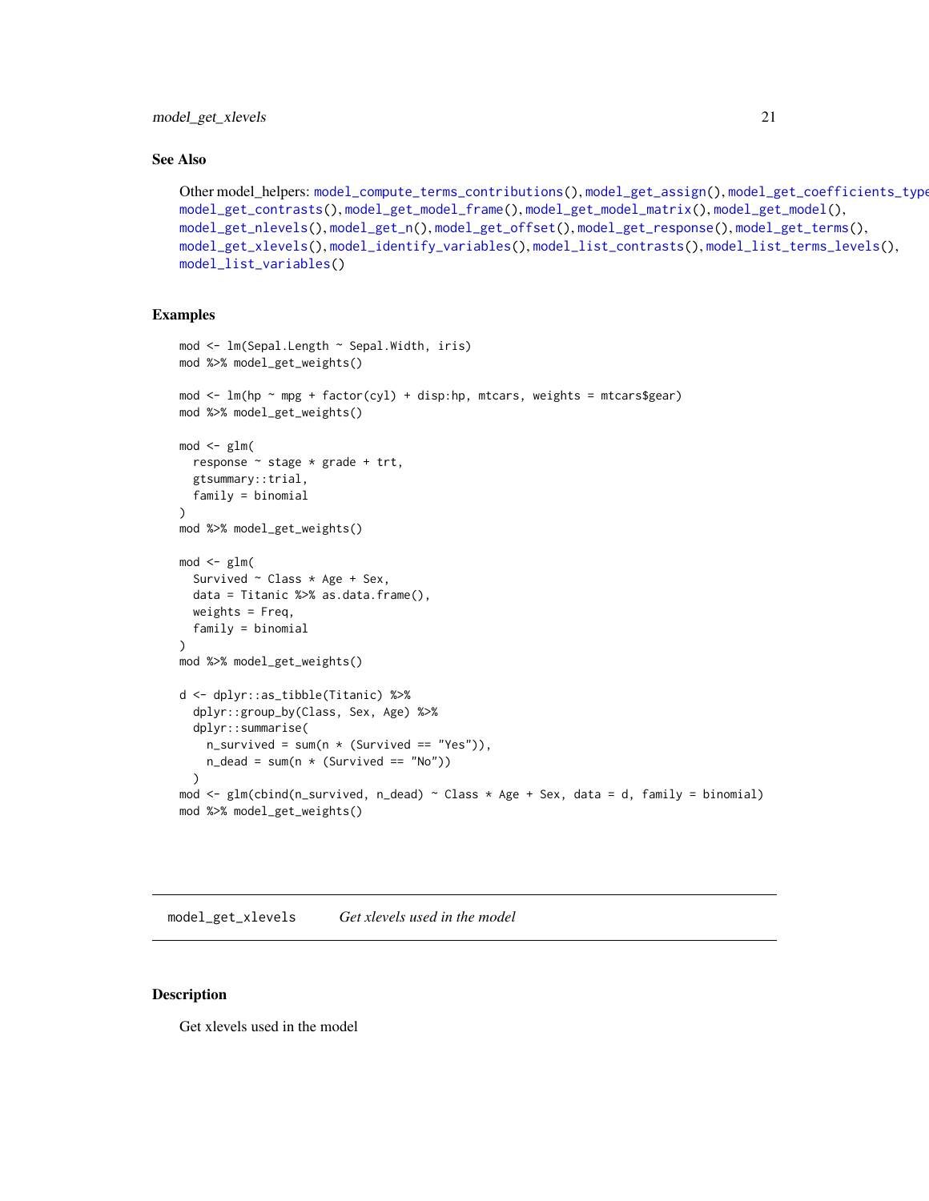### See Also

Other model_helpers: `model_compute_terms_contributions()`, `model_get_assign()`, `model_get_coefficients_type`
`model_get_contrasts()`, `model_get_model_frame()`, `model_get_model_matrix()`, `model_get_model()`, `model_get_nlevels()`, `model_get_n()`, `model_get_offset()`, `model_get_response()`, `model_get_terms()`, `model_get_xlevels()`, `model_identify_variables()`, `model_list_contrasts()`, `model_list_terms_levels()`, `model_list_variables()`

### Examples

```
mod <- lm(Sepal.Length ~ Sepal.Width, iris)
mod %>% model_get_weights()

mod <- lm(hp ~ mpg + factor(cyl) + disp:hp, mtcars, weights = mtcars$gear)
mod %>% model_get_weights()

mod <- glm(
  response ~ stage * grade + trt,
  gtsummary::trial,
  family = binomial
)
mod %>% model_get_weights()

mod <- glm(
  Survived ~ Class * Age + Sex,
  data = Titanic %>% as.data.frame(),
  weights = Freq,
  family = binomial
)
mod %>% model_get_weights()

d <- dplyr::as_tibble(Titanic) %>%
  dplyr::group_by(Class, Sex, Age) %>%
  dplyr::summarise(
    n_survived = sum(n * (Survived == "Yes")),
    n_dead = sum(n * (Survived == "No"))
  )
mod <- glm(cbind(n_survived, n_dead) ~ Class * Age + Sex, data = d, family = binomial)
mod %>% model_get_weights()
```

---

## `model_get_xlevels` *Get xlevels used in the model*

### Description

Get xlevels used in the model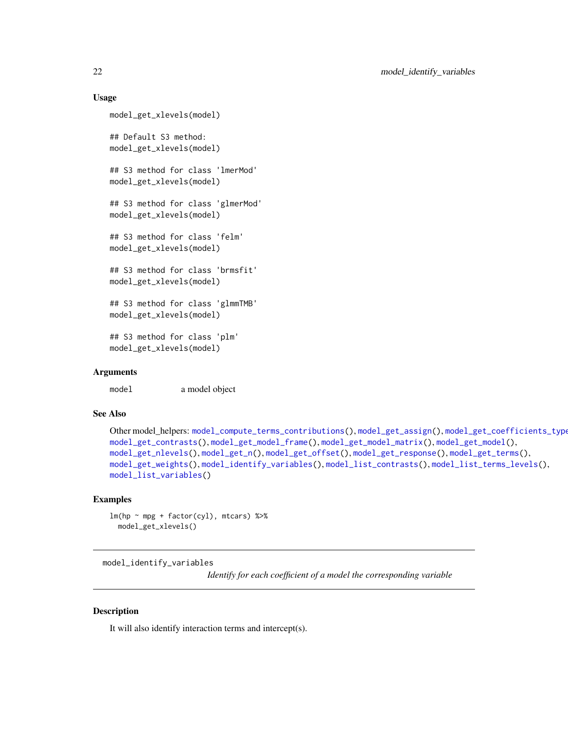### Usage

```
model_get_xlevels(model)

## Default S3 method:
model_get_xlevels(model)

## S3 method for class 'lmerMod'
model_get_xlevels(model)

## S3 method for class 'glmerMod'
model_get_xlevels(model)

## S3 method for class 'felm'
model_get_xlevels(model)

## S3 method for class 'brmsfit'
model_get_xlevels(model)

## S3 method for class 'glmmTMB'
model_get_xlevels(model)

## S3 method for class 'plm'
model_get_xlevels(model)
```

### Arguments

| | |
|---|---|
| model | a model object |

### See Also

Other model_helpers: model_compute_terms_contributions(), model_get_assign(), model_get_coefficients_type(), model_get_contrasts(), model_get_model_frame(), model_get_model_matrix(), model_get_model(), model_get_nlevels(), model_get_n(), model_get_offset(), model_get_response(), model_get_terms(), model_get_weights(), model_identify_variables(), model_list_contrasts(), model_list_terms_levels(), model_list_variables()

### Examples

```
lm(hp ~ mpg + factor(cyl), mtcars) %>%
  model_get_xlevels()
```

---

## model_identify_variables

*Identify for each coefficient of a model the corresponding variable*

---

### Description

It will also identify interaction terms and intercept(s).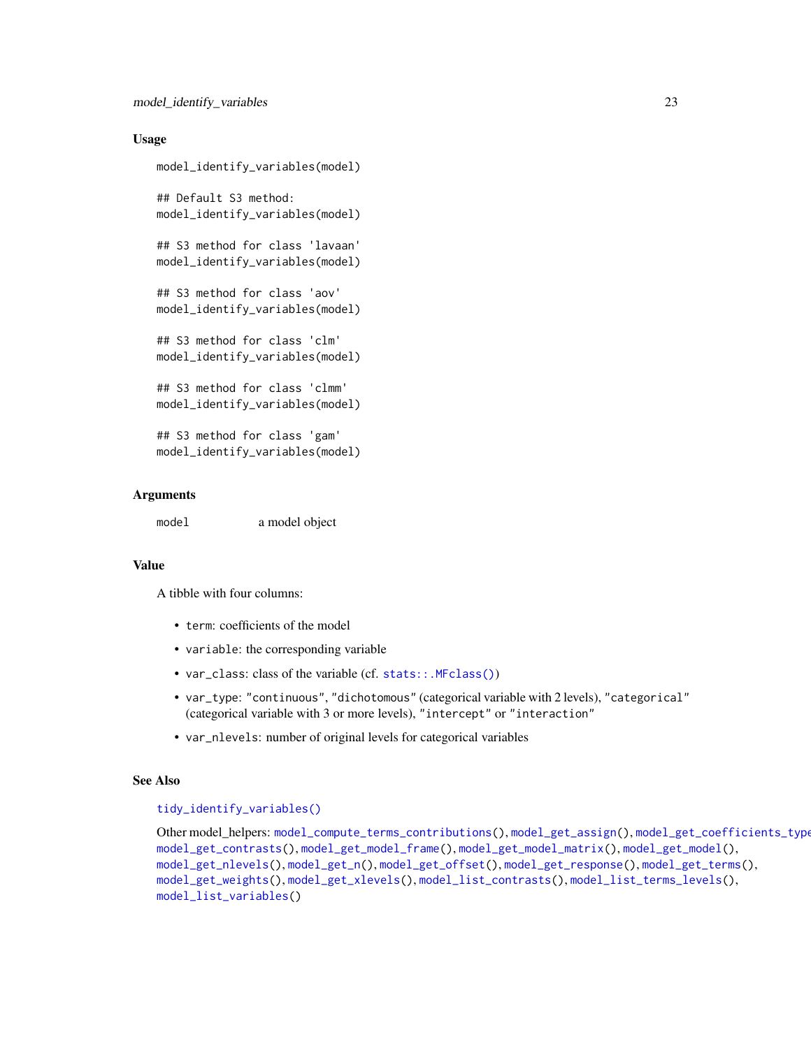### Usage

```
model_identify_variables(model)

## Default S3 method:
model_identify_variables(model)

## S3 method for class 'lavaan'
model_identify_variables(model)

## S3 method for class 'aov'
model_identify_variables(model)

## S3 method for class 'clm'
model_identify_variables(model)

## S3 method for class 'clmm'
model_identify_variables(model)

## S3 method for class 'gam'
model_identify_variables(model)
```

### Arguments

| | |
|---|---|
| model | a model object |

### Value

A tibble with four columns:

- `term`: coefficients of the model
- `variable`: the corresponding variable
- `var_class`: class of the variable (cf. `stats::.MFclass()`)
- `var_type`: `"continuous"`, `"dichotomous"` (categorical variable with 2 levels), `"categorical"` (categorical variable with 3 or more levels), `"intercept"` or `"interaction"`
- `var_nlevels`: number of original levels for categorical variables

### See Also

`tidy_identify_variables()`

Other model_helpers: `model_compute_terms_contributions()`, `model_get_assign()`, `model_get_coefficients_type()`, `model_get_contrasts()`, `model_get_model_frame()`, `model_get_model_matrix()`, `model_get_model()`, `model_get_nlevels()`, `model_get_n()`, `model_get_offset()`, `model_get_response()`, `model_get_terms()`, `model_get_weights()`, `model_get_xlevels()`, `model_list_contrasts()`, `model_list_terms_levels()`, `model_list_variables()`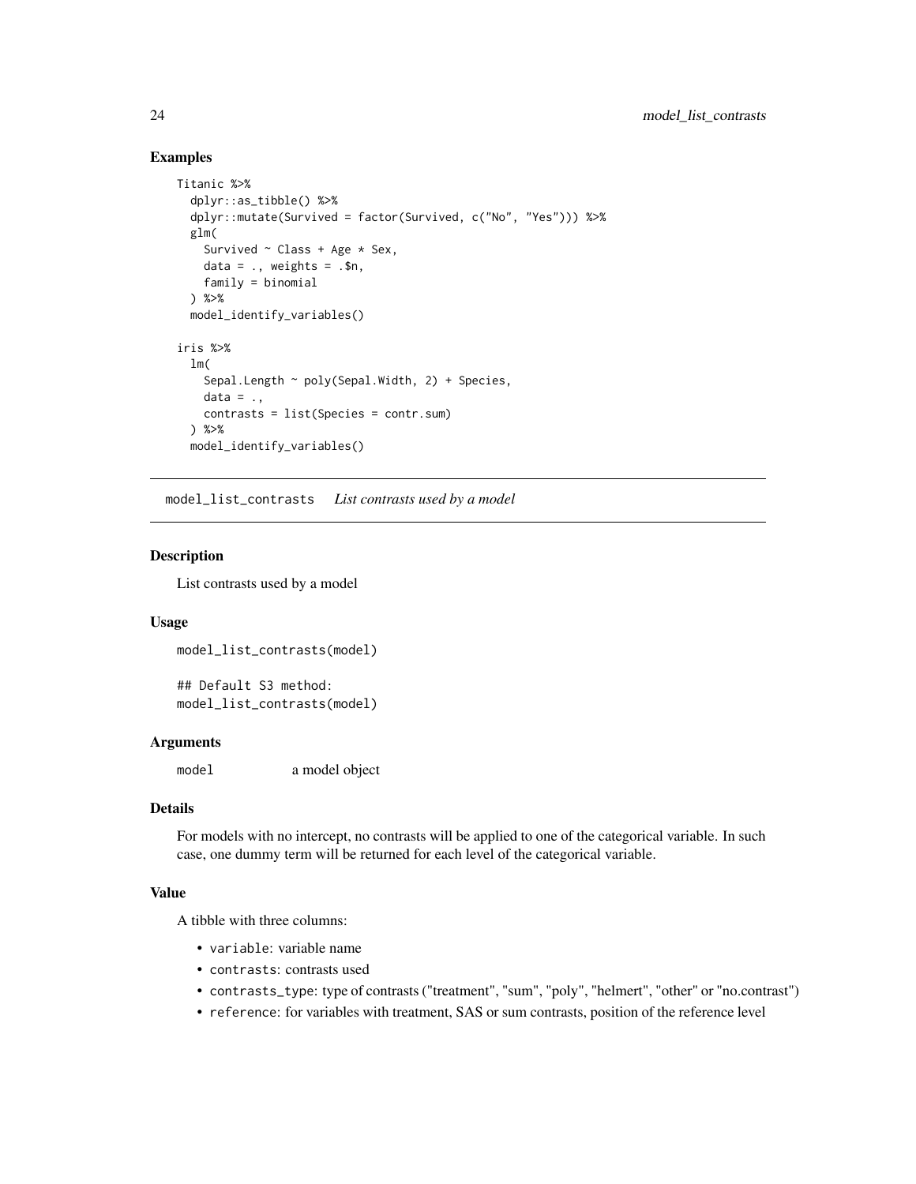### Examples

```
Titanic %>%
  dplyr::as_tibble() %>%
  dplyr::mutate(Survived = factor(Survived, c("No", "Yes"))) %>%
  glm(
    Survived ~ Class + Age * Sex,
    data = ., weights = .$n,
    family = binomial
  ) %>%
  model_identify_variables()

iris %>%
  lm(
    Sepal.Length ~ poly(Sepal.Width, 2) + Species,
    data = .,
    contrasts = list(Species = contr.sum)
  ) %>%
  model_identify_variables()
```

---

## model_list_contrasts *List contrasts used by a model*

---

### Description

List contrasts used by a model

### Usage

```
model_list_contrasts(model)

## Default S3 method:
model_list_contrasts(model)
```

### Arguments

| | |
|---|---|
| model | a model object |

### Details

For models with no intercept, no contrasts will be applied to one of the categorical variable. In such case, one dummy term will be returned for each level of the categorical variable.

### Value

A tibble with three columns:

- `variable`: variable name
- `contrasts`: contrasts used
- `contrasts_type`: type of contrasts ("treatment", "sum", "poly", "helmert", "other" or "no.contrast")
- `reference`: for variables with treatment, SAS or sum contrasts, position of the reference level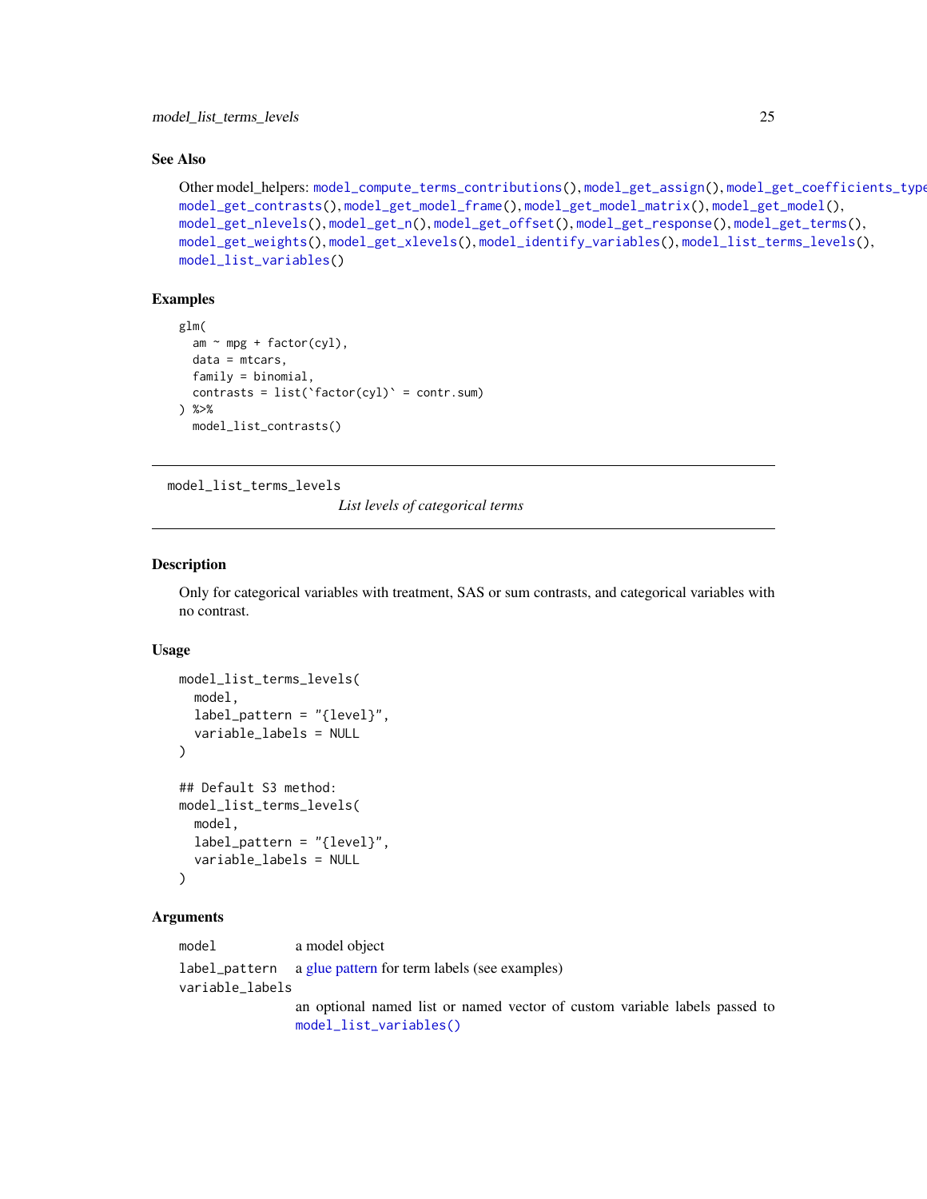## See Also

Other model_helpers: `model_compute_terms_contributions()`, `model_get_assign()`, `model_get_coefficients_type()`, `model_get_contrasts()`, `model_get_model_frame()`, `model_get_model_matrix()`, `model_get_model()`, `model_get_nlevels()`, `model_get_n()`, `model_get_offset()`, `model_get_response()`, `model_get_terms()`, `model_get_weights()`, `model_get_xlevels()`, `model_identify_variables()`, `model_list_terms_levels()`, `model_list_variables()`

## Examples

```
glm(
  am ~ mpg + factor(cyl),
  data = mtcars,
  family = binomial,
  contrasts = list(`factor(cyl)` = contr.sum)
) %>%
  model_list_contrasts()
```

---

# model_list_terms_levels

*List levels of categorical terms*

---

## Description

Only for categorical variables with treatment, SAS or sum contrasts, and categorical variables with no contrast.

## Usage

```
model_list_terms_levels(
  model,
  label_pattern = "{level}",
  variable_labels = NULL
)

## Default S3 method:
model_list_terms_levels(
  model,
  label_pattern = "{level}",
  variable_labels = NULL
)
```

## Arguments

| | |
|---|---|
| `model` | a model object |
| `label_pattern` | a glue pattern for term labels (see examples) |
| `variable_labels` | an optional named list or named vector of custom variable labels passed to `model_list_variables()` |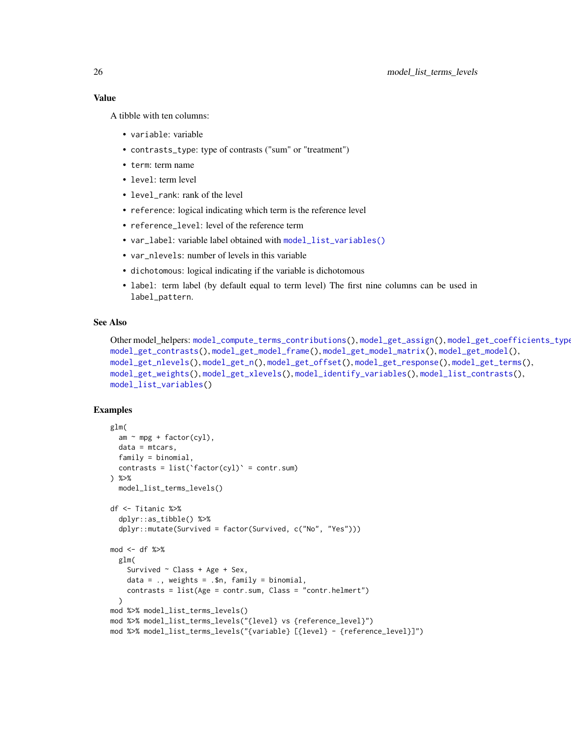## Value

A tibble with ten columns:

- `variable`: variable
- `contrasts_type`: type of contrasts ("sum" or "treatment")
- `term`: term name
- `level`: term level
- `level_rank`: rank of the level
- `reference`: logical indicating which term is the reference level
- `reference_level`: level of the reference term
- `var_label`: variable label obtained with `model_list_variables()`
- `var_nlevels`: number of levels in this variable
- `dichotomous`: logical indicating if the variable is dichotomous
- `label`: term label (by default equal to term level) The first nine columns can be used in `label_pattern`.

## See Also

Other model_helpers: `model_compute_terms_contributions()`, `model_get_assign()`, `model_get_coefficients_type()`, `model_get_contrasts()`, `model_get_model_frame()`, `model_get_model_matrix()`, `model_get_model()`, `model_get_nlevels()`, `model_get_n()`, `model_get_offset()`, `model_get_response()`, `model_get_terms()`, `model_get_weights()`, `model_get_xlevels()`, `model_identify_variables()`, `model_list_contrasts()`, `model_list_variables()`

## Examples

```
glm(
  am ~ mpg + factor(cyl),
  data = mtcars,
  family = binomial,
  contrasts = list(`factor(cyl)` = contr.sum)
) %>%
  model_list_terms_levels()

df <- Titanic %>%
  dplyr::as_tibble() %>%
  dplyr::mutate(Survived = factor(Survived, c("No", "Yes")))

mod <- df %>%
  glm(
    Survived ~ Class + Age + Sex,
    data = ., weights = .$n, family = binomial,
    contrasts = list(Age = contr.sum, Class = "contr.helmert")
  )
mod %>% model_list_terms_levels()
mod %>% model_list_terms_levels("{level} vs {reference_level}")
mod %>% model_list_terms_levels("{variable} [{level} - {reference_level}]")
```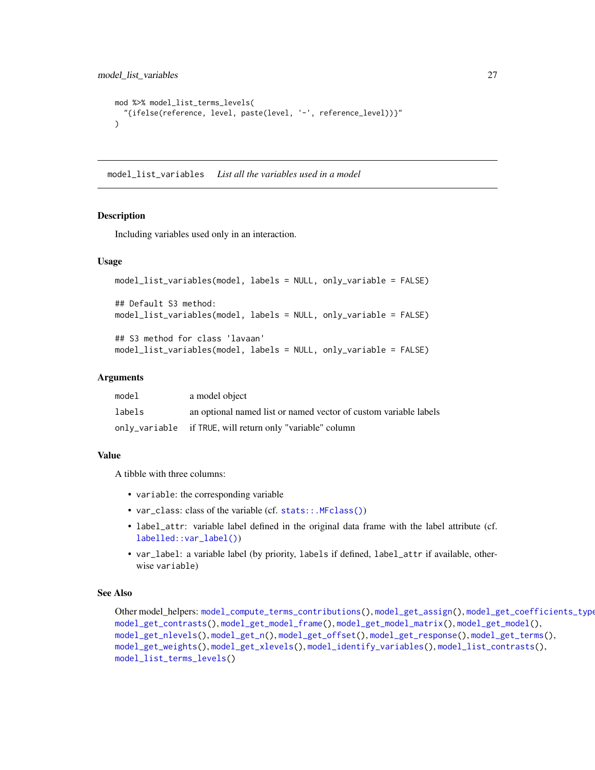```
mod %>% model_list_terms_levels(
  "{ifelse(reference, level, paste(level, '-', reference_level))}"
)
```

## model_list_variables *List all the variables used in a model*

### Description

Including variables used only in an interaction.

### Usage

```
model_list_variables(model, labels = NULL, only_variable = FALSE)

## Default S3 method:
model_list_variables(model, labels = NULL, only_variable = FALSE)

## S3 method for class 'lavaan'
model_list_variables(model, labels = NULL, only_variable = FALSE)
```

### Arguments

| | |
|---|---|
| `model` | a model object |
| `labels` | an optional named list or named vector of custom variable labels |
| `only_variable` | if `TRUE`, will return only "variable" column |

### Value

A tibble with three columns:

- `variable`: the corresponding variable
- `var_class`: class of the variable (cf. `stats::.MFclass()`)
- `label_attr`: variable label defined in the original data frame with the label attribute (cf. `labelled::var_label()`)
- `var_label`: a variable label (by priority, `labels` if defined, `label_attr` if available, otherwise `variable`)

### See Also

Other model_helpers: `model_compute_terms_contributions()`, `model_get_assign()`, `model_get_coefficients_type()`, `model_get_contrasts()`, `model_get_model_frame()`, `model_get_model_matrix()`, `model_get_model()`, `model_get_nlevels()`, `model_get_n()`, `model_get_offset()`, `model_get_response()`, `model_get_terms()`, `model_get_weights()`, `model_get_xlevels()`, `model_identify_variables()`, `model_list_contrasts()`, `model_list_terms_levels()`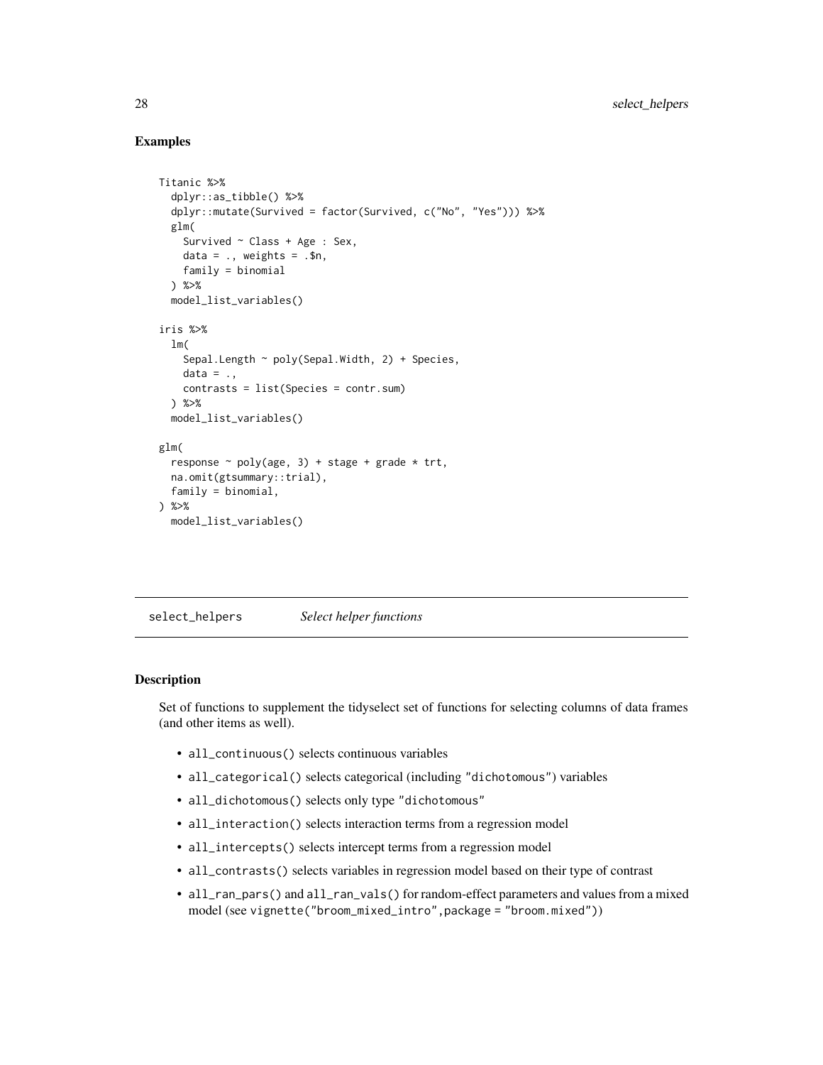## Examples

```
Titanic %>%
  dplyr::as_tibble() %>%
  dplyr::mutate(Survived = factor(Survived, c("No", "Yes"))) %>%
  glm(
    Survived ~ Class + Age : Sex,
    data = ., weights = .$n,
    family = binomial
  ) %>%
  model_list_variables()

iris %>%
  lm(
    Sepal.Length ~ poly(Sepal.Width, 2) + Species,
    data = .,
    contrasts = list(Species = contr.sum)
  ) %>%
  model_list_variables()

glm(
  response ~ poly(age, 3) + stage + grade * trt,
  na.omit(gtsummary::trial),
  family = binomial,
) %>%
  model_list_variables()
```

# select_helpers *Select helper functions*

## Description

Set of functions to supplement the tidyselect set of functions for selecting columns of data frames (and other items as well).

- `all_continuous()` selects continuous variables
- `all_categorical()` selects categorical (including "dichotomous") variables
- `all_dichotomous()` selects only type "dichotomous"
- `all_interaction()` selects interaction terms from a regression model
- `all_intercepts()` selects intercept terms from a regression model
- `all_contrasts()` selects variables in regression model based on their type of contrast
- `all_ran_pars()` and `all_ran_vals()` for random-effect parameters and values from a mixed model (see `vignette("broom_mixed_intro",package = "broom.mixed")`)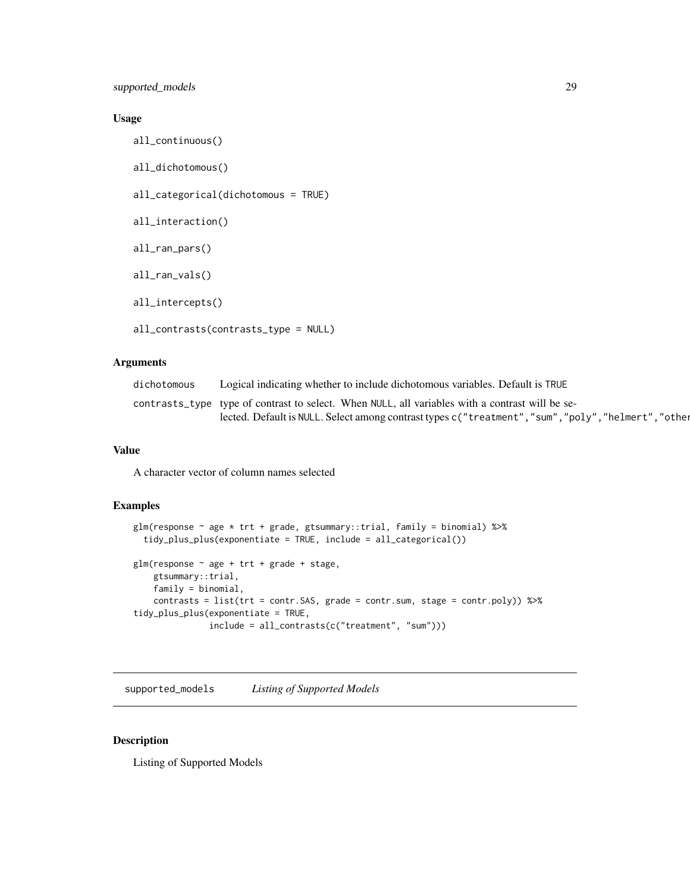### Usage

```
all_continuous()

all_dichotomous()

all_categorical(dichotomous = TRUE)

all_interaction()

all_ran_pars()

all_ran_vals()

all_intercepts()

all_contrasts(contrasts_type = NULL)
```

### Arguments

| | |
|---|---|
| dichotomous | Logical indicating whether to include dichotomous variables. Default is TRUE |
| contrasts_type | type of contrast to select. When NULL, all variables with a contrast will be selected. Default is NULL. Select among contrast types c("treatment","sum","poly","helmert","other |

### Value

A character vector of column names selected

### Examples

```
glm(response ~ age * trt + grade, gtsummary::trial, family = binomial) %>%
  tidy_plus_plus(exponentiate = TRUE, include = all_categorical())

glm(response ~ age + trt + grade + stage,
    gtsummary::trial,
    family = binomial,
    contrasts = list(trt = contr.SAS, grade = contr.sum, stage = contr.poly)) %>%
tidy_plus_plus(exponentiate = TRUE,
               include = all_contrasts(c("treatment", "sum")))
```

---

## supported_models *Listing of Supported Models*

### Description

Listing of Supported Models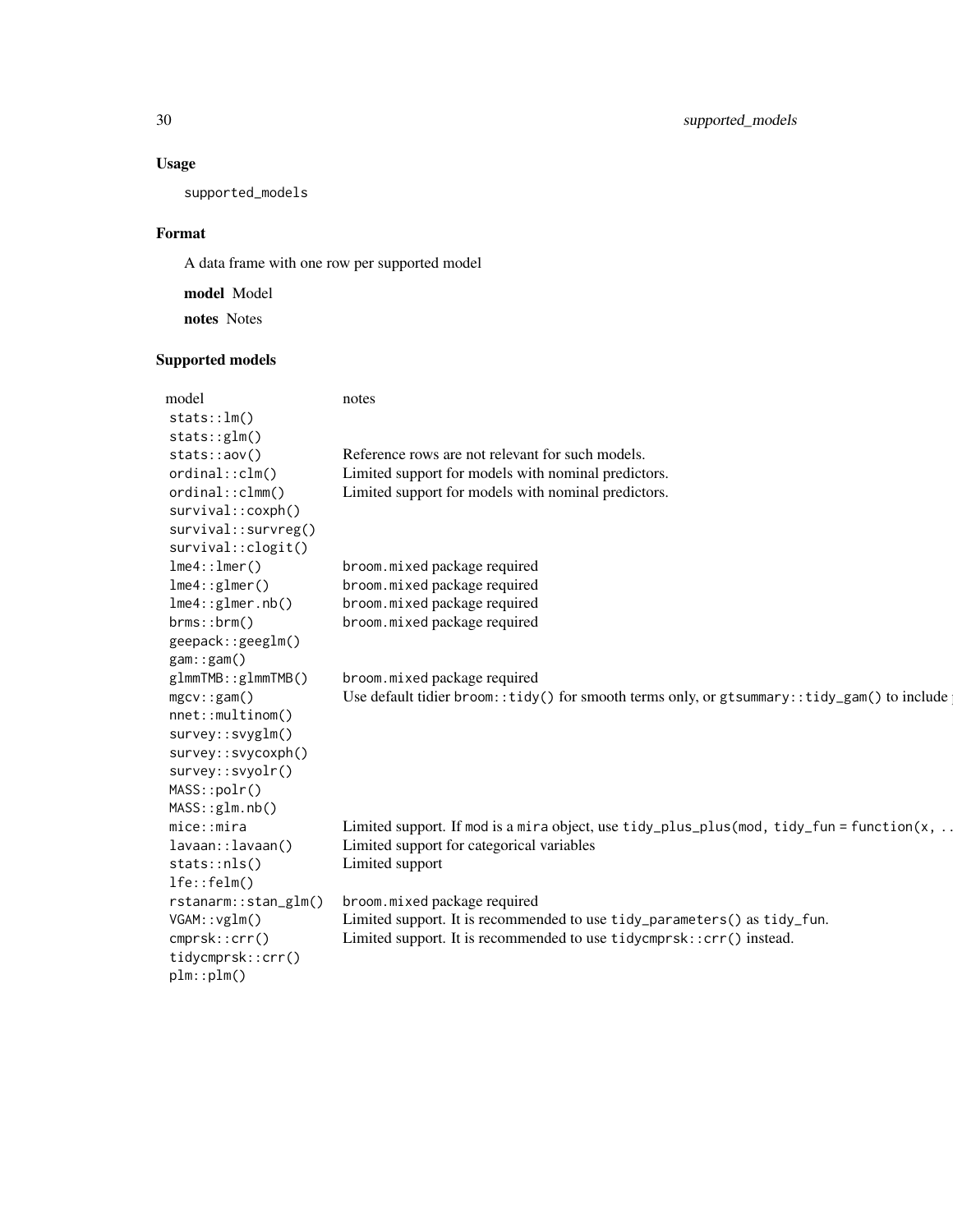### Usage

```
supported_models
```

### Format

A data frame with one row per supported model

**model** Model

**notes** Notes

### Supported models

| model | notes |
|---|---|
| `stats::lm()` | |
| `stats::glm()` | |
| `stats::aov()` | Reference rows are not relevant for such models. |
| `ordinal::clm()` | Limited support for models with nominal predictors. |
| `ordinal::clmm()` | Limited support for models with nominal predictors. |
| `survival::coxph()` | |
| `survival::survreg()` | |
| `survival::clogit()` | |
| `lme4::lmer()` | `broom.mixed` package required |
| `lme4::glmer()` | `broom.mixed` package required |
| `lme4::glmer.nb()` | `broom.mixed` package required |
| `brms::brm()` | `broom.mixed` package required |
| `geepack::geeglm()` | |
| `gam::gam()` | |
| `glmmTMB::glmmTMB()` | `broom.mixed` package required |
| `mgcv::gam()` | Use default tidier `broom::tidy()` for smooth terms only, or `gtsummary::tidy_gam()` to include |
| `nnet::multinom()` | |
| `survey::svyglm()` | |
| `survey::svycoxph()` | |
| `survey::svyolr()` | |
| `MASS::polr()` | |
| `MASS::glm.nb()` | |
| `mice::mira` | Limited support. If `mod` is a `mira` object, use `tidy_plus_plus(mod, tidy_fun = function(x, ..` |
| `lavaan::lavaan()` | Limited support for categorical variables |
| `stats::nls()` | Limited support |
| `lfe::felm()` | |
| `rstanarm::stan_glm()` | `broom.mixed` package required |
| `VGAM::vglm()` | Limited support. It is recommended to use `tidy_parameters()` as `tidy_fun`. |
| `cmprsk::crr()` | Limited support. It is recommended to use `tidycmprsk::crr()` instead. |
| `tidycmprsk::crr()` | |
| `plm::plm()` | |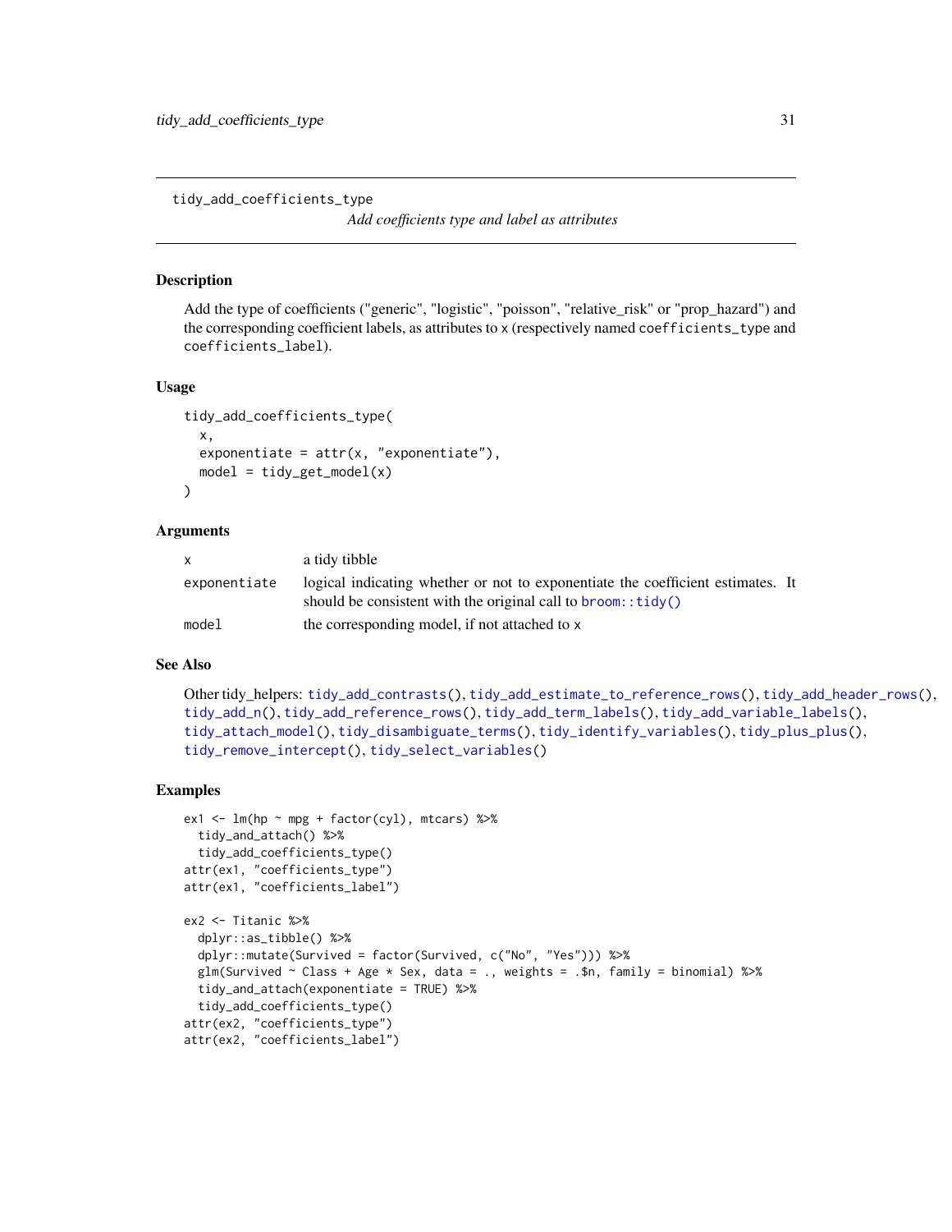# tidy_add_coefficients_type

*Add coefficients type and label as attributes*

## Description

Add the type of coefficients ("generic", "logistic", "poisson", "relative_risk" or "prop_hazard") and the corresponding coefficient labels, as attributes to `x` (respectively named `coefficients_type` and `coefficients_label`).

## Usage

```
tidy_add_coefficients_type(
  x,
  exponentiate = attr(x, "exponentiate"),
  model = tidy_get_model(x)
)
```

## Arguments

| | |
|---|---|
| `x` | a tidy tibble |
| `exponentiate` | logical indicating whether or not to exponentiate the coefficient estimates. It should be consistent with the original call to `broom::tidy()` |
| `model` | the corresponding model, if not attached to `x` |

## See Also

Other tidy_helpers: `tidy_add_contrasts()`, `tidy_add_estimate_to_reference_rows()`, `tidy_add_header_rows()`, `tidy_add_n()`, `tidy_add_reference_rows()`, `tidy_add_term_labels()`, `tidy_add_variable_labels()`, `tidy_attach_model()`, `tidy_disambiguate_terms()`, `tidy_identify_variables()`, `tidy_plus_plus()`, `tidy_remove_intercept()`, `tidy_select_variables()`

## Examples

```
ex1 <- lm(hp ~ mpg + factor(cyl), mtcars) %>%
  tidy_and_attach() %>%
  tidy_add_coefficients_type()
attr(ex1, "coefficients_type")
attr(ex1, "coefficients_label")

ex2 <- Titanic %>%
  dplyr::as_tibble() %>%
  dplyr::mutate(Survived = factor(Survived, c("No", "Yes"))) %>%
  glm(Survived ~ Class + Age * Sex, data = ., weights = .$n, family = binomial) %>%
  tidy_and_attach(exponentiate = TRUE) %>%
  tidy_add_coefficients_type()
attr(ex2, "coefficients_type")
attr(ex2, "coefficients_label")
```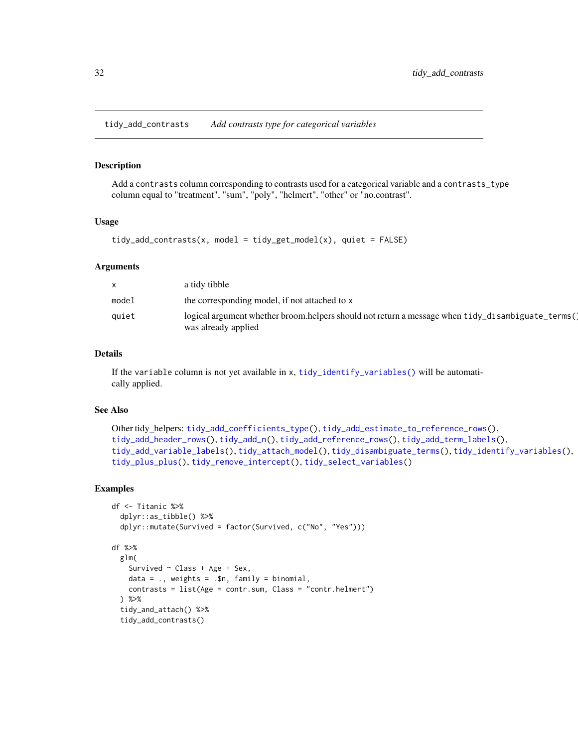## tidy_add_contrasts — *Add contrasts type for categorical variables*

### Description

Add a `contrasts` column corresponding to contrasts used for a categorical variable and a `contrasts_type` column equal to "treatment", "sum", "poly", "helmert", "other" or "no.contrast".

### Usage

```
tidy_add_contrasts(x, model = tidy_get_model(x), quiet = FALSE)
```

### Arguments

| | |
|---|---|
| x | a tidy tibble |
| model | the corresponding model, if not attached to x |
| quiet | logical argument whether broom.helpers should not return a message when `tidy_disambiguate_terms()` was already applied |

### Details

If the `variable` column is not yet available in `x`, `tidy_identify_variables()` will be automatically applied.

### See Also

Other tidy_helpers: `tidy_add_coefficients_type()`, `tidy_add_estimate_to_reference_rows()`, `tidy_add_header_rows()`, `tidy_add_n()`, `tidy_add_reference_rows()`, `tidy_add_term_labels()`, `tidy_add_variable_labels()`, `tidy_attach_model()`, `tidy_disambiguate_terms()`, `tidy_identify_variables()`, `tidy_plus_plus()`, `tidy_remove_intercept()`, `tidy_select_variables()`

### Examples

```
df <- Titanic %>%
  dplyr::as_tibble() %>%
  dplyr::mutate(Survived = factor(Survived, c("No", "Yes")))

df %>%
  glm(
    Survived ~ Class + Age + Sex,
    data = ., weights = .$n, family = binomial,
    contrasts = list(Age = contr.sum, Class = "contr.helmert")
  ) %>%
  tidy_and_attach() %>%
  tidy_add_contrasts()
```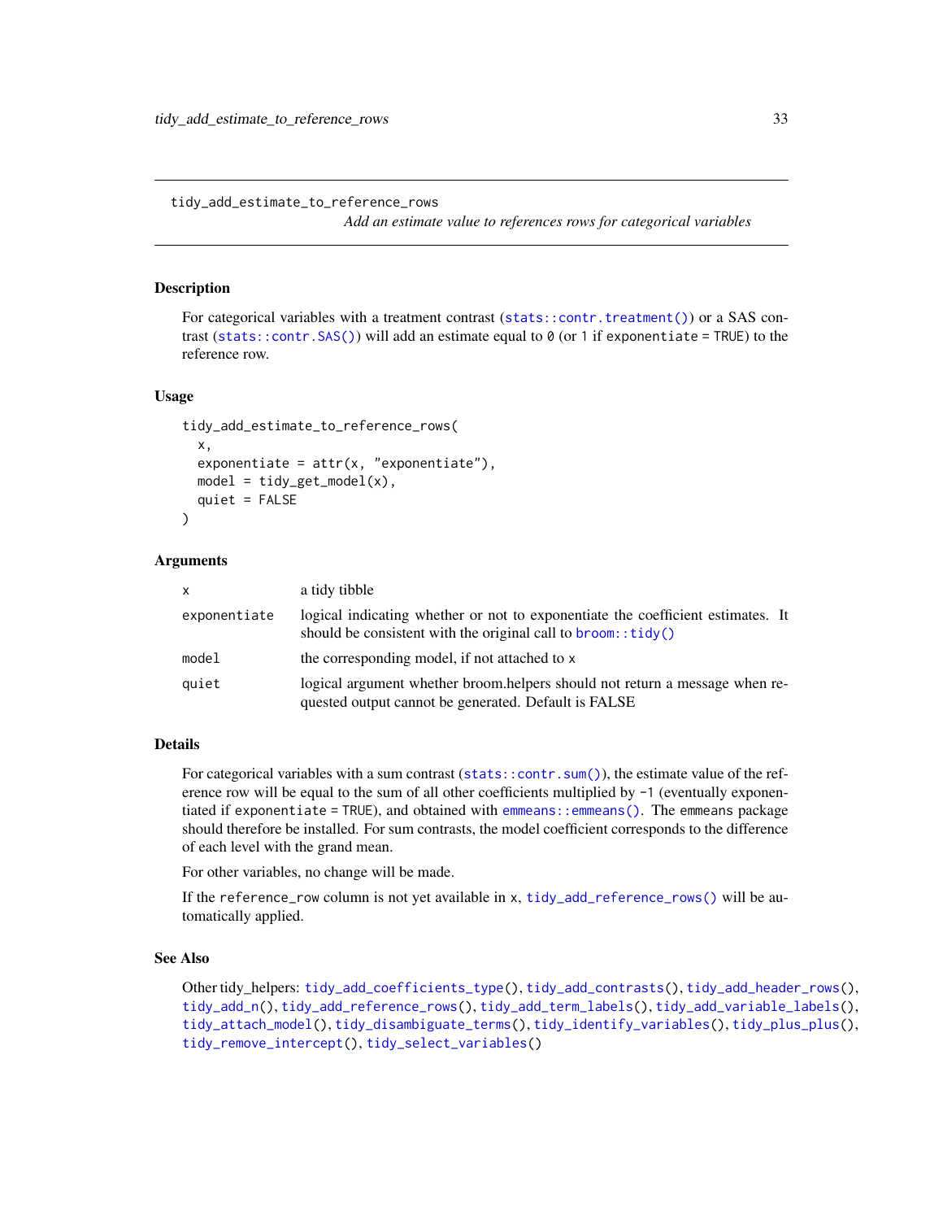## tidy_add_estimate_to_reference_rows

*Add an estimate value to references rows for categorical variables*

### Description

For categorical variables with a treatment contrast (`stats::contr.treatment()`) or a SAS contrast (`stats::contr.SAS()`) will add an estimate equal to `0` (or `1` if `exponentiate = TRUE`) to the reference row.

### Usage

```
tidy_add_estimate_to_reference_rows(
  x,
  exponentiate = attr(x, "exponentiate"),
  model = tidy_get_model(x),
  quiet = FALSE
)
```

### Arguments

| | |
|---|---|
| `x` | a tidy tibble |
| `exponentiate` | logical indicating whether or not to exponentiate the coefficient estimates. It should be consistent with the original call to `broom::tidy()` |
| `model` | the corresponding model, if not attached to `x` |
| `quiet` | logical argument whether broom.helpers should not return a message when requested output cannot be generated. Default is FALSE |

### Details

For categorical variables with a sum contrast (`stats::contr.sum()`), the estimate value of the reference row will be equal to the sum of all other coefficients multiplied by `-1` (eventually exponentiated if `exponentiate = TRUE`), and obtained with `emmeans::emmeans()`. The emmeans package should therefore be installed. For sum contrasts, the model coefficient corresponds to the difference of each level with the grand mean.

For other variables, no change will be made.

If the `reference_row` column is not yet available in `x`, `tidy_add_reference_rows()` will be automatically applied.

### See Also

Other tidy_helpers: `tidy_add_coefficients_type()`, `tidy_add_contrasts()`, `tidy_add_header_rows()`, `tidy_add_n()`, `tidy_add_reference_rows()`, `tidy_add_term_labels()`, `tidy_add_variable_labels()`, `tidy_attach_model()`, `tidy_disambiguate_terms()`, `tidy_identify_variables()`, `tidy_plus_plus()`, `tidy_remove_intercept()`, `tidy_select_variables()`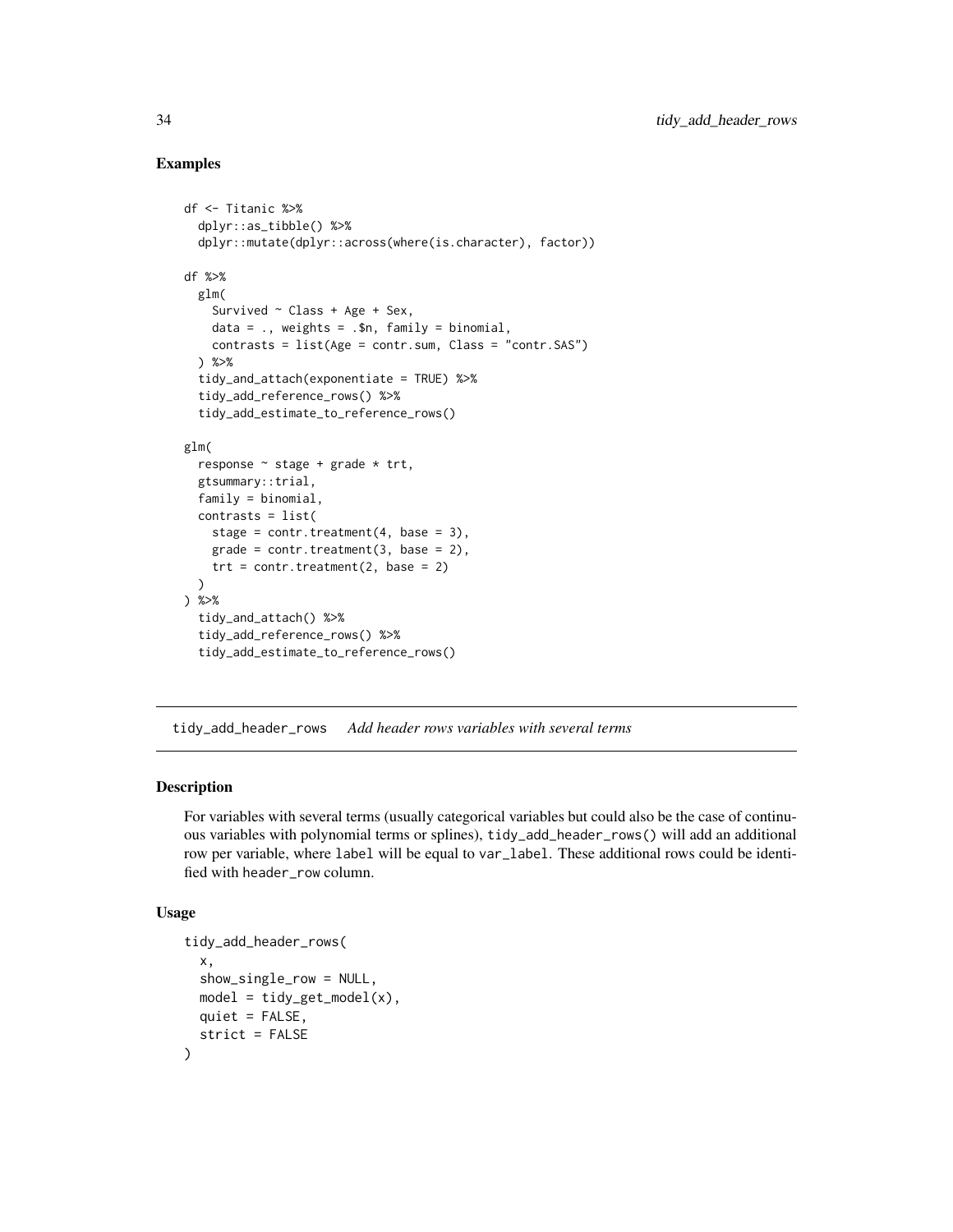### Examples

```
df <- Titanic %>%
  dplyr::as_tibble() %>%
  dplyr::mutate(dplyr::across(where(is.character), factor))

df %>%
  glm(
    Survived ~ Class + Age + Sex,
    data = ., weights = .$n, family = binomial,
    contrasts = list(Age = contr.sum, Class = "contr.SAS")
  ) %>%
  tidy_and_attach(exponentiate = TRUE) %>%
  tidy_add_reference_rows() %>%
  tidy_add_estimate_to_reference_rows()

glm(
  response ~ stage + grade * trt,
  gtsummary::trial,
  family = binomial,
  contrasts = list(
    stage = contr.treatment(4, base = 3),
    grade = contr.treatment(3, base = 2),
    trt = contr.treatment(2, base = 2)
  )
) %>%
  tidy_and_attach() %>%
  tidy_add_reference_rows() %>%
  tidy_add_estimate_to_reference_rows()
```

---

## tidy_add_header_rows *Add header rows variables with several terms*

### Description

For variables with several terms (usually categorical variables but could also be the case of continuous variables with polynomial terms or splines), `tidy_add_header_rows()` will add an additional row per variable, where `label` will be equal to `var_label`. These additional rows could be identified with `header_row` column.

### Usage

```
tidy_add_header_rows(
  x,
  show_single_row = NULL,
  model = tidy_get_model(x),
  quiet = FALSE,
  strict = FALSE
)
```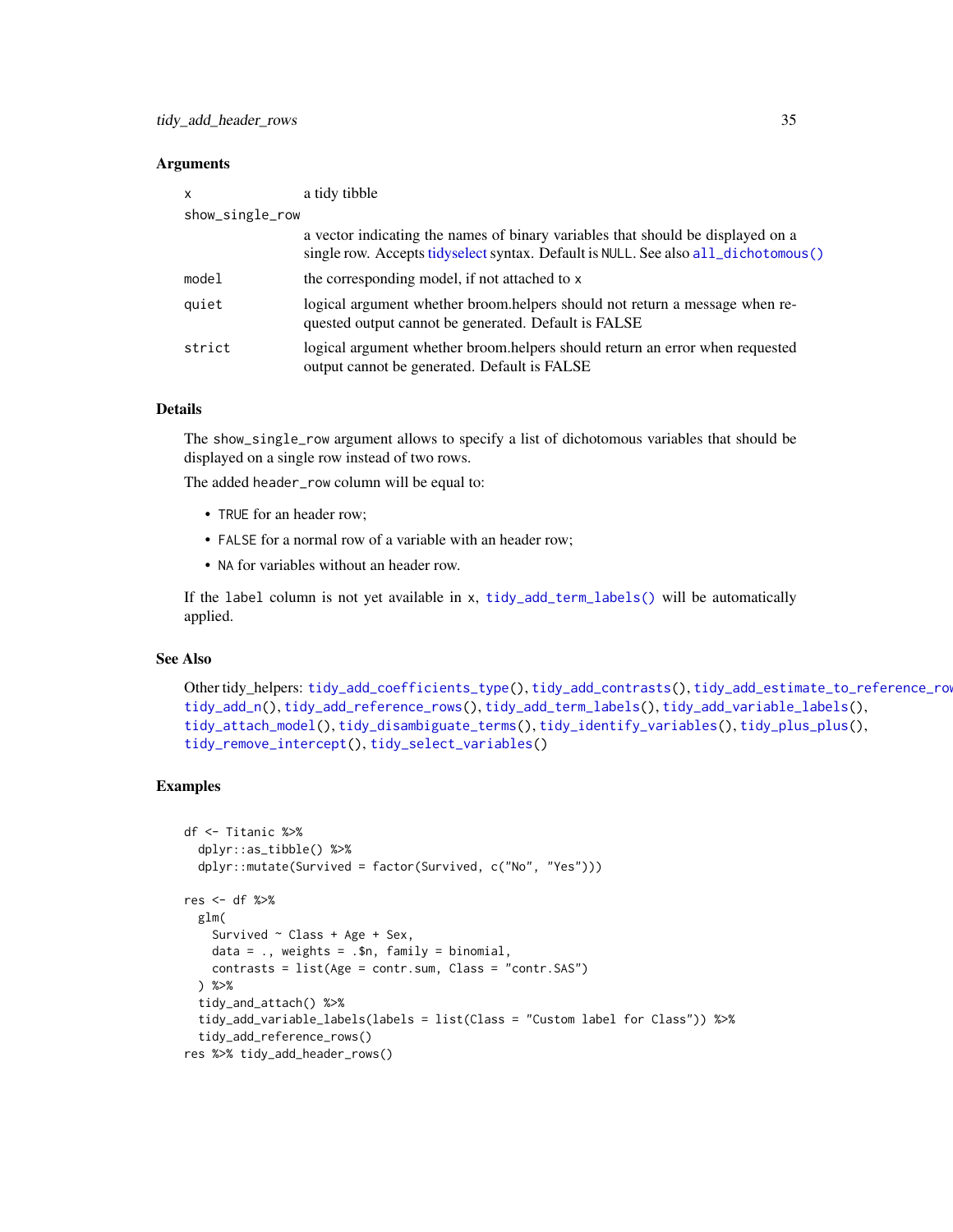### Arguments

| | |
|---|---|
| x | a tidy tibble |
| show_single_row | a vector indicating the names of binary variables that should be displayed on a single row. Accepts tidyselect syntax. Default is NULL. See also `all_dichotomous()` |
| model | the corresponding model, if not attached to x |
| quiet | logical argument whether broom.helpers should not return a message when requested output cannot be generated. Default is FALSE |
| strict | logical argument whether broom.helpers should return an error when requested output cannot be generated. Default is FALSE |

### Details

The `show_single_row` argument allows to specify a list of dichotomous variables that should be displayed on a single row instead of two rows.

The added `header_row` column will be equal to:

- `TRUE` for an header row;
- `FALSE` for a normal row of a variable with an header row;
- `NA` for variables without an header row.

If the `label` column is not yet available in `x`, `tidy_add_term_labels()` will be automatically applied.

### See Also

Other tidy_helpers: `tidy_add_coefficients_type()`, `tidy_add_contrasts()`, `tidy_add_estimate_to_reference_rows()`, `tidy_add_n()`, `tidy_add_reference_rows()`, `tidy_add_term_labels()`, `tidy_add_variable_labels()`, `tidy_attach_model()`, `tidy_disambiguate_terms()`, `tidy_identify_variables()`, `tidy_plus_plus()`, `tidy_remove_intercept()`, `tidy_select_variables()`

### Examples

```
df <- Titanic %>%
  dplyr::as_tibble() %>%
  dplyr::mutate(Survived = factor(Survived, c("No", "Yes")))

res <- df %>%
  glm(
    Survived ~ Class + Age + Sex,
    data = ., weights = .$n, family = binomial,
    contrasts = list(Age = contr.sum, Class = "contr.SAS")
  ) %>%
  tidy_and_attach() %>%
  tidy_add_variable_labels(labels = list(Class = "Custom label for Class")) %>%
  tidy_add_reference_rows()
res %>% tidy_add_header_rows()
```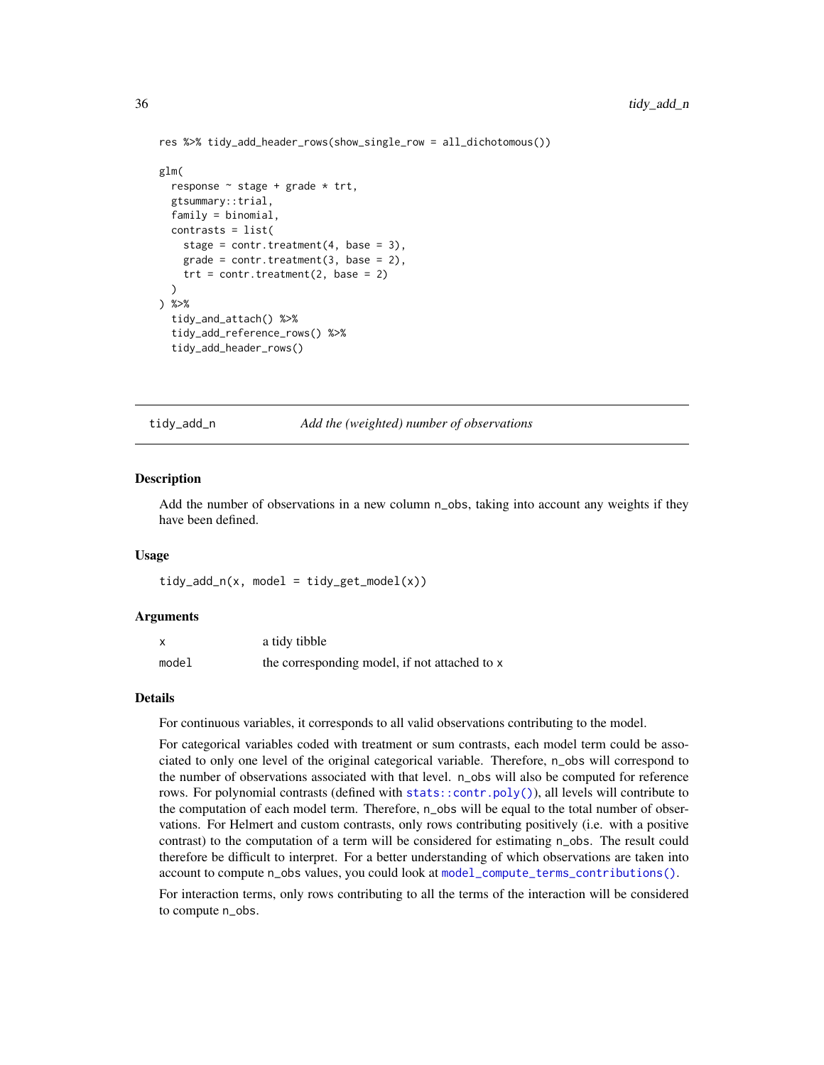```
res %>% tidy_add_header_rows(show_single_row = all_dichotomous())

glm(
  response ~ stage + grade * trt,
  gtsummary::trial,
  family = binomial,
  contrasts = list(
    stage = contr.treatment(4, base = 3),
    grade = contr.treatment(3, base = 2),
    trt = contr.treatment(2, base = 2)
  )
) %>%
  tidy_and_attach() %>%
  tidy_add_reference_rows() %>%
  tidy_add_header_rows()
```

## tidy_add_n — *Add the (weighted) number of observations*

### Description

Add the number of observations in a new column `n_obs`, taking into account any weights if they have been defined.

### Usage

```
tidy_add_n(x, model = tidy_get_model(x))
```

### Arguments

| | |
|---|---|
| `x` | a tidy tibble |
| `model` | the corresponding model, if not attached to `x` |

### Details

For continuous variables, it corresponds to all valid observations contributing to the model.

For categorical variables coded with treatment or sum contrasts, each model term could be associated to only one level of the original categorical variable. Therefore, `n_obs` will correspond to the number of observations associated with that level. `n_obs` will also be computed for reference rows. For polynomial contrasts (defined with `stats::contr.poly()`), all levels will contribute to the computation of each model term. Therefore, `n_obs` will be equal to the total number of observations. For Helmert and custom contrasts, only rows contributing positively (i.e. with a positive contrast) to the computation of a term will be considered for estimating `n_obs`. The result could therefore be difficult to interpret. For a better understanding of which observations are taken into account to compute `n_obs` values, you could look at `model_compute_terms_contributions()`.

For interaction terms, only rows contributing to all the terms of the interaction will be considered to compute `n_obs`.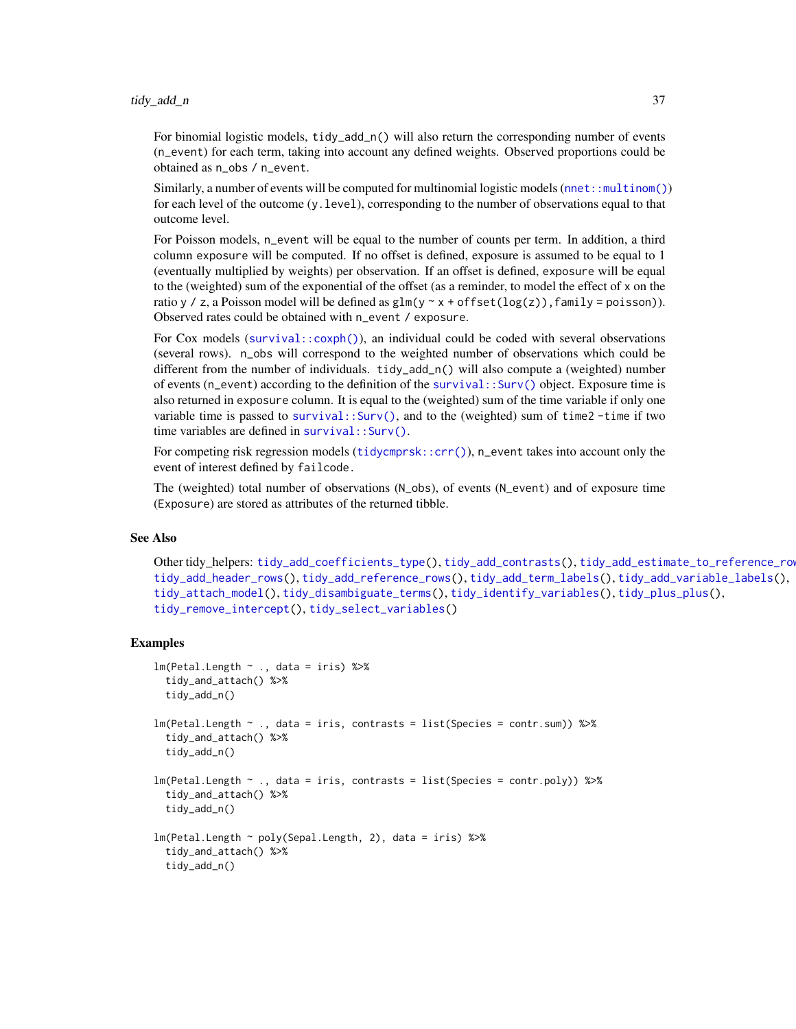For binomial logistic models, `tidy_add_n()` will also return the corresponding number of events (`n_event`) for each term, taking into account any defined weights. Observed proportions could be obtained as `n_obs / n_event`.

Similarly, a number of events will be computed for multinomial logistic models (`nnet::multinom()`) for each level of the outcome (`y.level`), corresponding to the number of observations equal to that outcome level.

For Poisson models, `n_event` will be equal to the number of counts per term. In addition, a third column `exposure` will be computed. If no offset is defined, exposure is assumed to be equal to 1 (eventually multiplied by weights) per observation. If an offset is defined, `exposure` will be equal to the (weighted) sum of the exponential of the offset (as a reminder, to model the effect of `x` on the ratio `y / z`, a Poisson model will be defined as `glm(y ~ x + offset(log(z)), family = poisson)`). Observed rates could be obtained with `n_event / exposure`.

For Cox models (`survival::coxph()`), an individual could be coded with several observations (several rows). `n_obs` will correspond to the weighted number of observations which could be different from the number of individuals. `tidy_add_n()` will also compute a (weighted) number of events (`n_event`) according to the definition of the `survival::Surv()` object. Exposure time is also returned in `exposure` column. It is equal to the (weighted) sum of the time variable if only one variable time is passed to `survival::Surv()`, and to the (weighted) sum of `time2 - time` if two time variables are defined in `survival::Surv()`.

For competing risk regression models (`tidycmprsk::crr()`), `n_event` takes into account only the event of interest defined by `failcode`.

The (weighted) total number of observations (`N_obs`), of events (`N_event`) and of exposure time (`Exposure`) are stored as attributes of the returned tibble.

## See Also

Other tidy_helpers: `tidy_add_coefficients_type()`, `tidy_add_contrasts()`, `tidy_add_estimate_to_reference_rows()`, `tidy_add_header_rows()`, `tidy_add_reference_rows()`, `tidy_add_term_labels()`, `tidy_add_variable_labels()`, `tidy_attach_model()`, `tidy_disambiguate_terms()`, `tidy_identify_variables()`, `tidy_plus_plus()`, `tidy_remove_intercept()`, `tidy_select_variables()`

## Examples

```
lm(Petal.Length ~ ., data = iris) %>%
  tidy_and_attach() %>%
  tidy_add_n()

lm(Petal.Length ~ ., data = iris, contrasts = list(Species = contr.sum)) %>%
  tidy_and_attach() %>%
  tidy_add_n()

lm(Petal.Length ~ ., data = iris, contrasts = list(Species = contr.poly)) %>%
  tidy_and_attach() %>%
  tidy_add_n()

lm(Petal.Length ~ poly(Sepal.Length, 2), data = iris) %>%
  tidy_and_attach() %>%
  tidy_add_n()
```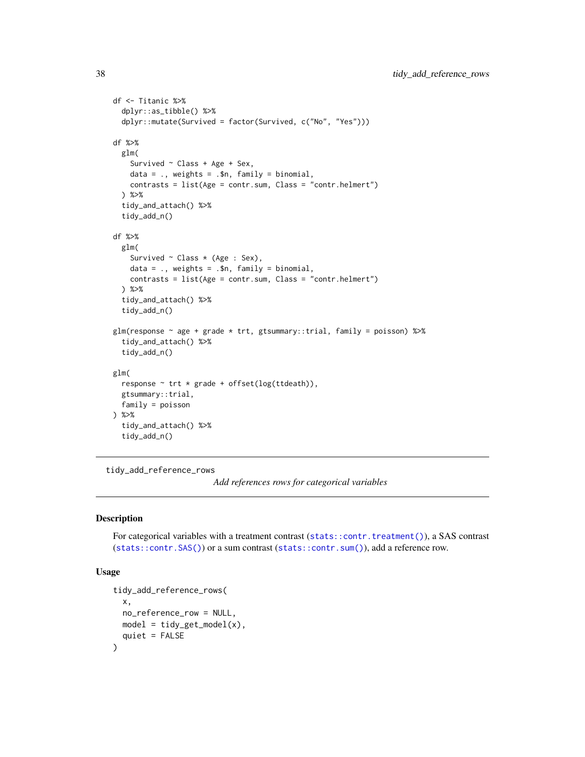```
df <- Titanic %>%
  dplyr::as_tibble() %>%
  dplyr::mutate(Survived = factor(Survived, c("No", "Yes")))

df %>%
  glm(
    Survived ~ Class + Age + Sex,
    data = ., weights = .$n, family = binomial,
    contrasts = list(Age = contr.sum, Class = "contr.helmert")
  ) %>%
  tidy_and_attach() %>%
  tidy_add_n()

df %>%
  glm(
    Survived ~ Class * (Age : Sex),
    data = ., weights = .$n, family = binomial,
    contrasts = list(Age = contr.sum, Class = "contr.helmert")
  ) %>%
  tidy_and_attach() %>%
  tidy_add_n()

glm(response ~ age + grade * trt, gtsummary::trial, family = poisson) %>%
  tidy_and_attach() %>%
  tidy_add_n()

glm(
  response ~ trt * grade + offset(log(ttdeath)),
  gtsummary::trial,
  family = poisson
) %>%
  tidy_and_attach() %>%
  tidy_add_n()
```

---

`tidy_add_reference_rows` *Add references rows for categorical variables*

---

## Description

For categorical variables with a treatment contrast (`stats::contr.treatment()`), a SAS contrast (`stats::contr.SAS()`) or a sum contrast (`stats::contr.sum()`), add a reference row.

## Usage

```
tidy_add_reference_rows(
  x,
  no_reference_row = NULL,
  model = tidy_get_model(x),
  quiet = FALSE
)
```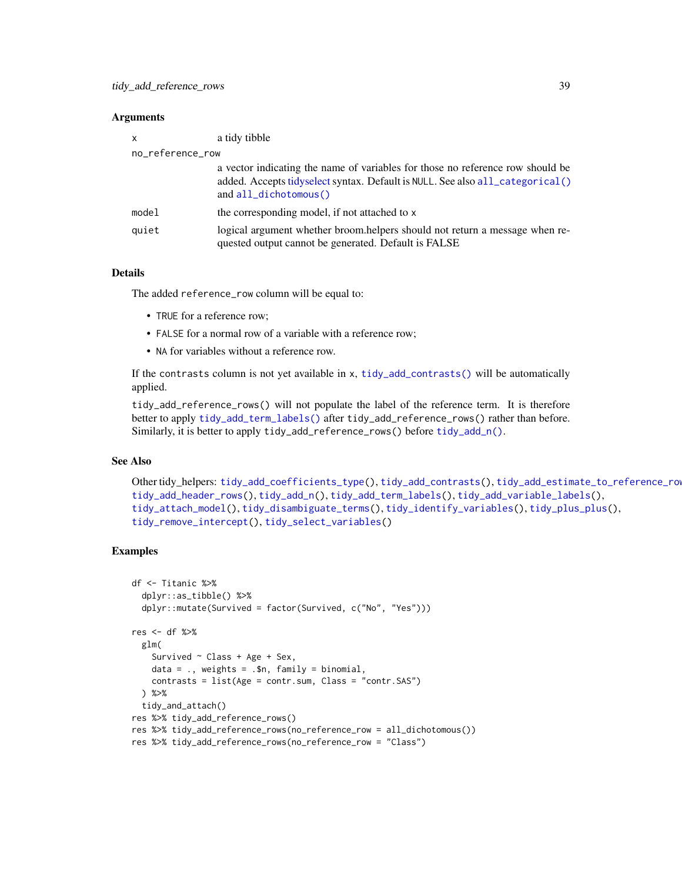## Arguments

- `x` — a tidy tibble
- `no_reference_row` — a vector indicating the name of variables for those no reference row should be added. Accepts tidyselect syntax. Default is `NULL`. See also `all_categorical()` and `all_dichotomous()`
- `model` — the corresponding model, if not attached to `x`
- `quiet` — logical argument whether broom.helpers should not return a message when requested output cannot be generated. Default is FALSE

## Details

The added `reference_row` column will be equal to:

- `TRUE` for a reference row;
- `FALSE` for a normal row of a variable with a reference row;
- `NA` for variables without a reference row.

If the `contrasts` column is not yet available in `x`, `tidy_add_contrasts()` will be automatically applied.

`tidy_add_reference_rows()` will not populate the label of the reference term. It is therefore better to apply `tidy_add_term_labels()` after `tidy_add_reference_rows()` rather than before. Similarly, it is better to apply `tidy_add_reference_rows()` before `tidy_add_n()`.

## See Also

Other tidy_helpers: `tidy_add_coefficients_type()`, `tidy_add_contrasts()`, `tidy_add_estimate_to_reference_rows()`, `tidy_add_header_rows()`, `tidy_add_n()`, `tidy_add_term_labels()`, `tidy_add_variable_labels()`, `tidy_attach_model()`, `tidy_disambiguate_terms()`, `tidy_identify_variables()`, `tidy_plus_plus()`, `tidy_remove_intercept()`, `tidy_select_variables()`

## Examples

```
df <- Titanic %>%
  dplyr::as_tibble() %>%
  dplyr::mutate(Survived = factor(Survived, c("No", "Yes")))

res <- df %>%
  glm(
    Survived ~ Class + Age + Sex,
    data = ., weights = .$n, family = binomial,
    contrasts = list(Age = contr.sum, Class = "contr.SAS")
  ) %>%
  tidy_and_attach()
res %>% tidy_add_reference_rows()
res %>% tidy_add_reference_rows(no_reference_row = all_dichotomous())
res %>% tidy_add_reference_rows(no_reference_row = "Class")
```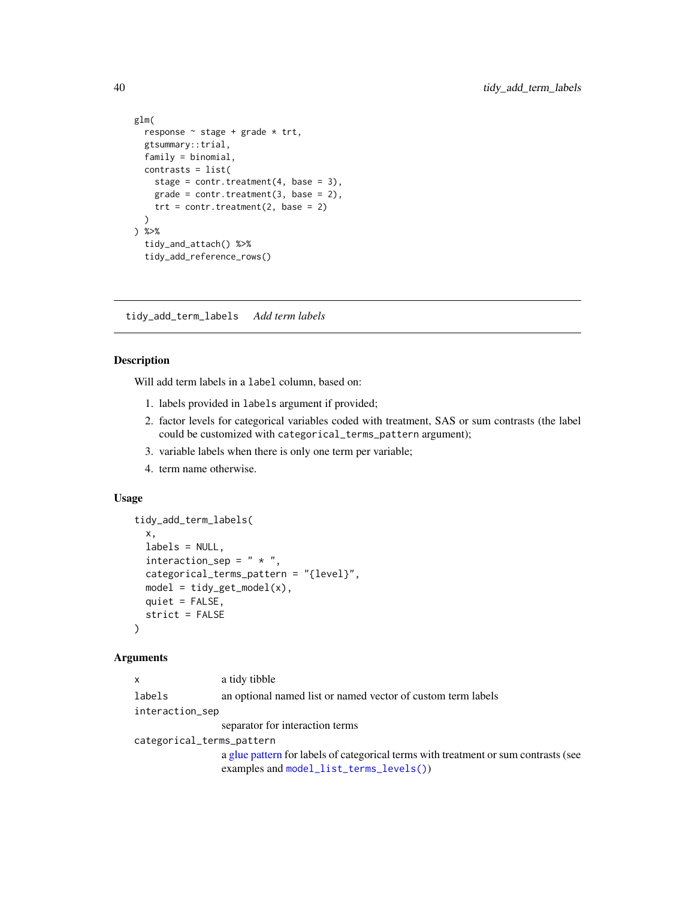```
glm(
  response ~ stage + grade * trt,
  gtsummary::trial,
  family = binomial,
  contrasts = list(
    stage = contr.treatment(4, base = 3),
    grade = contr.treatment(3, base = 2),
    trt = contr.treatment(2, base = 2)
  )
) %>%
  tidy_and_attach() %>%
  tidy_add_reference_rows()
```

---

## tidy_add_term_labels *Add term labels*

### Description

Will add term labels in a `label` column, based on:

1. labels provided in `labels` argument if provided;
2. factor levels for categorical variables coded with treatment, SAS or sum contrasts (the label could be customized with `categorical_terms_pattern` argument);
3. variable labels when there is only one term per variable;
4. term name otherwise.

### Usage

```
tidy_add_term_labels(
  x,
  labels = NULL,
  interaction_sep = " * ",
  categorical_terms_pattern = "{level}",
  model = tidy_get_model(x),
  quiet = FALSE,
  strict = FALSE
)
```

### Arguments

| | |
|---|---|
| `x` | a tidy tibble |
| `labels` | an optional named list or named vector of custom term labels |
| `interaction_sep` | separator for interaction terms |
| `categorical_terms_pattern` | a glue pattern for labels of categorical terms with treatment or sum contrasts (see examples and `model_list_terms_levels()`) |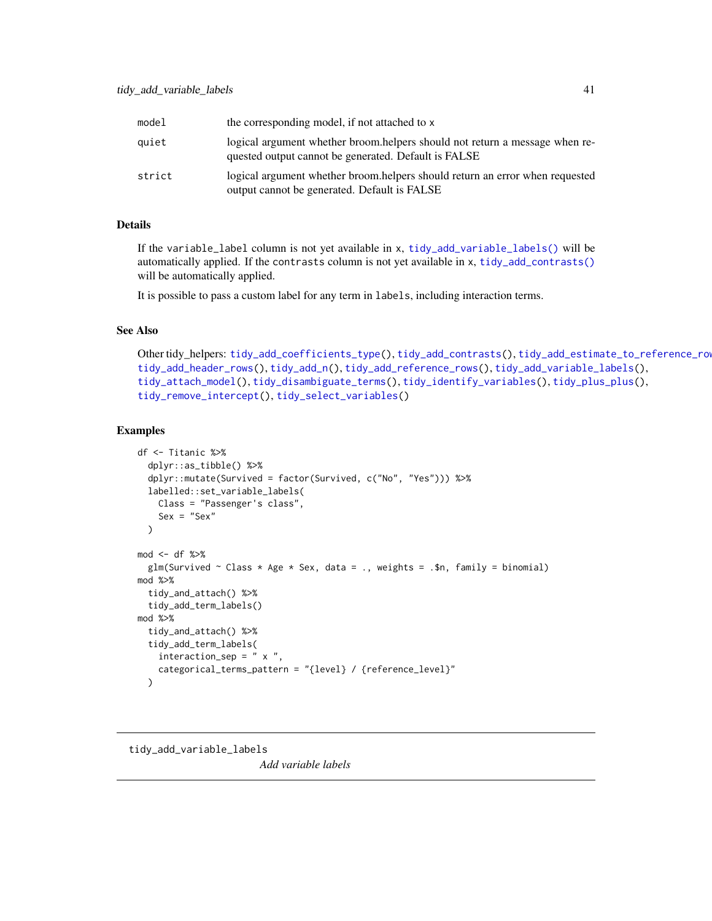| | |
|---|---|
| model | the corresponding model, if not attached to x |
| quiet | logical argument whether broom.helpers should not return a message when requested output cannot be generated. Default is FALSE |
| strict | logical argument whether broom.helpers should return an error when requested output cannot be generated. Default is FALSE |

### Details

If the variable_label column is not yet available in x, tidy_add_variable_labels() will be automatically applied. If the contrasts column is not yet available in x, tidy_add_contrasts() will be automatically applied.

It is possible to pass a custom label for any term in labels, including interaction terms.

### See Also

Other tidy_helpers: tidy_add_coefficients_type(), tidy_add_contrasts(), tidy_add_estimate_to_reference_rows(), tidy_add_header_rows(), tidy_add_n(), tidy_add_reference_rows(), tidy_add_variable_labels(), tidy_attach_model(), tidy_disambiguate_terms(), tidy_identify_variables(), tidy_plus_plus(), tidy_remove_intercept(), tidy_select_variables()

### Examples

```
df <- Titanic %>%
  dplyr::as_tibble() %>%
  dplyr::mutate(Survived = factor(Survived, c("No", "Yes"))) %>%
  labelled::set_variable_labels(
    Class = "Passenger's class",
    Sex = "Sex"
  )

mod <- df %>%
  glm(Survived ~ Class * Age * Sex, data = ., weights = .$n, family = binomial)
mod %>%
  tidy_and_attach() %>%
  tidy_add_term_labels()
mod %>%
  tidy_and_attach() %>%
  tidy_add_term_labels(
    interaction_sep = " x ",
    categorical_terms_pattern = "{level} / {reference_level}"
  )
```

---

## tidy_add_variable_labels

*Add variable labels*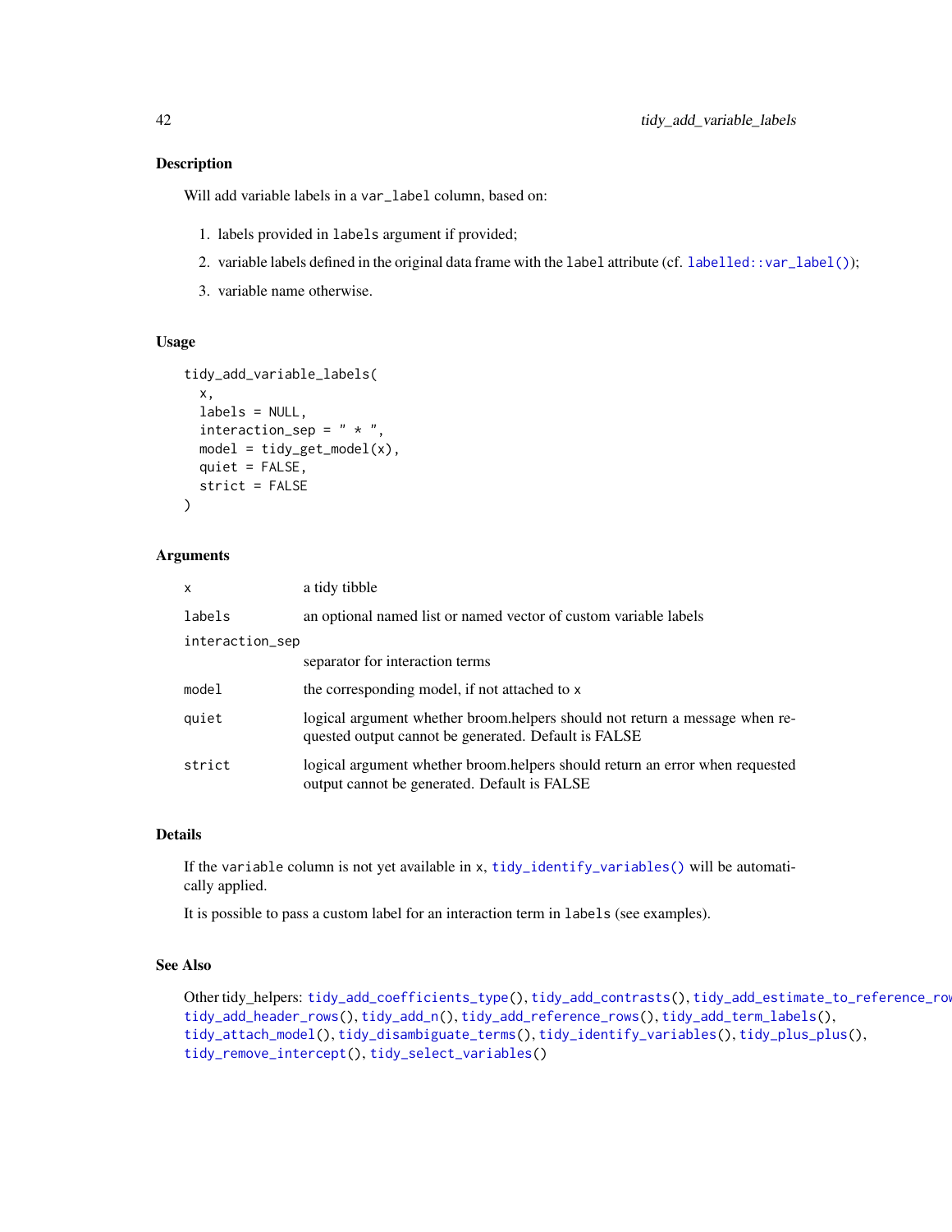## Description

Will add variable labels in a `var_label` column, based on:

1. labels provided in `labels` argument if provided;
2. variable labels defined in the original data frame with the `label` attribute (cf. `labelled::var_label()`);
3. variable name otherwise.

## Usage

```
tidy_add_variable_labels(
  x,
  labels = NULL,
  interaction_sep = " * ",
  model = tidy_get_model(x),
  quiet = FALSE,
  strict = FALSE
)
```

## Arguments

| | |
|---|---|
| `x` | a tidy tibble |
| `labels` | an optional named list or named vector of custom variable labels |
| `interaction_sep` | separator for interaction terms |
| `model` | the corresponding model, if not attached to `x` |
| `quiet` | logical argument whether broom.helpers should not return a message when requested output cannot be generated. Default is FALSE |
| `strict` | logical argument whether broom.helpers should return an error when requested output cannot be generated. Default is FALSE |

## Details

If the `variable` column is not yet available in `x`, `tidy_identify_variables()` will be automatically applied.

It is possible to pass a custom label for an interaction term in `labels` (see examples).

## See Also

Other tidy_helpers: `tidy_add_coefficients_type()`, `tidy_add_contrasts()`, `tidy_add_estimate_to_reference_rows()`, `tidy_add_header_rows()`, `tidy_add_n()`, `tidy_add_reference_rows()`, `tidy_add_term_labels()`, `tidy_attach_model()`, `tidy_disambiguate_terms()`, `tidy_identify_variables()`, `tidy_plus_plus()`, `tidy_remove_intercept()`, `tidy_select_variables()`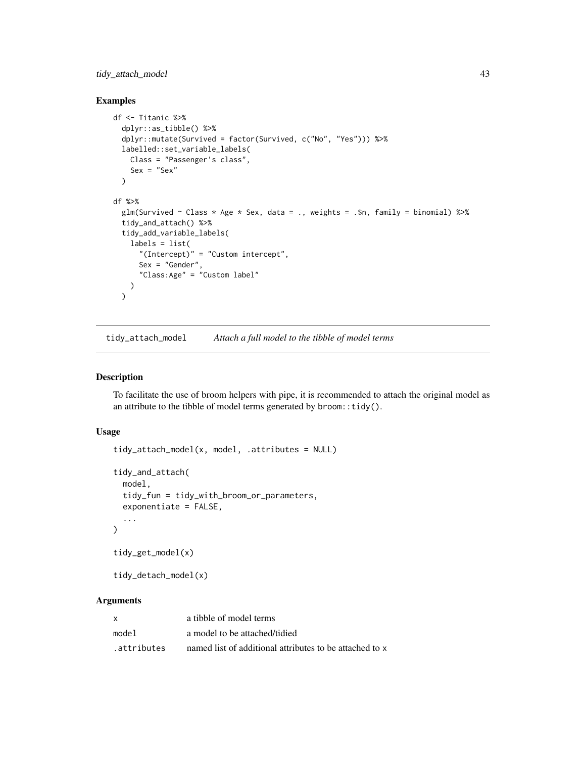## Examples

```
df <- Titanic %>%
  dplyr::as_tibble() %>%
  dplyr::mutate(Survived = factor(Survived, c("No", "Yes"))) %>%
  labelled::set_variable_labels(
    Class = "Passenger's class",
    Sex = "Sex"
  )

df %>%
  glm(Survived ~ Class * Age * Sex, data = ., weights = .$n, family = binomial) %>%
  tidy_and_attach() %>%
  tidy_add_variable_labels(
    labels = list(
      "(Intercept)" = "Custom intercept",
      Sex = "Gender",
      "Class:Age" = "Custom label"
    )
  )
```

---

`tidy_attach_model` *Attach a full model to the tibble of model terms*

---

## Description

To facilitate the use of broom helpers with pipe, it is recommended to attach the original model as an attribute to the tibble of model terms generated by `broom::tidy()`.

## Usage

```
tidy_attach_model(x, model, .attributes = NULL)

tidy_and_attach(
  model,
  tidy_fun = tidy_with_broom_or_parameters,
  exponentiate = FALSE,
  ...
)

tidy_get_model(x)

tidy_detach_model(x)
```

## Arguments

| | |
|---|---|
| `x` | a tibble of model terms |
| `model` | a model to be attached/tidied |
| `.attributes` | named list of additional attributes to be attached to `x` |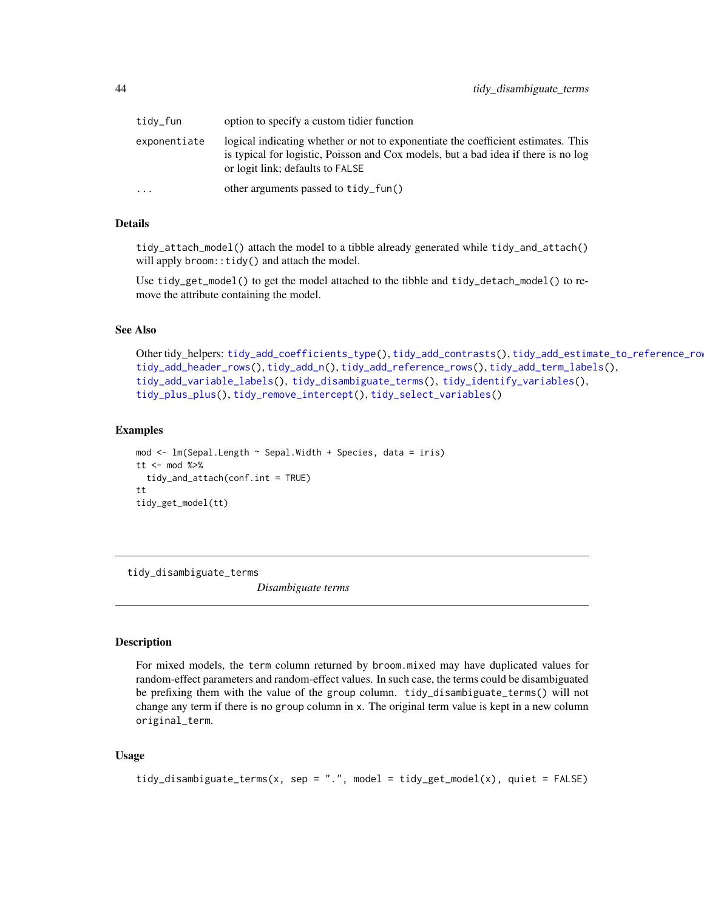| | |
|---|---|
| tidy_fun | option to specify a custom tidier function |
| exponentiate | logical indicating whether or not to exponentiate the coefficient estimates. This is typical for logistic, Poisson and Cox models, but a bad idea if there is no log or logit link; defaults to FALSE |
| ... | other arguments passed to tidy_fun() |

## Details

tidy_attach_model() attach the model to a tibble already generated while tidy_and_attach() will apply broom::tidy() and attach the model.

Use tidy_get_model() to get the model attached to the tibble and tidy_detach_model() to remove the attribute containing the model.

## See Also

Other tidy_helpers: tidy_add_coefficients_type(), tidy_add_contrasts(), tidy_add_estimate_to_reference_rows(), tidy_add_header_rows(), tidy_add_n(), tidy_add_reference_rows(), tidy_add_term_labels(), tidy_add_variable_labels(), tidy_disambiguate_terms(), tidy_identify_variables(), tidy_plus_plus(), tidy_remove_intercept(), tidy_select_variables()

## Examples

```
mod <- lm(Sepal.Length ~ Sepal.Width + Species, data = iris)
tt <- mod %>%
  tidy_and_attach(conf.int = TRUE)
tt
tidy_get_model(tt)
```

---

# tidy_disambiguate_terms — *Disambiguate terms*

## Description

For mixed models, the term column returned by broom.mixed may have duplicated values for random-effect parameters and random-effect values. In such case, the terms could be disambiguated be prefixing them with the value of the group column. tidy_disambiguate_terms() will not change any term if there is no group column in x. The original term value is kept in a new column original_term.

## Usage

```
tidy_disambiguate_terms(x, sep = ".", model = tidy_get_model(x), quiet = FALSE)
```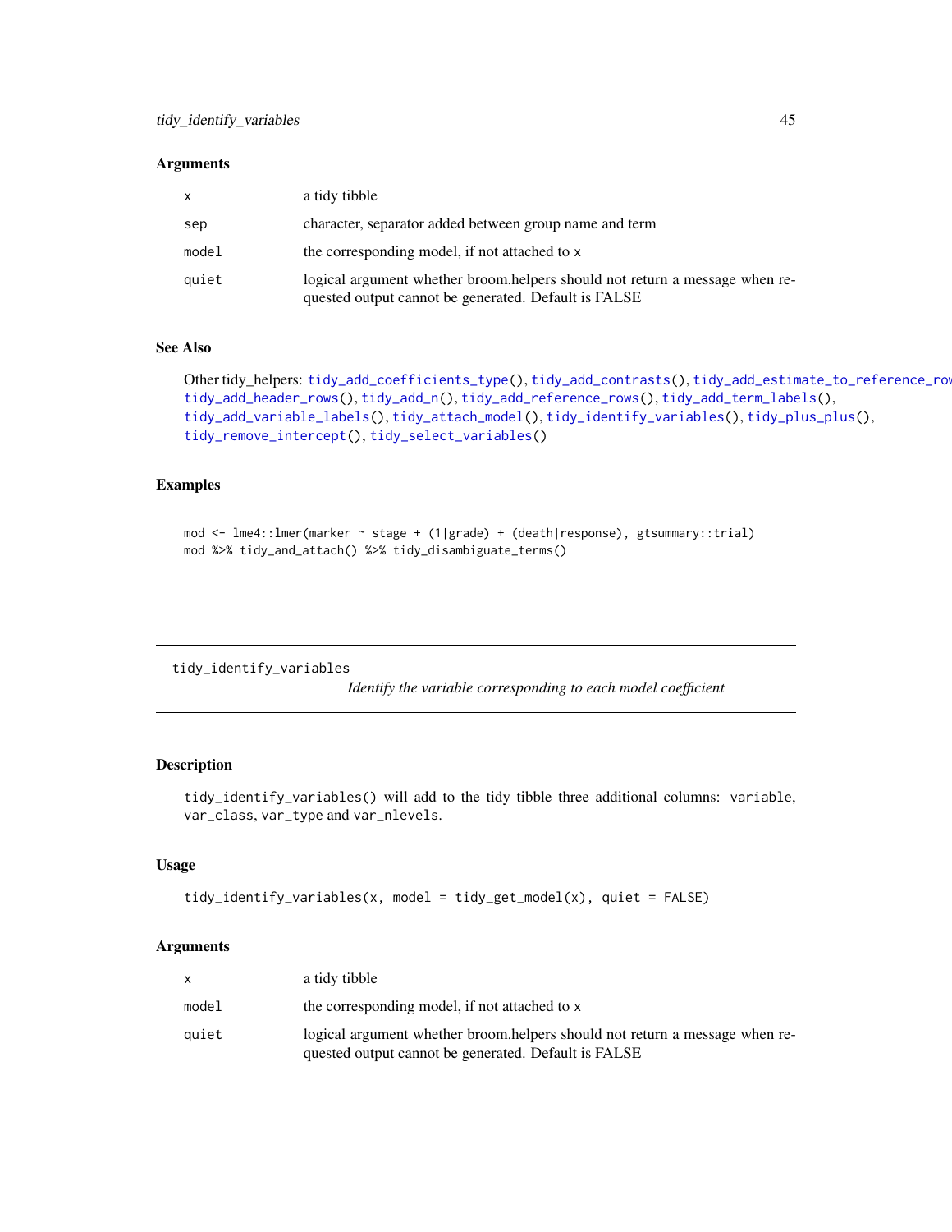### Arguments

| | |
|---|---|
| x | a tidy tibble |
| sep | character, separator added between group name and term |
| model | the corresponding model, if not attached to x |
| quiet | logical argument whether broom.helpers should not return a message when requested output cannot be generated. Default is FALSE |

### See Also

Other tidy_helpers: tidy_add_coefficients_type(), tidy_add_contrasts(), tidy_add_estimate_to_reference_rows(), tidy_add_header_rows(), tidy_add_n(), tidy_add_reference_rows(), tidy_add_term_labels(), tidy_add_variable_labels(), tidy_attach_model(), tidy_identify_variables(), tidy_plus_plus(), tidy_remove_intercept(), tidy_select_variables()

### Examples

```
mod <- lme4::lmer(marker ~ stage + (1|grade) + (death|response), gtsummary::trial)
mod %>% tidy_and_attach() %>% tidy_disambiguate_terms()
```

---

## tidy_identify_variables

*Identify the variable corresponding to each model coefficient*

---

### Description

tidy_identify_variables() will add to the tidy tibble three additional columns: variable, var_class, var_type and var_nlevels.

### Usage

```
tidy_identify_variables(x, model = tidy_get_model(x), quiet = FALSE)
```

### Arguments

| | |
|---|---|
| x | a tidy tibble |
| model | the corresponding model, if not attached to x |
| quiet | logical argument whether broom.helpers should not return a message when requested output cannot be generated. Default is FALSE |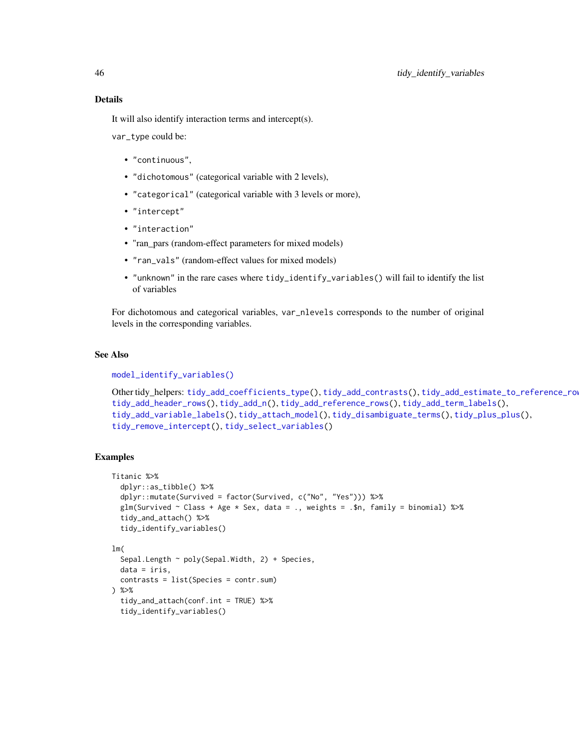## Details

It will also identify interaction terms and intercept(s).

`var_type` could be:

- `"continuous"`,
- `"dichotomous"` (categorical variable with 2 levels),
- `"categorical"` (categorical variable with 3 levels or more),
- `"intercept"`
- `"interaction"`
- "ran_pars (random-effect parameters for mixed models)
- `"ran_vals"` (random-effect values for mixed models)
- `"unknown"` in the rare cases where `tidy_identify_variables()` will fail to identify the list of variables

For dichotomous and categorical variables, `var_nlevels` corresponds to the number of original levels in the corresponding variables.

## See Also

`model_identify_variables()`

Other tidy_helpers: `tidy_add_coefficients_type()`, `tidy_add_contrasts()`, `tidy_add_estimate_to_reference_rows()`, `tidy_add_header_rows()`, `tidy_add_n()`, `tidy_add_reference_rows()`, `tidy_add_term_labels()`, `tidy_add_variable_labels()`, `tidy_attach_model()`, `tidy_disambiguate_terms()`, `tidy_plus_plus()`, `tidy_remove_intercept()`, `tidy_select_variables()`

## Examples

```
Titanic %>%
  dplyr::as_tibble() %>%
  dplyr::mutate(Survived = factor(Survived, c("No", "Yes"))) %>%
  glm(Survived ~ Class + Age * Sex, data = ., weights = .$n, family = binomial) %>%
  tidy_and_attach() %>%
  tidy_identify_variables()

lm(
  Sepal.Length ~ poly(Sepal.Width, 2) + Species,
  data = iris,
  contrasts = list(Species = contr.sum)
) %>%
  tidy_and_attach(conf.int = TRUE) %>%
  tidy_identify_variables()
```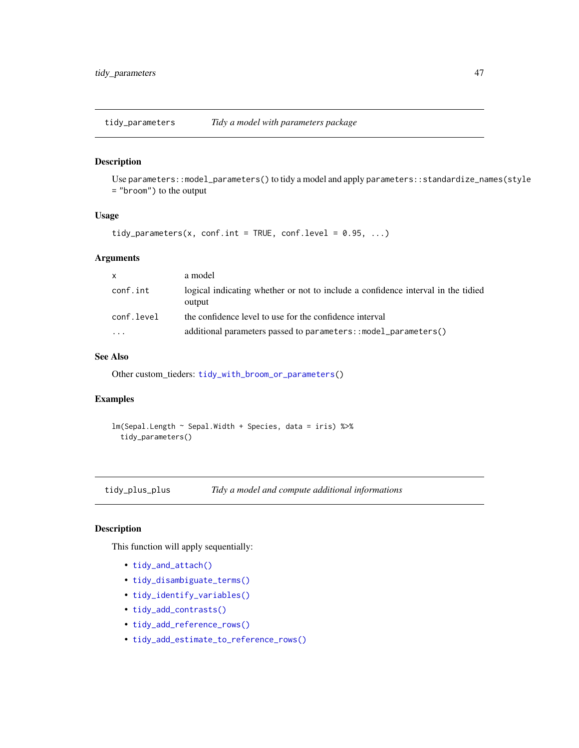## tidy_parameters — *Tidy a model with parameters package*

### Description

Use `parameters::model_parameters()` to tidy a model and apply `parameters::standardize_names(style = "broom")` to the output

### Usage

```
tidy_parameters(x, conf.int = TRUE, conf.level = 0.95, ...)
```

### Arguments

| | |
|---|---|
| `x` | a model |
| `conf.int` | logical indicating whether or not to include a confidence interval in the tidied output |
| `conf.level` | the confidence level to use for the confidence interval |
| `...` | additional parameters passed to `parameters::model_parameters()` |

### See Also

Other custom_tieders: `tidy_with_broom_or_parameters()`

### Examples

```
lm(Sepal.Length ~ Sepal.Width + Species, data = iris) %>%
  tidy_parameters()
```

## tidy_plus_plus — *Tidy a model and compute additional informations*

### Description

This function will apply sequentially:

- `tidy_and_attach()`
- `tidy_disambiguate_terms()`
- `tidy_identify_variables()`
- `tidy_add_contrasts()`
- `tidy_add_reference_rows()`
- `tidy_add_estimate_to_reference_rows()`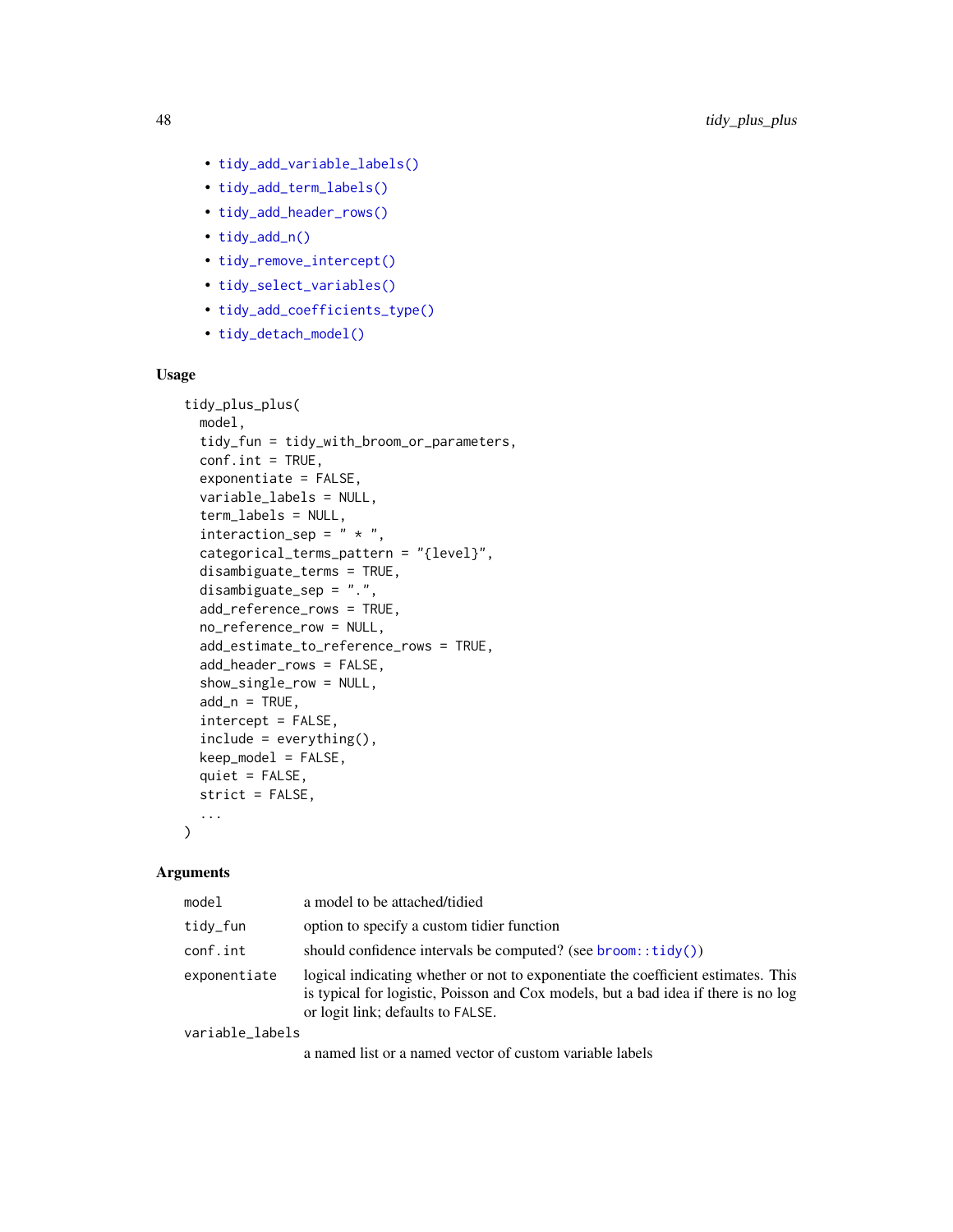- tidy_add_variable_labels()
- tidy_add_term_labels()
- tidy_add_header_rows()
- tidy_add_n()
- tidy_remove_intercept()
- tidy_select_variables()
- tidy_add_coefficients_type()
- tidy_detach_model()

### Usage

```
tidy_plus_plus(
  model,
  tidy_fun = tidy_with_broom_or_parameters,
  conf.int = TRUE,
  exponentiate = FALSE,
  variable_labels = NULL,
  term_labels = NULL,
  interaction_sep = " * ",
  categorical_terms_pattern = "{level}",
  disambiguate_terms = TRUE,
  disambiguate_sep = ".",
  add_reference_rows = TRUE,
  no_reference_row = NULL,
  add_estimate_to_reference_rows = TRUE,
  add_header_rows = FALSE,
  show_single_row = NULL,
  add_n = TRUE,
  intercept = FALSE,
  include = everything(),
  keep_model = FALSE,
  quiet = FALSE,
  strict = FALSE,
  ...
)
```

### Arguments

| | |
|---|---|
| model | a model to be attached/tidied |
| tidy_fun | option to specify a custom tidier function |
| conf.int | should confidence intervals be computed? (see broom::tidy()) |
| exponentiate | logical indicating whether or not to exponentiate the coefficient estimates. This is typical for logistic, Poisson and Cox models, but a bad idea if there is no log or logit link; defaults to FALSE. |
| variable_labels | a named list or a named vector of custom variable labels |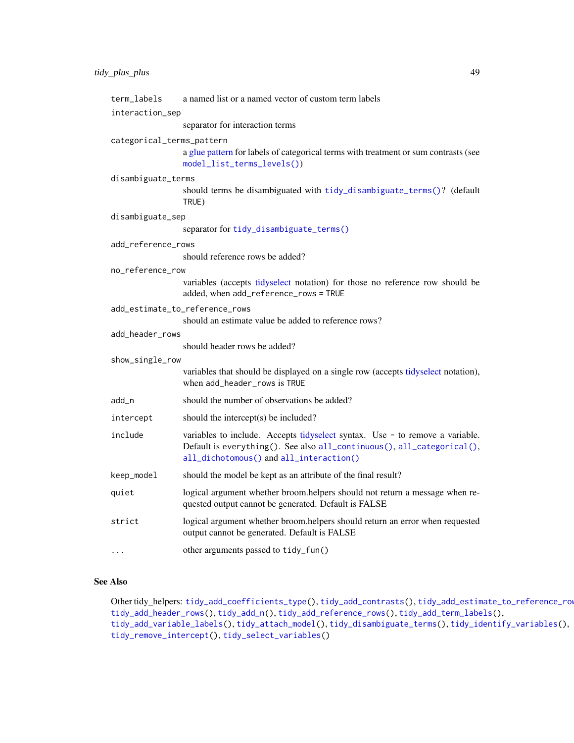| | |
|---|---|
| `term_labels` | a named list or a named vector of custom term labels |
| `interaction_sep` | separator for interaction terms |
| `categorical_terms_pattern` | a glue pattern for labels of categorical terms with treatment or sum contrasts (see `model_list_terms_levels()`) |
| `disambiguate_terms` | should terms be disambiguated with `tidy_disambiguate_terms()`? (default `TRUE`) |
| `disambiguate_sep` | separator for `tidy_disambiguate_terms()` |
| `add_reference_rows` | should reference rows be added? |
| `no_reference_row` | variables (accepts tidyselect notation) for those no reference row should be added, when `add_reference_rows = TRUE` |
| `add_estimate_to_reference_rows` | should an estimate value be added to reference rows? |
| `add_header_rows` | should header rows be added? |
| `show_single_row` | variables that should be displayed on a single row (accepts tidyselect notation), when `add_header_rows` is `TRUE` |
| `add_n` | should the number of observations be added? |
| `intercept` | should the intercept(s) be included? |
| `include` | variables to include. Accepts tidyselect syntax. Use `-` to remove a variable. Default is `everything()`. See also `all_continuous()`, `all_categorical()`, `all_dichotomous()` and `all_interaction()` |
| `keep_model` | should the model be kept as an attribute of the final result? |
| `quiet` | logical argument whether broom.helpers should not return a message when requested output cannot be generated. Default is FALSE |
| `strict` | logical argument whether broom.helpers should return an error when requested output cannot be generated. Default is FALSE |
| `...` | other arguments passed to `tidy_fun()` |

## See Also

Other tidy_helpers: `tidy_add_coefficients_type()`, `tidy_add_contrasts()`, `tidy_add_estimate_to_reference_rows()`, `tidy_add_header_rows()`, `tidy_add_n()`, `tidy_add_reference_rows()`, `tidy_add_term_labels()`, `tidy_add_variable_labels()`, `tidy_attach_model()`, `tidy_disambiguate_terms()`, `tidy_identify_variables()`, `tidy_remove_intercept()`, `tidy_select_variables()`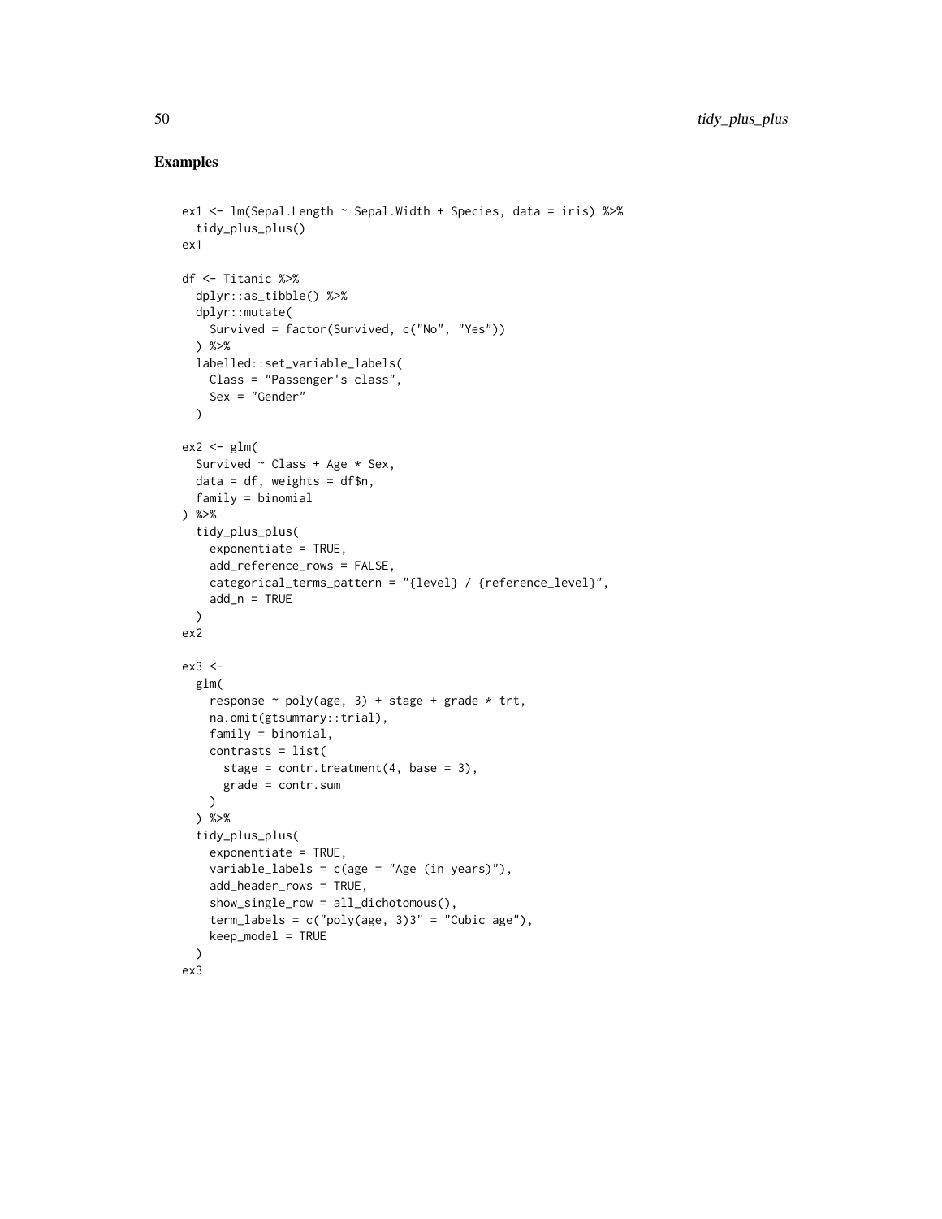## Examples

```
ex1 <- lm(Sepal.Length ~ Sepal.Width + Species, data = iris) %>%
  tidy_plus_plus()
ex1

df <- Titanic %>%
  dplyr::as_tibble() %>%
  dplyr::mutate(
    Survived = factor(Survived, c("No", "Yes"))
  ) %>%
  labelled::set_variable_labels(
    Class = "Passenger's class",
    Sex = "Gender"
  )

ex2 <- glm(
  Survived ~ Class + Age * Sex,
  data = df, weights = df$n,
  family = binomial
) %>%
  tidy_plus_plus(
    exponentiate = TRUE,
    add_reference_rows = FALSE,
    categorical_terms_pattern = "{level} / {reference_level}",
    add_n = TRUE
  )
ex2

ex3 <-
  glm(
    response ~ poly(age, 3) + stage + grade * trt,
    na.omit(gtsummary::trial),
    family = binomial,
    contrasts = list(
      stage = contr.treatment(4, base = 3),
      grade = contr.sum
    )
  ) %>%
  tidy_plus_plus(
    exponentiate = TRUE,
    variable_labels = c(age = "Age (in years)"),
    add_header_rows = TRUE,
    show_single_row = all_dichotomous(),
    term_labels = c("poly(age, 3)3" = "Cubic age"),
    keep_model = TRUE
  )
ex3
```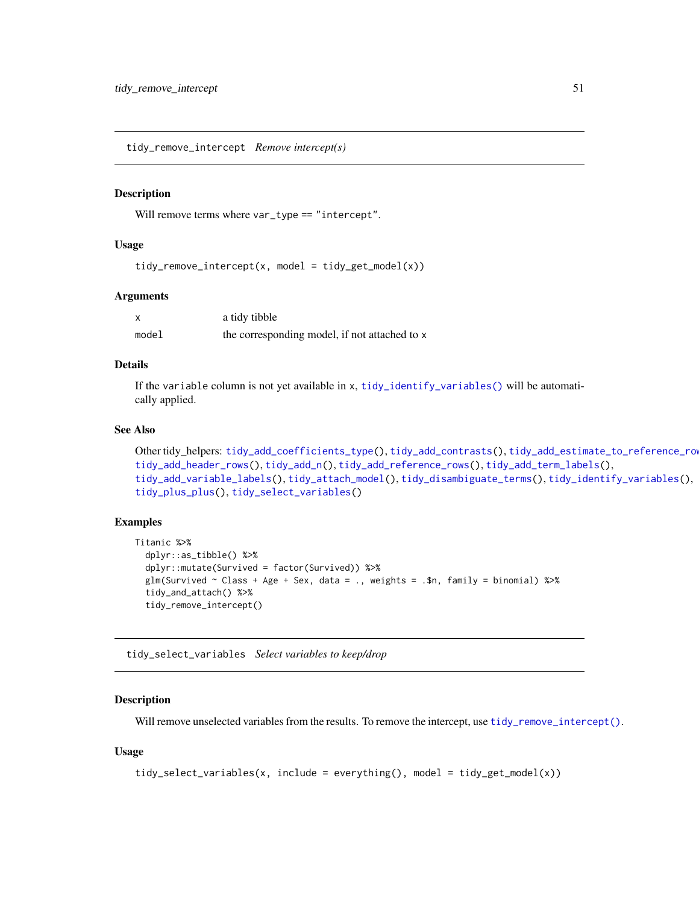## tidy_remove_intercept *Remove intercept(s)*

### Description

Will remove terms where `var_type == "intercept"`.

### Usage

```
tidy_remove_intercept(x, model = tidy_get_model(x))
```

### Arguments

| | |
|---|---|
| `x` | a tidy tibble |
| `model` | the corresponding model, if not attached to `x` |

### Details

If the `variable` column is not yet available in `x`, `tidy_identify_variables()` will be automatically applied.

### See Also

Other tidy_helpers: `tidy_add_coefficients_type()`, `tidy_add_contrasts()`, `tidy_add_estimate_to_reference_rows()`, `tidy_add_header_rows()`, `tidy_add_n()`, `tidy_add_reference_rows()`, `tidy_add_term_labels()`, `tidy_add_variable_labels()`, `tidy_attach_model()`, `tidy_disambiguate_terms()`, `tidy_identify_variables()`, `tidy_plus_plus()`, `tidy_select_variables()`

### Examples

```
Titanic %>%
  dplyr::as_tibble() %>%
  dplyr::mutate(Survived = factor(Survived)) %>%
  glm(Survived ~ Class + Age + Sex, data = ., weights = .$n, family = binomial) %>%
  tidy_and_attach() %>%
  tidy_remove_intercept()
```

## tidy_select_variables *Select variables to keep/drop*

### Description

Will remove unselected variables from the results. To remove the intercept, use `tidy_remove_intercept()`.

### Usage

```
tidy_select_variables(x, include = everything(), model = tidy_get_model(x))
```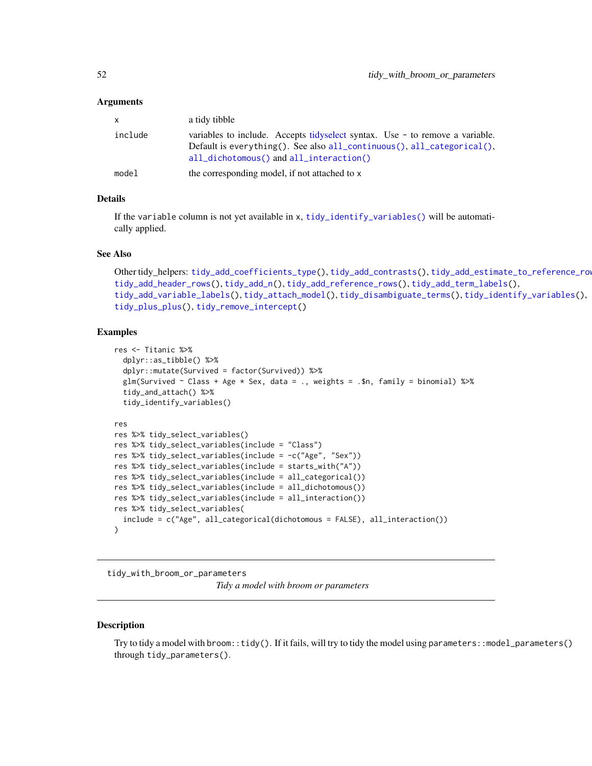### Arguments

| | |
|---|---|
| x | a tidy tibble |
| include | variables to include. Accepts tidyselect syntax. Use - to remove a variable. Default is everything(). See also all_continuous(), all_categorical(), all_dichotomous() and all_interaction() |
| model | the corresponding model, if not attached to x |

### Details

If the variable column is not yet available in x, tidy_identify_variables() will be automatically applied.

### See Also

Other tidy_helpers: tidy_add_coefficients_type(), tidy_add_contrasts(), tidy_add_estimate_to_reference_rows(), tidy_add_header_rows(), tidy_add_n(), tidy_add_reference_rows(), tidy_add_term_labels(), tidy_add_variable_labels(), tidy_attach_model(), tidy_disambiguate_terms(), tidy_identify_variables(), tidy_plus_plus(), tidy_remove_intercept()

### Examples

```
res <- Titanic %>%
  dplyr::as_tibble() %>%
  dplyr::mutate(Survived = factor(Survived)) %>%
  glm(Survived ~ Class + Age * Sex, data = ., weights = .$n, family = binomial) %>%
  tidy_and_attach() %>%
  tidy_identify_variables()

res
res %>% tidy_select_variables()
res %>% tidy_select_variables(include = "Class")
res %>% tidy_select_variables(include = -c("Age", "Sex"))
res %>% tidy_select_variables(include = starts_with("A"))
res %>% tidy_select_variables(include = all_categorical())
res %>% tidy_select_variables(include = all_dichotomous())
res %>% tidy_select_variables(include = all_interaction())
res %>% tidy_select_variables(
  include = c("Age", all_categorical(dichotomous = FALSE), all_interaction())
)
```

---

## tidy_with_broom_or_parameters

*Tidy a model with broom or parameters*

### Description

Try to tidy a model with broom::tidy(). If it fails, will try to tidy the model using parameters::model_parameters() through tidy_parameters().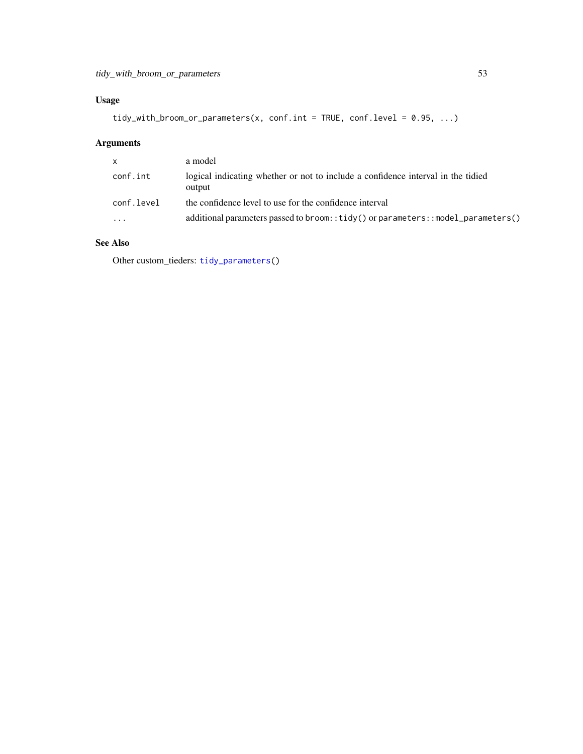## Usage

```
tidy_with_broom_or_parameters(x, conf.int = TRUE, conf.level = 0.95, ...)
```

## Arguments

| | |
|---|---|
| x | a model |
| conf.int | logical indicating whether or not to include a confidence interval in the tidied output |
| conf.level | the confidence level to use for the confidence interval |
| ... | additional parameters passed to `broom::tidy()` or `parameters::model_parameters()` |

## See Also

Other custom_tieders: `tidy_parameters()`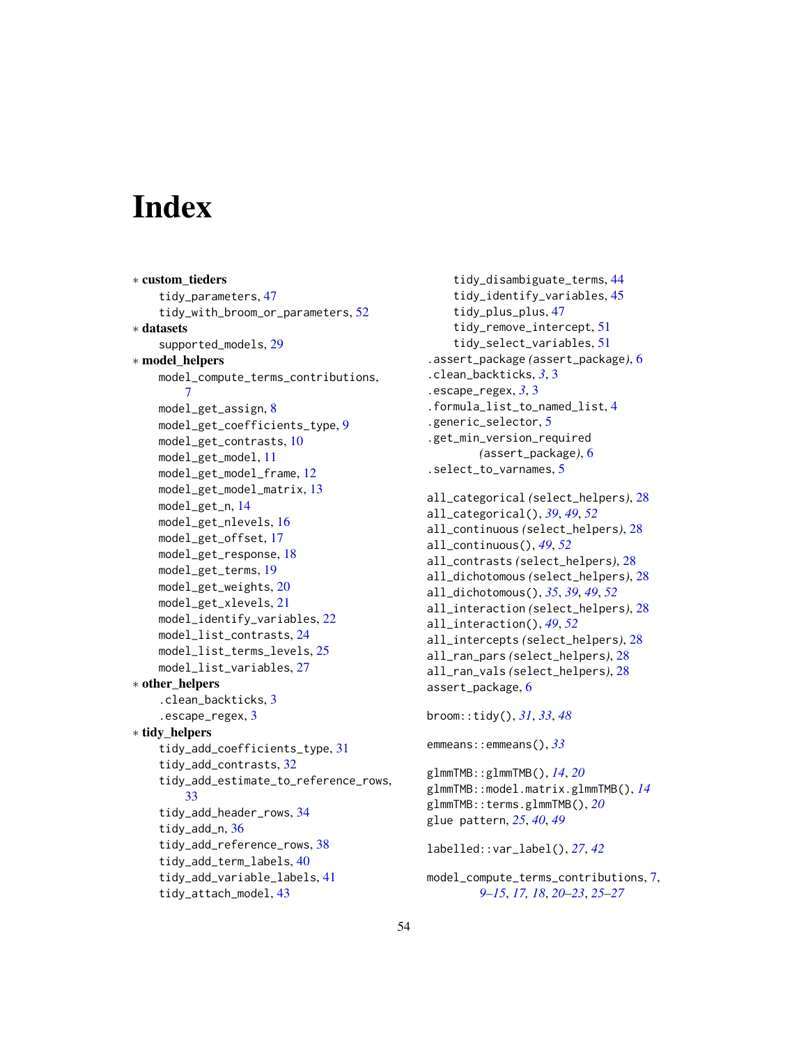# Index

* **custom_tieders**
    - tidy_parameters, 47
    - tidy_with_broom_or_parameters, 52
* **datasets**
    - supported_models, 29
* **model_helpers**
    - model_compute_terms_contributions, 7
    - model_get_assign, 8
    - model_get_coefficients_type, 9
    - model_get_contrasts, 10
    - model_get_model, 11
    - model_get_model_frame, 12
    - model_get_model_matrix, 13
    - model_get_n, 14
    - model_get_nlevels, 16
    - model_get_offset, 17
    - model_get_response, 18
    - model_get_terms, 19
    - model_get_weights, 20
    - model_get_xlevels, 21
    - model_identify_variables, 22
    - model_list_contrasts, 24
    - model_list_terms_levels, 25
    - model_list_variables, 27
* **other_helpers**
    - .clean_backticks, 3
    - .escape_regex, 3
* **tidy_helpers**
    - tidy_add_coefficients_type, 31
    - tidy_add_contrasts, 32
    - tidy_add_estimate_to_reference_rows, 33
    - tidy_add_header_rows, 34
    - tidy_add_n, 36
    - tidy_add_reference_rows, 38
    - tidy_add_term_labels, 40
    - tidy_add_variable_labels, 41
    - tidy_attach_model, 43
    - tidy_disambiguate_terms, 44
    - tidy_identify_variables, 45
    - tidy_plus_plus, 47
    - tidy_remove_intercept, 51
    - tidy_select_variables, 51

.assert_package *(assert_package)*, 6
.clean_backticks, *3*, 3
.escape_regex, *3*, 3
.formula_list_to_named_list, 4
.generic_selector, 5
.get_min_version_required *(assert_package)*, 6
.select_to_varnames, 5

all_categorical *(select_helpers)*, 28
all_categorical(), *39*, *49*, *52*
all_continuous *(select_helpers)*, 28
all_continuous(), *49*, *52*
all_contrasts *(select_helpers)*, 28
all_dichotomous *(select_helpers)*, 28
all_dichotomous(), *35*, *39*, *49*, *52*
all_interaction *(select_helpers)*, 28
all_interaction(), *49*, *52*
all_intercepts *(select_helpers)*, 28
all_ran_pars *(select_helpers)*, 28
all_ran_vals *(select_helpers)*, 28
assert_package, 6

broom::tidy(), *31*, *33*, *48*

emmeans::emmeans(), *33*

glmmTMB::glmmTMB(), *14*, *20*
glmmTMB::model.matrix.glmmTMB(), *14*
glmmTMB::terms.glmmTMB(), *20*
glue pattern, *25*, *40*, *49*

labelled::var_label(), *27*, *42*

model_compute_terms_contributions, 7, *9–15*, *17*, *18*, *20–23*, *25–27*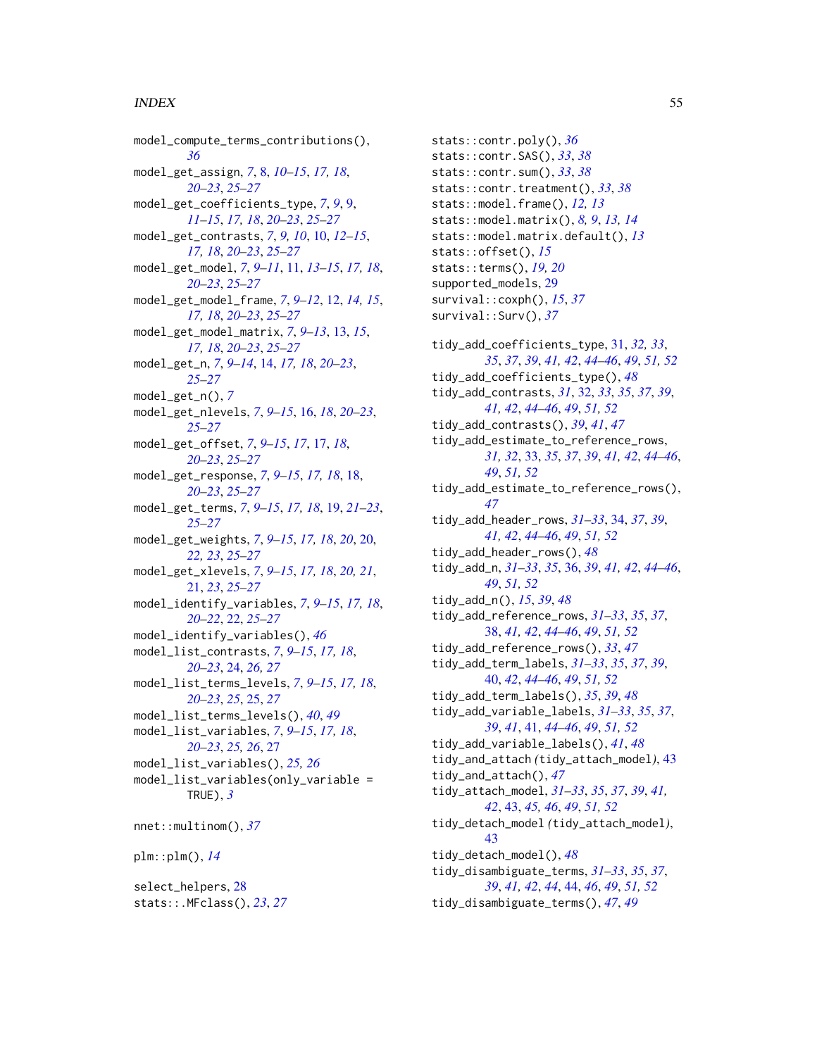model_compute_terms_contributions(), *36*
model_get_assign, *7*, 8, *10–15*, *17, 18*, *20–23*, *25–27*
model_get_coefficients_type, *7*, *9*, 9, *11–15*, *17, 18*, *20–23*, *25–27*
model_get_contrasts, *7*, *9, 10*, 10, *12–15*, *17, 18*, *20–23*, *25–27*
model_get_model, *7*, *9–11*, 11, *13–15*, *17, 18*, *20–23*, *25–27*
model_get_model_frame, *7*, *9–12*, 12, *14, 15*, *17, 18*, *20–23*, *25–27*
model_get_model_matrix, *7*, *9–13*, 13, *15*, *17, 18*, *20–23*, *25–27*
model_get_n, *7*, *9–14*, 14, *17, 18*, *20–23*, *25–27*
model_get_n(), *7*
model_get_nlevels, *7*, *9–15*, 16, *18*, *20–23*, *25–27*
model_get_offset, *7*, *9–15*, *17*, 17, *18*, *20–23*, *25–27*
model_get_response, *7*, *9–15*, *17, 18*, 18, *20–23*, *25–27*
model_get_terms, *7*, *9–15*, *17, 18*, 19, *21–23*, *25–27*
model_get_weights, *7*, *9–15*, *17, 18*, *20*, 20, *22, 23*, *25–27*
model_get_xlevels, *7*, *9–15*, *17, 18*, *20, 21*, 21, *23*, *25–27*
model_identify_variables, *7*, *9–15*, *17, 18*, *20–22*, 22, *25–27*
model_identify_variables(), *46*
model_list_contrasts, *7*, *9–15*, *17, 18*, *20–23*, 24, *26, 27*
model_list_terms_levels, *7*, *9–15*, *17, 18*, *20–23*, *25*, 25, *27*
model_list_terms_levels(), *40*, *49*
model_list_variables, *7*, *9–15*, *17, 18*, *20–23*, *25, 26*, 27
model_list_variables(), *25, 26*
model_list_variables(only_variable = TRUE), *3*

nnet::multinom(), *37*

plm::plm(), *14*

select_helpers, 28
stats::.MFclass(), *23*, *27*
stats::contr.poly(), *36*
stats::contr.SAS(), *33*, *38*
stats::contr.sum(), *33*, *38*
stats::contr.treatment(), *33*, *38*
stats::model.frame(), *12, 13*
stats::model.matrix(), *8, 9*, *13, 14*
stats::model.matrix.default(), *13*
stats::offset(), *15*
stats::terms(), *19, 20*
supported_models, 29
survival::coxph(), *15*, *37*
survival::Surv(), *37*

tidy_add_coefficients_type, 31, *32, 33*, *35*, *37*, *39*, *41, 42*, *44–46*, *49*, *51, 52*
tidy_add_coefficients_type(), *48*
tidy_add_contrasts, *31*, 32, *33*, *35*, *37*, *39*, *41, 42*, *44–46*, *49*, *51, 52*
tidy_add_contrasts(), *39*, *41*, *47*
tidy_add_estimate_to_reference_rows, *31, 32*, 33, *35*, *37*, *39*, *41, 42*, *44–46*, *49*, *51, 52*
tidy_add_estimate_to_reference_rows(), *47*
tidy_add_header_rows, *31–33*, 34, *37*, *39*, *41, 42*, *44–46*, *49*, *51, 52*
tidy_add_header_rows(), *48*
tidy_add_n, *31–33*, *35*, 36, *39*, *41, 42*, *44–46*, *49*, *51, 52*
tidy_add_n(), *15*, *39*, *48*
tidy_add_reference_rows, *31–33*, *35*, *37*, 38, *41, 42*, *44–46*, *49*, *51, 52*
tidy_add_reference_rows(), *33*, *47*
tidy_add_term_labels, *31–33*, *35*, *37*, *39*, 40, *42*, *44–46*, *49*, *51, 52*
tidy_add_term_labels(), *35*, *39*, *48*
tidy_add_variable_labels, *31–33*, *35*, *37*, *39*, *41*, 41, *44–46*, *49*, *51, 52*
tidy_add_variable_labels(), *41*, *48*
tidy_and_attach *(*tidy_attach_model*)*, 43
tidy_and_attach(), *47*
tidy_attach_model, *31–33*, *35*, *37*, *39*, *41, 42*, 43, *45, 46*, *49*, *51, 52*
tidy_detach_model *(*tidy_attach_model*)*, 43
tidy_detach_model(), *48*
tidy_disambiguate_terms, *31–33*, *35*, *37*, *39*, *41, 42*, *44*, 44, *46*, *49*, *51, 52*
tidy_disambiguate_terms(), *47*, *49*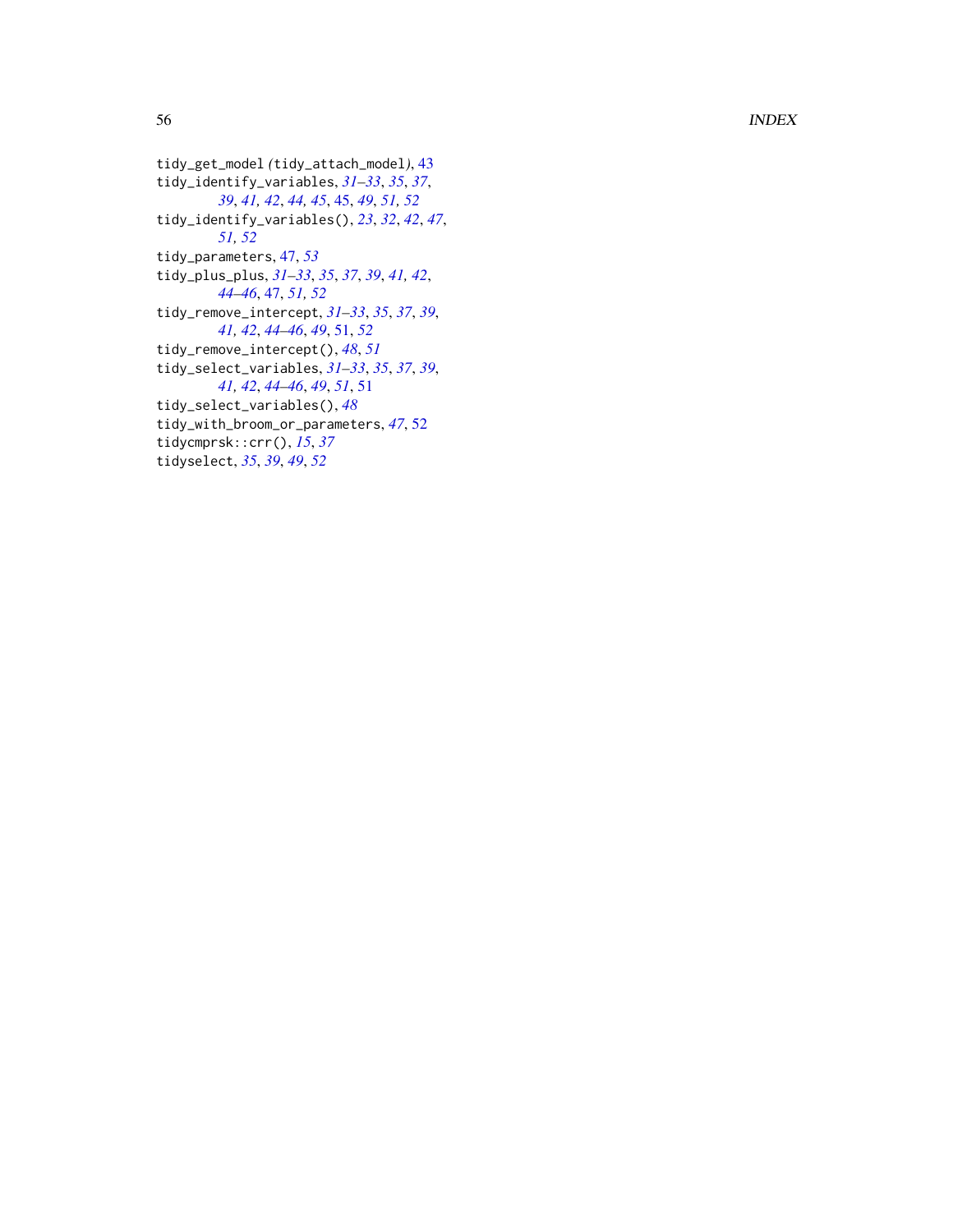tidy_get_model *(*tidy_attach_model*)*, 43
tidy_identify_variables, *31–33*, *35*, *37*, *39*, *41, 42*, *44, 45*, 45, *49*, *51, 52*
tidy_identify_variables(), *23*, *32*, *42*, *47*, *51, 52*
tidy_parameters, 47, *53*
tidy_plus_plus, *31–33*, *35*, *37*, *39*, *41, 42*, *44–46*, 47, *51, 52*
tidy_remove_intercept, *31–33*, *35*, *37*, *39*, *41, 42*, *44–46*, *49*, 51, *52*
tidy_remove_intercept(), *48*, *51*
tidy_select_variables, *31–33*, *35*, *37*, *39*, *41, 42*, *44–46*, *49*, *51*, 51
tidy_select_variables(), *48*
tidy_with_broom_or_parameters, *47*, 52
tidycmprsk::crr(), *15*, *37*
tidyselect, *35*, *39*, *49*, *52*